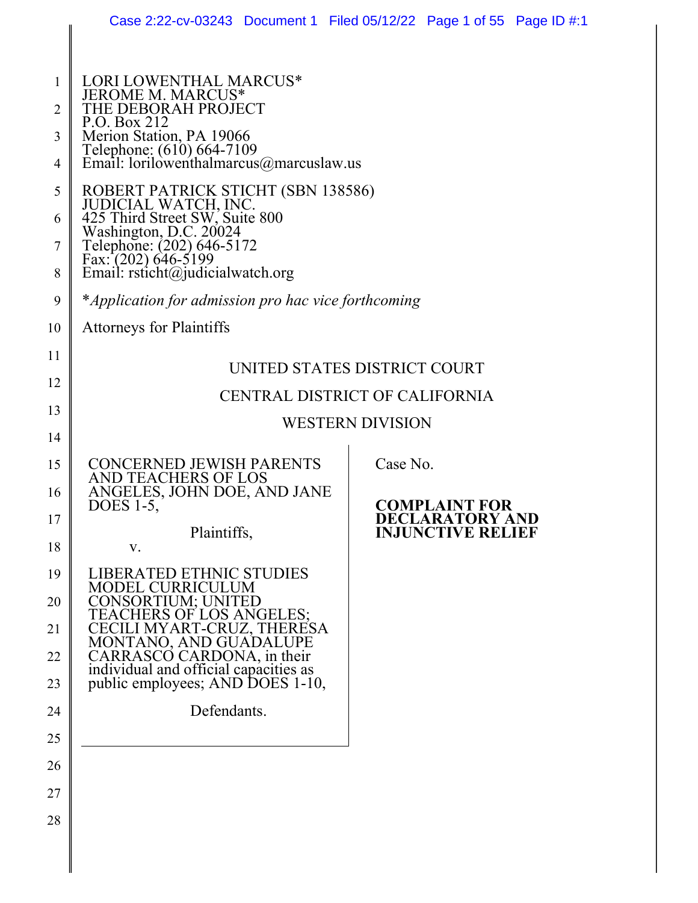LORI LOWENTHAL MARCUS*
JEROME M. MARCUS*
THE DEBORAH PROJECT
P.O. Box 212
Merion Station, PA 19066
Telephone: (610) 664-7109
Email: lorilowenthalmarcus@marcuslaw.us

ROBERT PATRICK STICHT (SBN 138586)
JUDICIAL WATCH, INC.
425 Third Street SW, Suite 800
Washington, D.C. 20024
Telephone: (202) 646-5172
Fax: (202) 646-5199
Email: rsticht@judicialwatch.org

**Application for admission pro hac vice forthcoming*

Attorneys for Plaintiffs

UNITED STATES DISTRICT COURT

CENTRAL DISTRICT OF CALIFORNIA

WESTERN DIVISION

CONCERNED JEWISH PARENTS AND TEACHERS OF LOS ANGELES, JOHN DOE, AND JANE DOES 1-5,

Plaintiffs,

v.

LIBERATED ETHNIC STUDIES MODEL CURRICULUM CONSORTIUM; UNITED TEACHERS OF LOS ANGELES; CECILI MYART-CRUZ, THERESA MONTANO, AND GUADALUPE CARRASCO CARDONA, in their individual and official capacities as public employees; AND DOES 1-10,

Defendants.

Case No.

**COMPLAINT FOR DECLARATORY AND INJUNCTIVE RELIEF**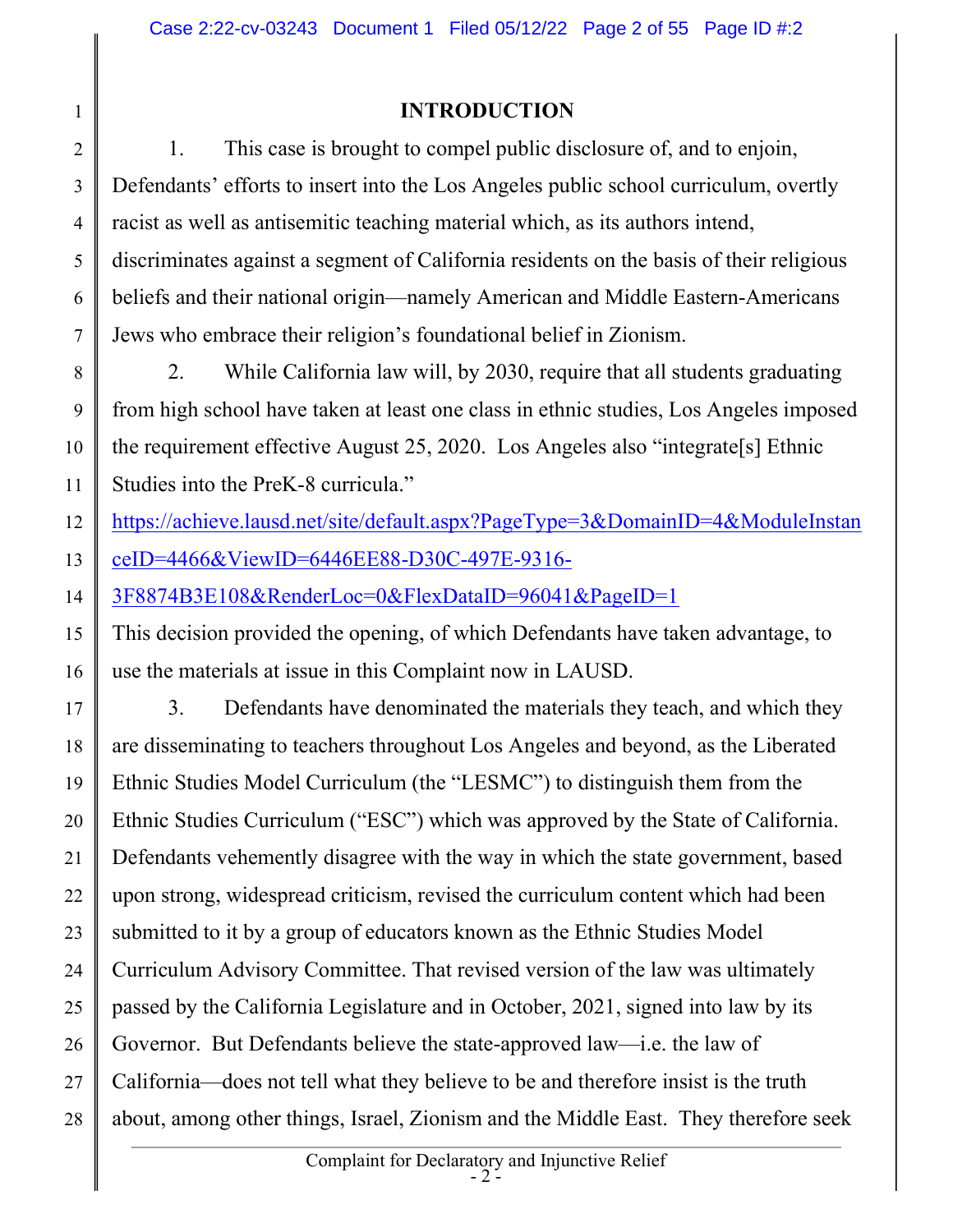## INTRODUCTION

1. This case is brought to compel public disclosure of, and to enjoin, Defendants' efforts to insert into the Los Angeles public school curriculum, overtly racist as well as antisemitic teaching material which, as its authors intend, discriminates against a segment of California residents on the basis of their religious beliefs and their national origin—namely American and Middle Eastern-Americans Jews who embrace their religion's foundational belief in Zionism.

2. While California law will, by 2030, require that all students graduating from high school have taken at least one class in ethnic studies, Los Angeles imposed the requirement effective August 25, 2020. Los Angeles also "integrate[s] Ethnic Studies into the PreK-8 curricula." https://achieve.lausd.net/site/default.aspx?PageType=3&DomainID=4&ModuleInstanceID=4466&ViewID=6446EE88-D30C-497E-9316-3F8874B3E108&RenderLoc=0&FlexDataID=96041&PageID=1 This decision provided the opening, of which Defendants have taken advantage, to use the materials at issue in this Complaint now in LAUSD.

3. Defendants have denominated the materials they teach, and which they are disseminating to teachers throughout Los Angeles and beyond, as the Liberated Ethnic Studies Model Curriculum (the "LESMC") to distinguish them from the Ethnic Studies Curriculum ("ESC") which was approved by the State of California. Defendants vehemently disagree with the way in which the state government, based upon strong, widespread criticism, revised the curriculum content which had been submitted to it by a group of educators known as the Ethnic Studies Model Curriculum Advisory Committee. That revised version of the law was ultimately passed by the California Legislature and in October, 2021, signed into law by its Governor. But Defendants believe the state-approved law—i.e. the law of California—does not tell what they believe to be and therefore insist is the truth about, among other things, Israel, Zionism and the Middle East. They therefore seek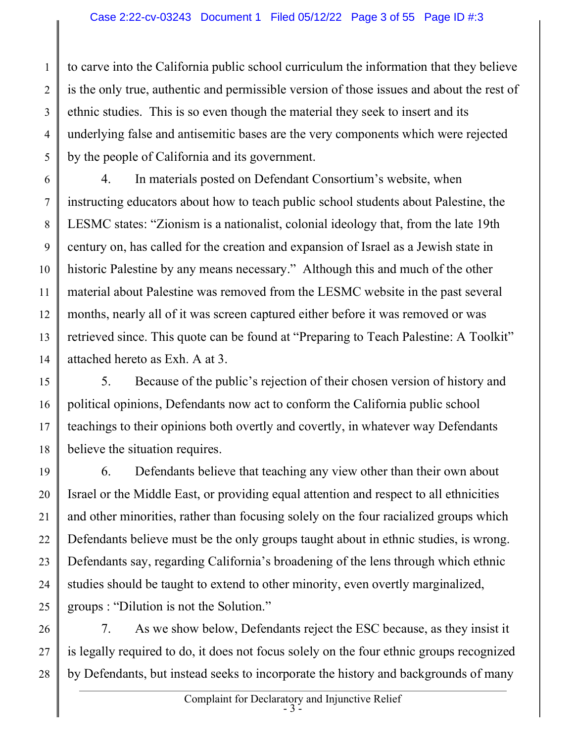to carve into the California public school curriculum the information that they believe is the only true, authentic and permissible version of those issues and about the rest of ethnic studies. This is so even though the material they seek to insert and its underlying false and antisemitic bases are the very components which were rejected by the people of California and its government.

4. In materials posted on Defendant Consortium's website, when instructing educators about how to teach public school students about Palestine, the LESMC states: "Zionism is a nationalist, colonial ideology that, from the late 19th century on, has called for the creation and expansion of Israel as a Jewish state in historic Palestine by any means necessary." Although this and much of the other material about Palestine was removed from the LESMC website in the past several months, nearly all of it was screen captured either before it was removed or was retrieved since. This quote can be found at "Preparing to Teach Palestine: A Toolkit" attached hereto as Exh. A at 3.

5. Because of the public's rejection of their chosen version of history and political opinions, Defendants now act to conform the California public school teachings to their opinions both overtly and covertly, in whatever way Defendants believe the situation requires.

6. Defendants believe that teaching any view other than their own about Israel or the Middle East, or providing equal attention and respect to all ethnicities and other minorities, rather than focusing solely on the four racialized groups which Defendants believe must be the only groups taught about in ethnic studies, is wrong. Defendants say, regarding California's broadening of the lens through which ethnic studies should be taught to extend to other minority, even overtly marginalized, groups : "Dilution is not the Solution."

7. As we show below, Defendants reject the ESC because, as they insist it is legally required to do, it does not focus solely on the four ethnic groups recognized by Defendants, but instead seeks to incorporate the history and backgrounds of many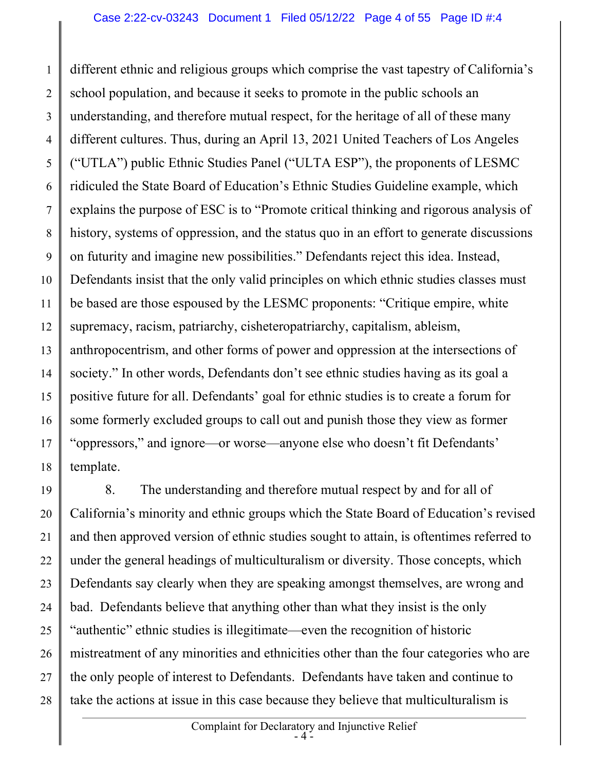different ethnic and religious groups which comprise the vast tapestry of California's school population, and because it seeks to promote in the public schools an understanding, and therefore mutual respect, for the heritage of all of these many different cultures. Thus, during an April 13, 2021 United Teachers of Los Angeles ("UTLA") public Ethnic Studies Panel ("ULTA ESP"), the proponents of LESMC ridiculed the State Board of Education's Ethnic Studies Guideline example, which explains the purpose of ESC is to "Promote critical thinking and rigorous analysis of history, systems of oppression, and the status quo in an effort to generate discussions on futurity and imagine new possibilities." Defendants reject this idea. Instead, Defendants insist that the only valid principles on which ethnic studies classes must be based are those espoused by the LESMC proponents: "Critique empire, white supremacy, racism, patriarchy, cisheteropatriarchy, capitalism, ableism, anthropocentrism, and other forms of power and oppression at the intersections of society." In other words, Defendants don't see ethnic studies having as its goal a positive future for all. Defendants' goal for ethnic studies is to create a forum for some formerly excluded groups to call out and punish those they view as former "oppressors," and ignore—or worse—anyone else who doesn't fit Defendants' template.

8. The understanding and therefore mutual respect by and for all of California's minority and ethnic groups which the State Board of Education's revised and then approved version of ethnic studies sought to attain, is oftentimes referred to under the general headings of multiculturalism or diversity. Those concepts, which Defendants say clearly when they are speaking amongst themselves, are wrong and bad. Defendants believe that anything other than what they insist is the only "authentic" ethnic studies is illegitimate—even the recognition of historic mistreatment of any minorities and ethnicities other than the four categories who are the only people of interest to Defendants. Defendants have taken and continue to take the actions at issue in this case because they believe that multiculturalism is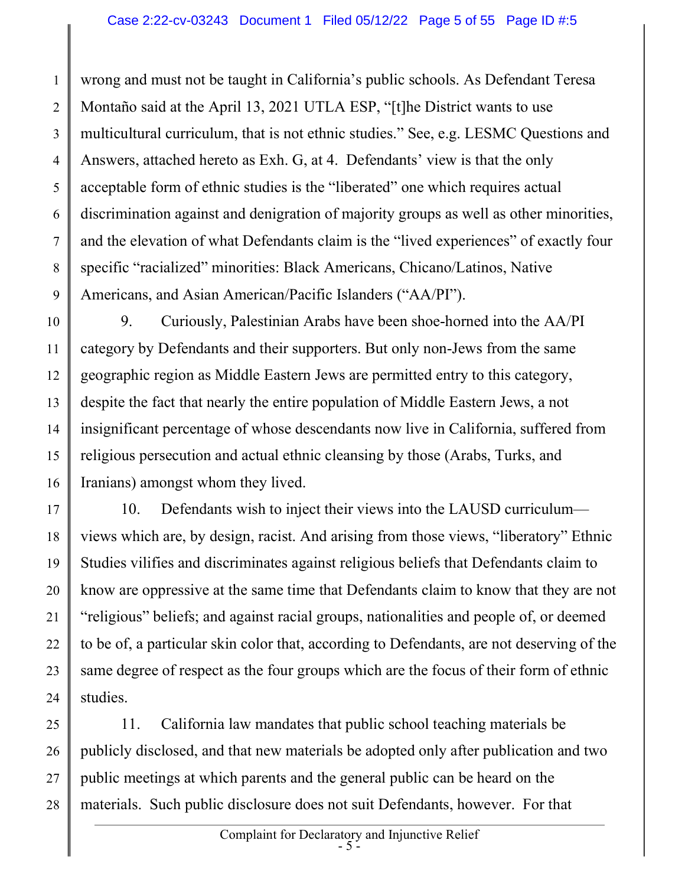wrong and must not be taught in California's public schools. As Defendant Teresa Montaño said at the April 13, 2021 UTLA ESP, "[t]he District wants to use multicultural curriculum, that is not ethnic studies." See, e.g. LESMC Questions and Answers, attached hereto as Exh. G, at 4. Defendants' view is that the only acceptable form of ethnic studies is the "liberated" one which requires actual discrimination against and denigration of majority groups as well as other minorities, and the elevation of what Defendants claim is the "lived experiences" of exactly four specific "racialized" minorities: Black Americans, Chicano/Latinos, Native Americans, and Asian American/Pacific Islanders ("AA/PI").

9. Curiously, Palestinian Arabs have been shoe-horned into the AA/PI category by Defendants and their supporters. But only non-Jews from the same geographic region as Middle Eastern Jews are permitted entry to this category, despite the fact that nearly the entire population of Middle Eastern Jews, a not insignificant percentage of whose descendants now live in California, suffered from religious persecution and actual ethnic cleansing by those (Arabs, Turks, and Iranians) amongst whom they lived.

10. Defendants wish to inject their views into the LAUSD curriculum—views which are, by design, racist. And arising from those views, "liberatory" Ethnic Studies vilifies and discriminates against religious beliefs that Defendants claim to know are oppressive at the same time that Defendants claim to know that they are not "religious" beliefs; and against racial groups, nationalities and people of, or deemed to be of, a particular skin color that, according to Defendants, are not deserving of the same degree of respect as the four groups which are the focus of their form of ethnic studies.

11. California law mandates that public school teaching materials be publicly disclosed, and that new materials be adopted only after publication and two public meetings at which parents and the general public can be heard on the materials. Such public disclosure does not suit Defendants, however. For that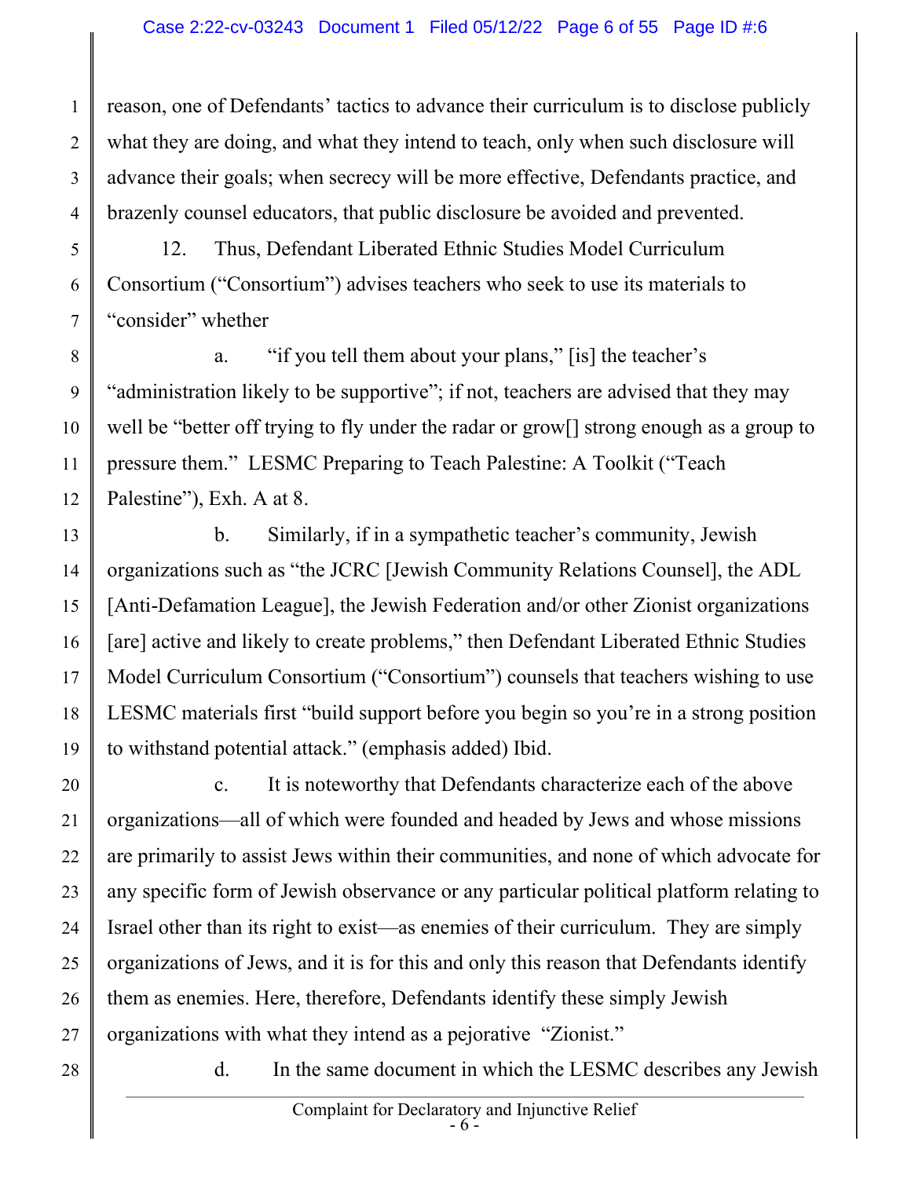reason, one of Defendants' tactics to advance their curriculum is to disclose publicly what they are doing, and what they intend to teach, only when such disclosure will advance their goals; when secrecy will be more effective, Defendants practice, and brazenly counsel educators, that public disclosure be avoided and prevented.

12. Thus, Defendant Liberated Ethnic Studies Model Curriculum Consortium ("Consortium") advises teachers who seek to use its materials to "consider" whether

a. "if you tell them about your plans," [is] the teacher's "administration likely to be supportive"; if not, teachers are advised that they may well be "better off trying to fly under the radar or grow[] strong enough as a group to pressure them." LESMC Preparing to Teach Palestine: A Toolkit ("Teach Palestine"), Exh. A at 8.

b. Similarly, if in a sympathetic teacher's community, Jewish organizations such as "the JCRC [Jewish Community Relations Counsel], the ADL [Anti-Defamation League], the Jewish Federation and/or other Zionist organizations [are] active and likely to create problems," then Defendant Liberated Ethnic Studies Model Curriculum Consortium ("Consortium") counsels that teachers wishing to use LESMC materials first "build support before you begin so you're in a strong position to withstand potential attack." (emphasis added) Ibid.

c. It is noteworthy that Defendants characterize each of the above organizations—all of which were founded and headed by Jews and whose missions are primarily to assist Jews within their communities, and none of which advocate for any specific form of Jewish observance or any particular political platform relating to Israel other than its right to exist—as enemies of their curriculum. They are simply organizations of Jews, and it is for this and only this reason that Defendants identify them as enemies. Here, therefore, Defendants identify these simply Jewish organizations with what they intend as a pejorative "Zionist."

d. In the same document in which the LESMC describes any Jewish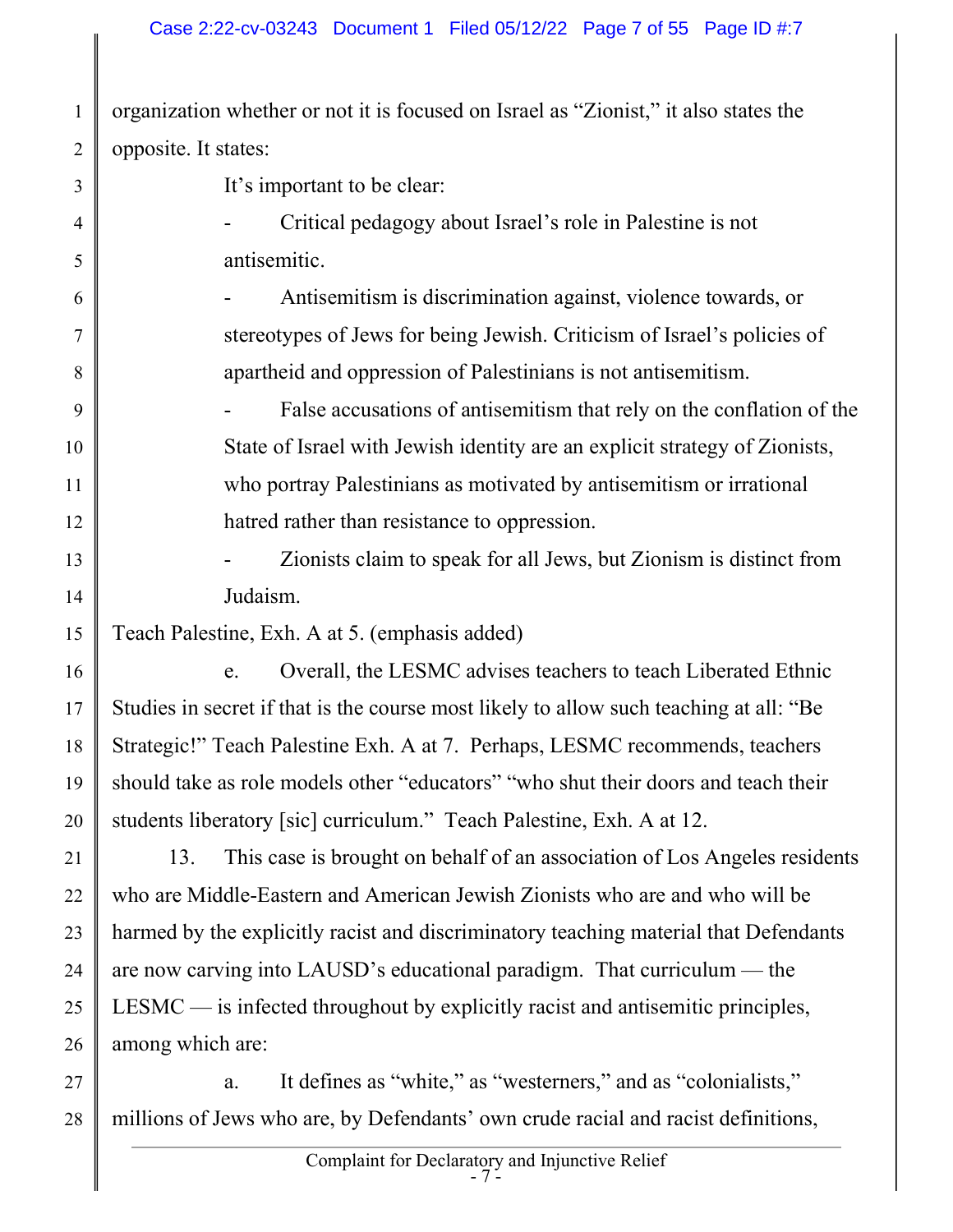organization whether or not it is focused on Israel as "Zionist," it also states the opposite. It states:

> It's important to be clear:
>
> - Critical pedagogy about Israel's role in Palestine is not antisemitic.
> - Antisemitism is discrimination against, violence towards, or stereotypes of Jews for being Jewish. Criticism of Israel's policies of apartheid and oppression of Palestinians is not antisemitism.
> - False accusations of antisemitism that rely on the conflation of the State of Israel with Jewish identity are an explicit strategy of Zionists, who portray Palestinians as motivated by antisemitism or irrational hatred rather than resistance to oppression.
> - Zionists claim to speak for all Jews, but Zionism is distinct from Judaism.

Teach Palestine, Exh. A at 5. (emphasis added)

e. Overall, the LESMC advises teachers to teach Liberated Ethnic Studies in secret if that is the course most likely to allow such teaching at all: "Be Strategic!" Teach Palestine Exh. A at 7. Perhaps, LESMC recommends, teachers should take as role models other "educators" "who shut their doors and teach their students liberatory [sic] curriculum." Teach Palestine, Exh. A at 12.

13. This case is brought on behalf of an association of Los Angeles residents who are Middle-Eastern and American Jewish Zionists who are and who will be harmed by the explicitly racist and discriminatory teaching material that Defendants are now carving into LAUSD's educational paradigm. That curriculum — the LESMC — is infected throughout by explicitly racist and antisemitic principles, among which are:

a. It defines as "white," as "westerners," and as "colonialists," millions of Jews who are, by Defendants' own crude racial and racist definitions,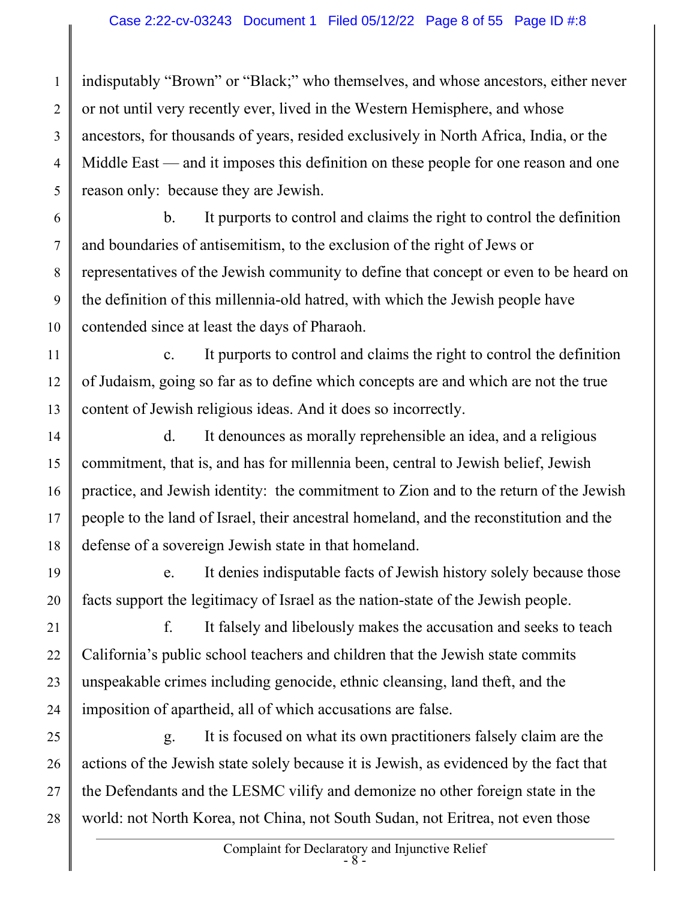indisputably "Brown" or "Black;" who themselves, and whose ancestors, either never or not until very recently ever, lived in the Western Hemisphere, and whose ancestors, for thousands of years, resided exclusively in North Africa, India, or the Middle East — and it imposes this definition on these people for one reason and one reason only: because they are Jewish.

b. It purports to control and claims the right to control the definition and boundaries of antisemitism, to the exclusion of the right of Jews or representatives of the Jewish community to define that concept or even to be heard on the definition of this millennia-old hatred, with which the Jewish people have contended since at least the days of Pharaoh.

c. It purports to control and claims the right to control the definition of Judaism, going so far as to define which concepts are and which are not the true content of Jewish religious ideas. And it does so incorrectly.

d. It denounces as morally reprehensible an idea, and a religious commitment, that is, and has for millennia been, central to Jewish belief, Jewish practice, and Jewish identity: the commitment to Zion and to the return of the Jewish people to the land of Israel, their ancestral homeland, and the reconstitution and the defense of a sovereign Jewish state in that homeland.

e. It denies indisputable facts of Jewish history solely because those facts support the legitimacy of Israel as the nation-state of the Jewish people.

f. It falsely and libelously makes the accusation and seeks to teach California's public school teachers and children that the Jewish state commits unspeakable crimes including genocide, ethnic cleansing, land theft, and the imposition of apartheid, all of which accusations are false.

g. It is focused on what its own practitioners falsely claim are the actions of the Jewish state solely because it is Jewish, as evidenced by the fact that the Defendants and the LESMC vilify and demonize no other foreign state in the world: not North Korea, not China, not South Sudan, not Eritrea, not even those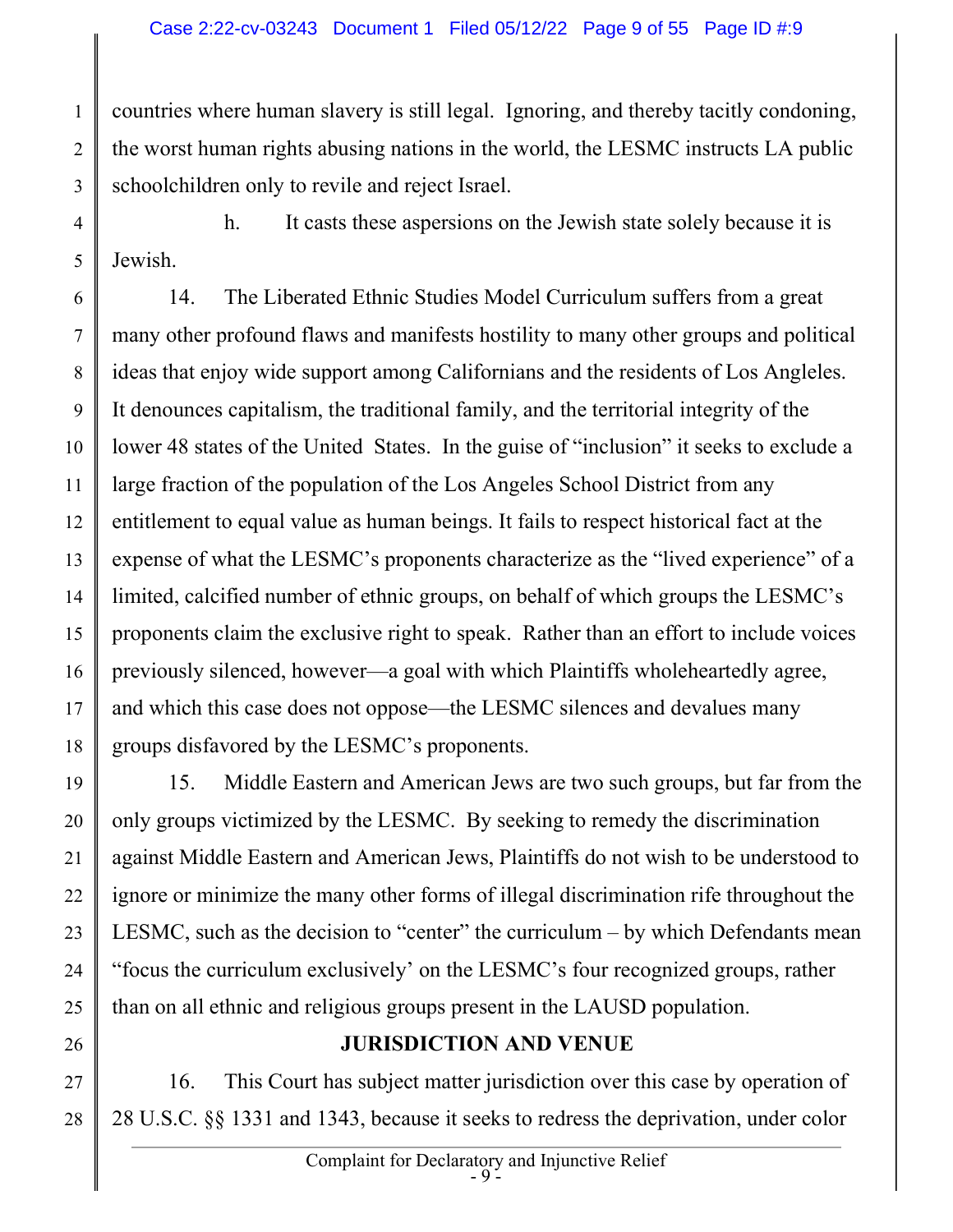countries where human slavery is still legal. Ignoring, and thereby tacitly condoning, the worst human rights abusing nations in the world, the LESMC instructs LA public schoolchildren only to revile and reject Israel.

h. It casts these aspersions on the Jewish state solely because it is Jewish.

14. The Liberated Ethnic Studies Model Curriculum suffers from a great many other profound flaws and manifests hostility to many other groups and political ideas that enjoy wide support among Californians and the residents of Los Angeles. It denounces capitalism, the traditional family, and the territorial integrity of the lower 48 states of the United States. In the guise of "inclusion" it seeks to exclude a large fraction of the population of the Los Angeles School District from any entitlement to equal value as human beings. It fails to respect historical fact at the expense of what the LESMC's proponents characterize as the "lived experience" of a limited, calcified number of ethnic groups, on behalf of which groups the LESMC's proponents claim the exclusive right to speak. Rather than an effort to include voices previously silenced, however—a goal with which Plaintiffs wholeheartedly agree, and which this case does not oppose—the LESMC silences and devalues many groups disfavored by the LESMC's proponents.

15. Middle Eastern and American Jews are two such groups, but far from the only groups victimized by the LESMC. By seeking to remedy the discrimination against Middle Eastern and American Jews, Plaintiffs do not wish to be understood to ignore or minimize the many other forms of illegal discrimination rife throughout the LESMC, such as the decision to "center" the curriculum – by which Defendants mean "focus the curriculum exclusively' on the LESMC's four recognized groups, rather than on all ethnic and religious groups present in the LAUSD population.

## JURISDICTION AND VENUE

16. This Court has subject matter jurisdiction over this case by operation of 28 U.S.C. §§ 1331 and 1343, because it seeks to redress the deprivation, under color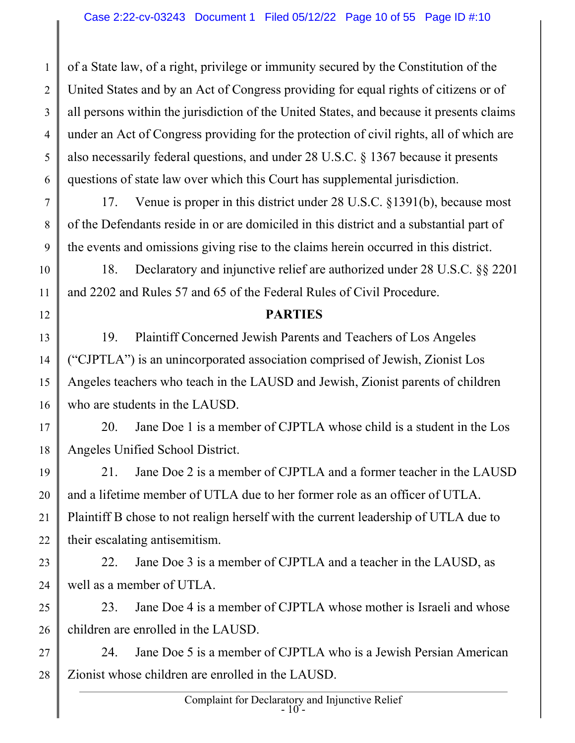of a State law, of a right, privilege or immunity secured by the Constitution of the United States and by an Act of Congress providing for equal rights of citizens or of all persons within the jurisdiction of the United States, and because it presents claims under an Act of Congress providing for the protection of civil rights, all of which are also necessarily federal questions, and under 28 U.S.C. § 1367 because it presents questions of state law over which this Court has supplemental jurisdiction.

17. Venue is proper in this district under 28 U.S.C. §1391(b), because most of the Defendants reside in or are domiciled in this district and a substantial part of the events and omissions giving rise to the claims herein occurred in this district.

18. Declaratory and injunctive relief are authorized under 28 U.S.C. §§ 2201 and 2202 and Rules 57 and 65 of the Federal Rules of Civil Procedure.

## PARTIES

19. Plaintiff Concerned Jewish Parents and Teachers of Los Angeles ("CJPTLA") is an unincorporated association comprised of Jewish, Zionist Los Angeles teachers who teach in the LAUSD and Jewish, Zionist parents of children who are students in the LAUSD.

20. Jane Doe 1 is a member of CJPTLA whose child is a student in the Los Angeles Unified School District.

21. Jane Doe 2 is a member of CJPTLA and a former teacher in the LAUSD and a lifetime member of UTLA due to her former role as an officer of UTLA. Plaintiff B chose to not realign herself with the current leadership of UTLA due to their escalating antisemitism.

22. Jane Doe 3 is a member of CJPTLA and a teacher in the LAUSD, as well as a member of UTLA.

23. Jane Doe 4 is a member of CJPTLA whose mother is Israeli and whose children are enrolled in the LAUSD.

24. Jane Doe 5 is a member of CJPTLA who is a Jewish Persian American Zionist whose children are enrolled in the LAUSD.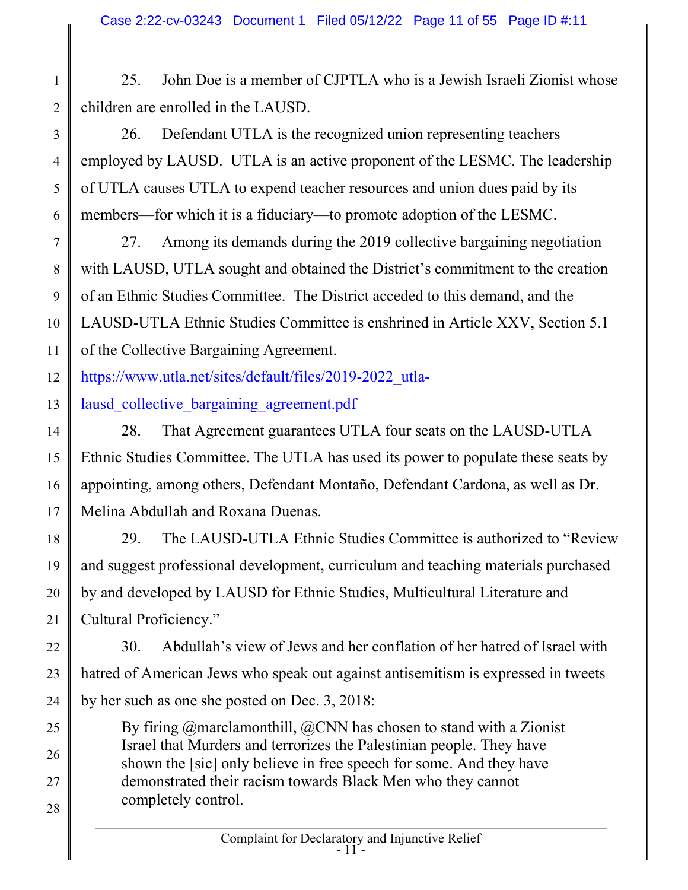25. John Doe is a member of CJPTLA who is a Jewish Israeli Zionist whose children are enrolled in the LAUSD.

26. Defendant UTLA is the recognized union representing teachers employed by LAUSD. UTLA is an active proponent of the LESMC. The leadership of UTLA causes UTLA to expend teacher resources and union dues paid by its members—for which it is a fiduciary—to promote adoption of the LESMC.

27. Among its demands during the 2019 collective bargaining negotiation with LAUSD, UTLA sought and obtained the District's commitment to the creation of an Ethnic Studies Committee. The District acceded to this demand, and the LAUSD-UTLA Ethnic Studies Committee is enshrined in Article XXV, Section 5.1 of the Collective Bargaining Agreement. https://www.utla.net/sites/default/files/2019-2022_utla-lausd_collective_bargaining_agreement.pdf

28. That Agreement guarantees UTLA four seats on the LAUSD-UTLA Ethnic Studies Committee. The UTLA has used its power to populate these seats by appointing, among others, Defendant Montaño, Defendant Cardona, as well as Dr. Melina Abdullah and Roxana Duenas.

29. The LAUSD-UTLA Ethnic Studies Committee is authorized to "Review and suggest professional development, curriculum and teaching materials purchased by and developed by LAUSD for Ethnic Studies, Multicultural Literature and Cultural Proficiency."

30. Abdullah's view of Jews and her conflation of her hatred of Israel with hatred of American Jews who speak out against antisemitism is expressed in tweets by her such as one she posted on Dec. 3, 2018:

> By firing @marclamonthill, @CNN has chosen to stand with a Zionist Israel that Murders and terrorizes the Palestinian people. They have shown the [sic] only believe in free speech for some. And they have demonstrated their racism towards Black Men who they cannot completely control.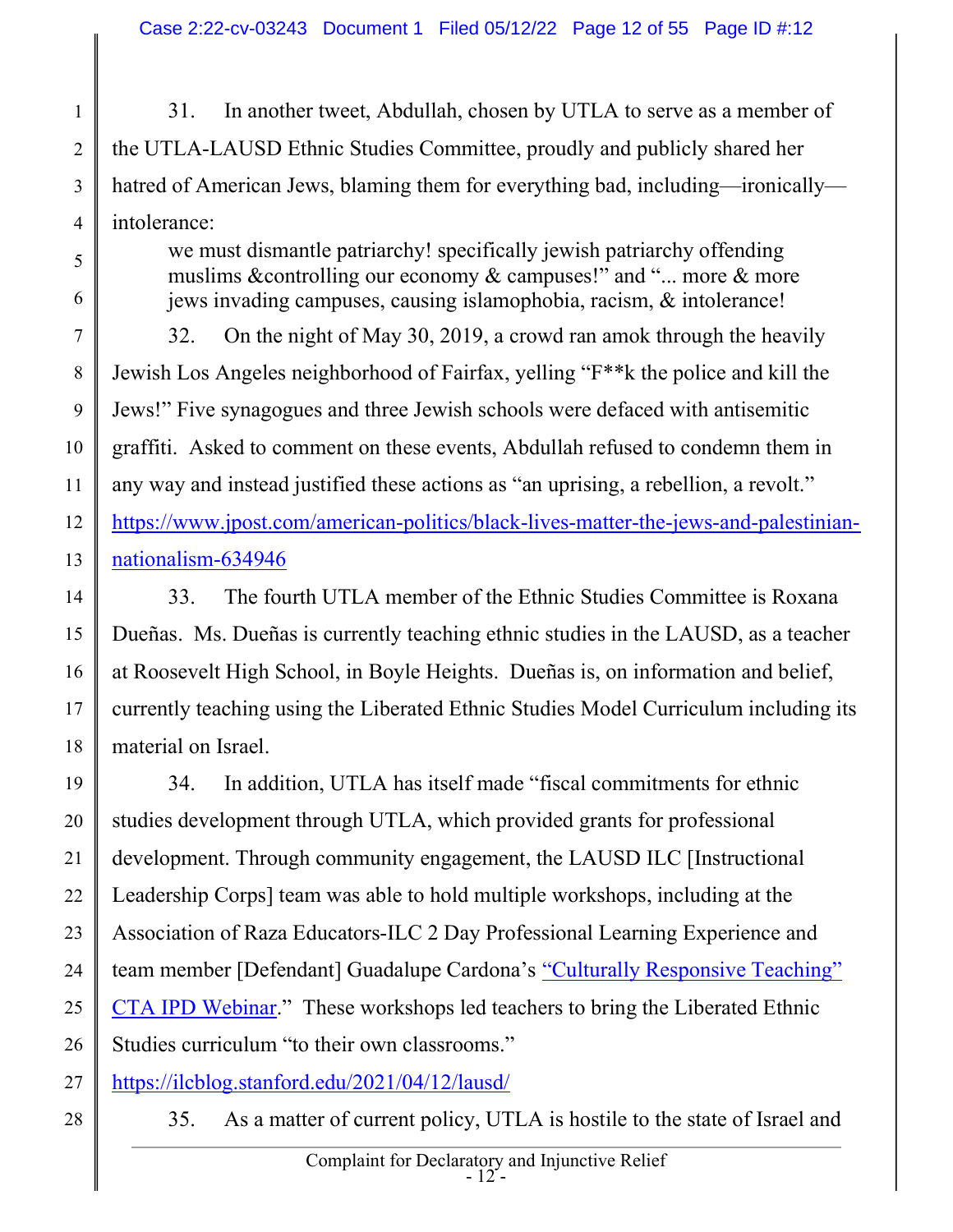31. In another tweet, Abdullah, chosen by UTLA to serve as a member of the UTLA-LAUSD Ethnic Studies Committee, proudly and publicly shared her hatred of American Jews, blaming them for everything bad, including—ironically—intolerance:

> we must dismantle patriarchy! specifically jewish patriarchy offending muslims &controlling our economy & campuses!" and "... more & more jews invading campuses, causing islamophobia, racism, & intolerance!

32. On the night of May 30, 2019, a crowd ran amok through the heavily Jewish Los Angeles neighborhood of Fairfax, yelling "F**k the police and kill the Jews!" Five synagogues and three Jewish schools were defaced with antisemitic graffiti. Asked to comment on these events, Abdullah refused to condemn them in any way and instead justified these actions as "an uprising, a rebellion, a revolt." https://www.jpost.com/american-politics/black-lives-matter-the-jews-and-palestinian-nationalism-634946

33. The fourth UTLA member of the Ethnic Studies Committee is Roxana Dueñas. Ms. Dueñas is currently teaching ethnic studies in the LAUSD, as a teacher at Roosevelt High School, in Boyle Heights. Dueñas is, on information and belief, currently teaching using the Liberated Ethnic Studies Model Curriculum including its material on Israel.

34. In addition, UTLA has itself made "fiscal commitments for ethnic studies development through UTLA, which provided grants for professional development. Through community engagement, the LAUSD ILC [Instructional Leadership Corps] team was able to hold multiple workshops, including at the Association of Raza Educators-ILC 2 Day Professional Learning Experience and team member [Defendant] Guadalupe Cardona's "Culturally Responsive Teaching" CTA IPD Webinar." These workshops led teachers to bring the Liberated Ethnic Studies curriculum "to their own classrooms." https://ilcblog.stanford.edu/2021/04/12/lausd/

35. As a matter of current policy, UTLA is hostile to the state of Israel and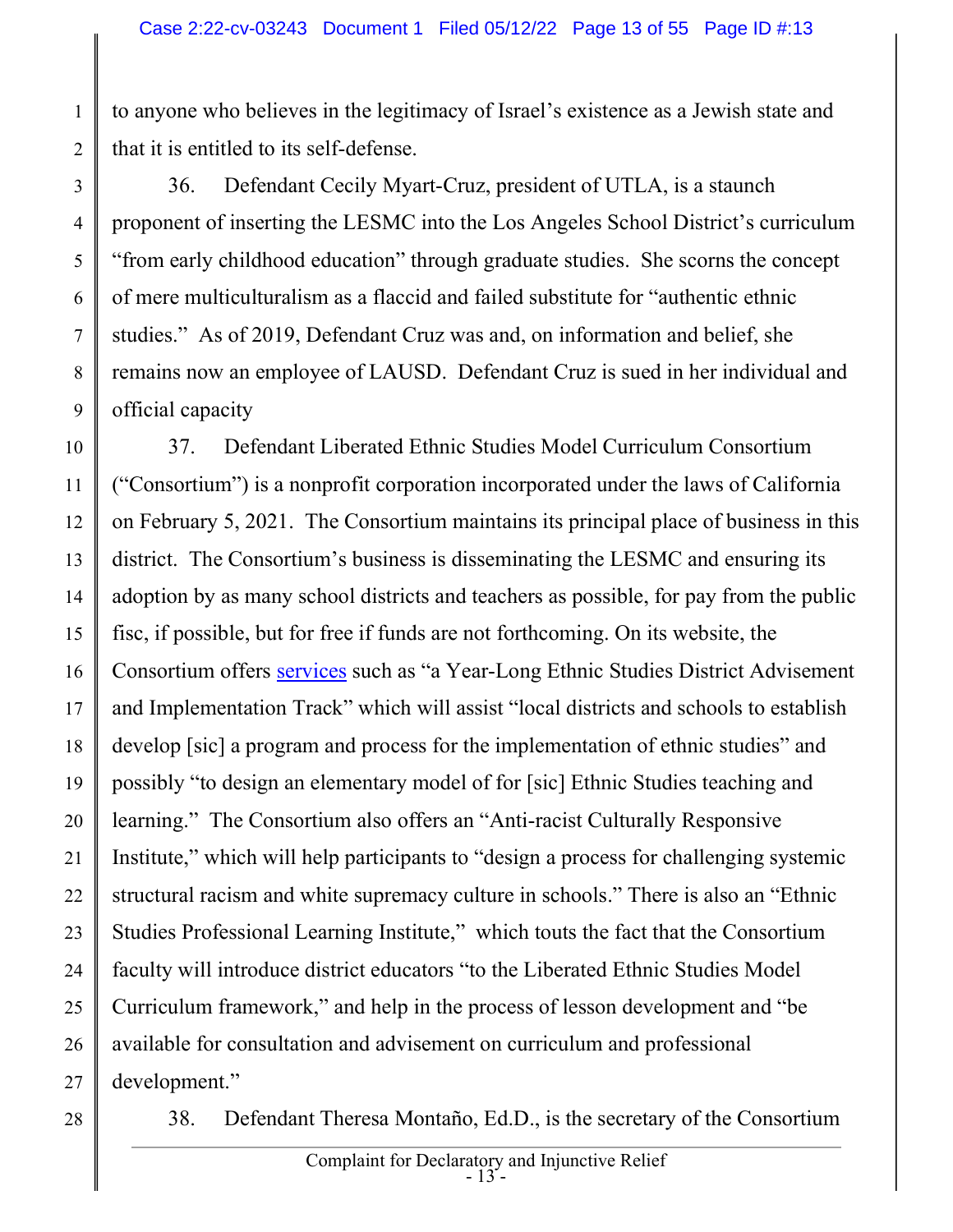to anyone who believes in the legitimacy of Israel's existence as a Jewish state and that it is entitled to its self-defense.

36. Defendant Cecily Myart-Cruz, president of UTLA, is a staunch proponent of inserting the LESMC into the Los Angeles School District's curriculum "from early childhood education" through graduate studies. She scorns the concept of mere multiculturalism as a flaccid and failed substitute for "authentic ethnic studies." As of 2019, Defendant Cruz was and, on information and belief, she remains now an employee of LAUSD. Defendant Cruz is sued in her individual and official capacity

37. Defendant Liberated Ethnic Studies Model Curriculum Consortium ("Consortium") is a nonprofit corporation incorporated under the laws of California on February 5, 2021. The Consortium maintains its principal place of business in this district. The Consortium's business is disseminating the LESMC and ensuring its adoption by as many school districts and teachers as possible, for pay from the public fisc, if possible, but for free if funds are not forthcoming. On its website, the Consortium offers services such as "a Year-Long Ethnic Studies District Advisement and Implementation Track" which will assist "local districts and schools to establish develop [sic] a program and process for the implementation of ethnic studies" and possibly "to design an elementary model of for [sic] Ethnic Studies teaching and learning." The Consortium also offers an "Anti-racist Culturally Responsive Institute," which will help participants to "design a process for challenging systemic structural racism and white supremacy culture in schools." There is also an "Ethnic Studies Professional Learning Institute," which touts the fact that the Consortium faculty will introduce district educators "to the Liberated Ethnic Studies Model Curriculum framework," and help in the process of lesson development and "be available for consultation and advisement on curriculum and professional development."

38. Defendant Theresa Montaño, Ed.D., is the secretary of the Consortium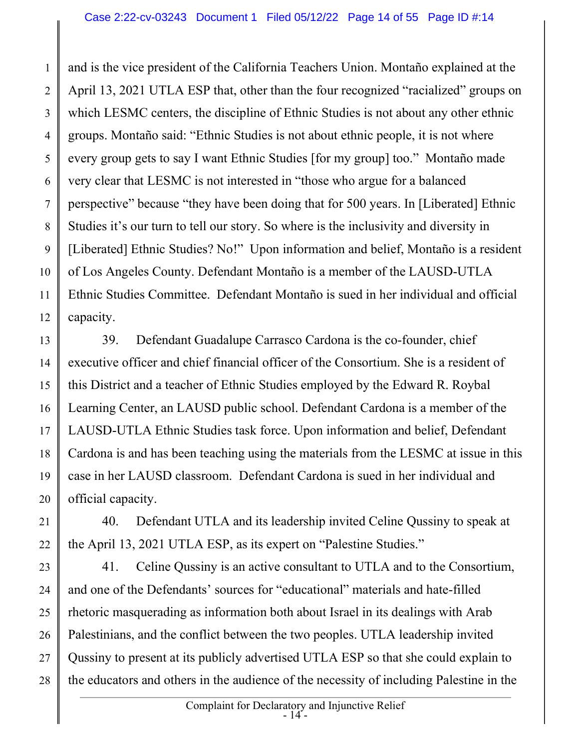and is the vice president of the California Teachers Union. Montaño explained at the April 13, 2021 UTLA ESP that, other than the four recognized "racialized" groups on which LESMC centers, the discipline of Ethnic Studies is not about any other ethnic groups. Montaño said: "Ethnic Studies is not about ethnic people, it is not where every group gets to say I want Ethnic Studies [for my group] too." Montaño made very clear that LESMC is not interested in "those who argue for a balanced perspective" because "they have been doing that for 500 years. In [Liberated] Ethnic Studies it's our turn to tell our story. So where is the inclusivity and diversity in [Liberated] Ethnic Studies? No!" Upon information and belief, Montaño is a resident of Los Angeles County. Defendant Montaño is a member of the LAUSD-UTLA Ethnic Studies Committee. Defendant Montaño is sued in her individual and official capacity.

39. Defendant Guadalupe Carrasco Cardona is the co-founder, chief executive officer and chief financial officer of the Consortium. She is a resident of this District and a teacher of Ethnic Studies employed by the Edward R. Roybal Learning Center, an LAUSD public school. Defendant Cardona is a member of the LAUSD-UTLA Ethnic Studies task force. Upon information and belief, Defendant Cardona is and has been teaching using the materials from the LESMC at issue in this case in her LAUSD classroom. Defendant Cardona is sued in her individual and official capacity.

40. Defendant UTLA and its leadership invited Celine Qussiny to speak at the April 13, 2021 UTLA ESP, as its expert on "Palestine Studies."

41. Celine Qussiny is an active consultant to UTLA and to the Consortium, and one of the Defendants' sources for "educational" materials and hate-filled rhetoric masquerading as information both about Israel in its dealings with Arab Palestinians, and the conflict between the two peoples. UTLA leadership invited Qussiny to present at its publicly advertised UTLA ESP so that she could explain to the educators and others in the audience of the necessity of including Palestine in the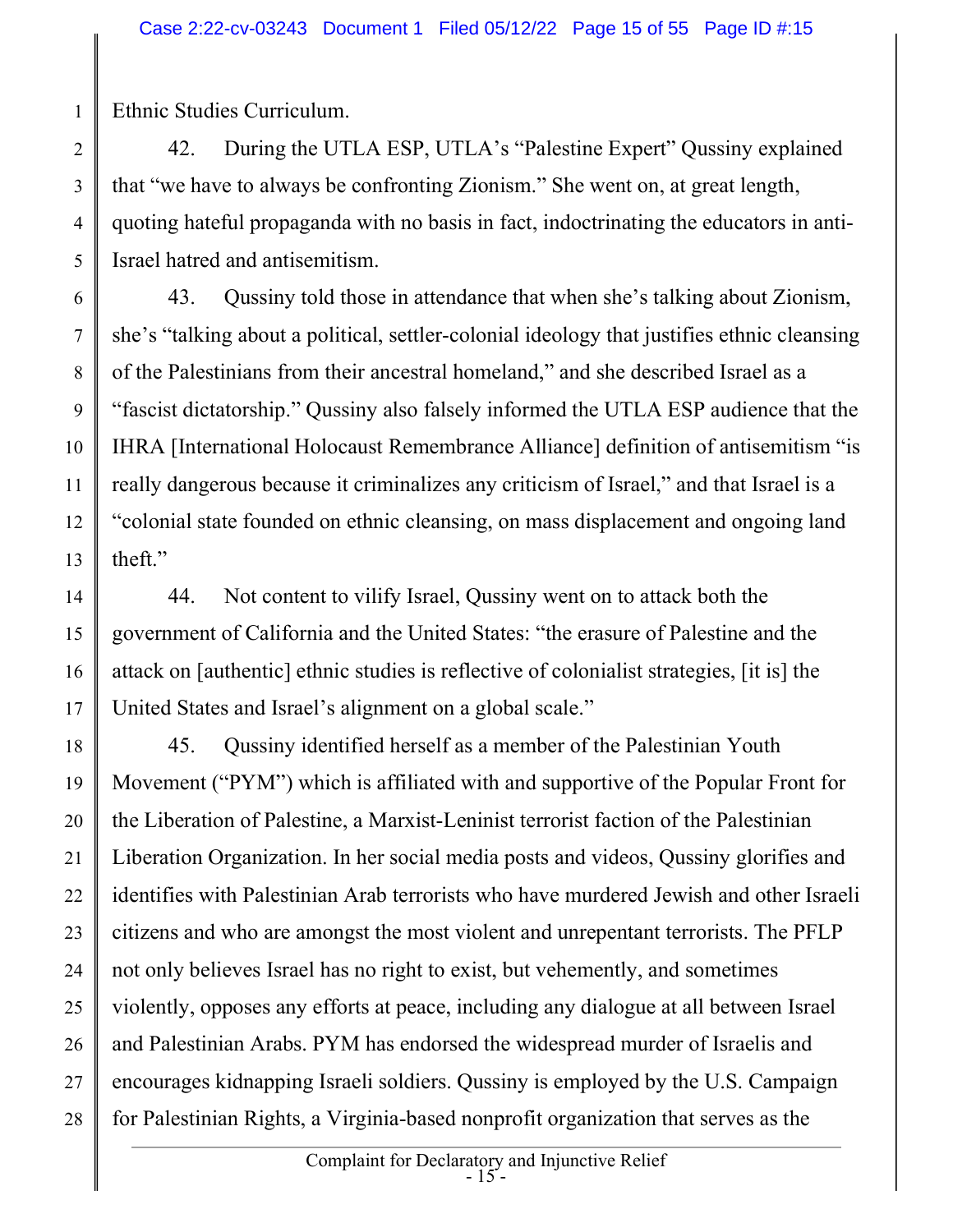Ethnic Studies Curriculum.

42. During the UTLA ESP, UTLA's "Palestine Expert" Qussiny explained that "we have to always be confronting Zionism." She went on, at great length, quoting hateful propaganda with no basis in fact, indoctrinating the educators in anti-Israel hatred and antisemitism.

43. Qussiny told those in attendance that when she's talking about Zionism, she's "talking about a political, settler-colonial ideology that justifies ethnic cleansing of the Palestinians from their ancestral homeland," and she described Israel as a "fascist dictatorship." Qussiny also falsely informed the UTLA ESP audience that the IHRA [International Holocaust Remembrance Alliance] definition of antisemitism "is really dangerous because it criminalizes any criticism of Israel," and that Israel is a "colonial state founded on ethnic cleansing, on mass displacement and ongoing land theft."

44. Not content to vilify Israel, Qussiny went on to attack both the government of California and the United States: "the erasure of Palestine and the attack on [authentic] ethnic studies is reflective of colonialist strategies, [it is] the United States and Israel's alignment on a global scale."

45. Qussiny identified herself as a member of the Palestinian Youth Movement ("PYM") which is affiliated with and supportive of the Popular Front for the Liberation of Palestine, a Marxist-Leninist terrorist faction of the Palestinian Liberation Organization. In her social media posts and videos, Qussiny glorifies and identifies with Palestinian Arab terrorists who have murdered Jewish and other Israeli citizens and who are amongst the most violent and unrepentant terrorists. The PFLP not only believes Israel has no right to exist, but vehemently, and sometimes violently, opposes any efforts at peace, including any dialogue at all between Israel and Palestinian Arabs. PYM has endorsed the widespread murder of Israelis and encourages kidnapping Israeli soldiers. Qussiny is employed by the U.S. Campaign for Palestinian Rights, a Virginia-based nonprofit organization that serves as the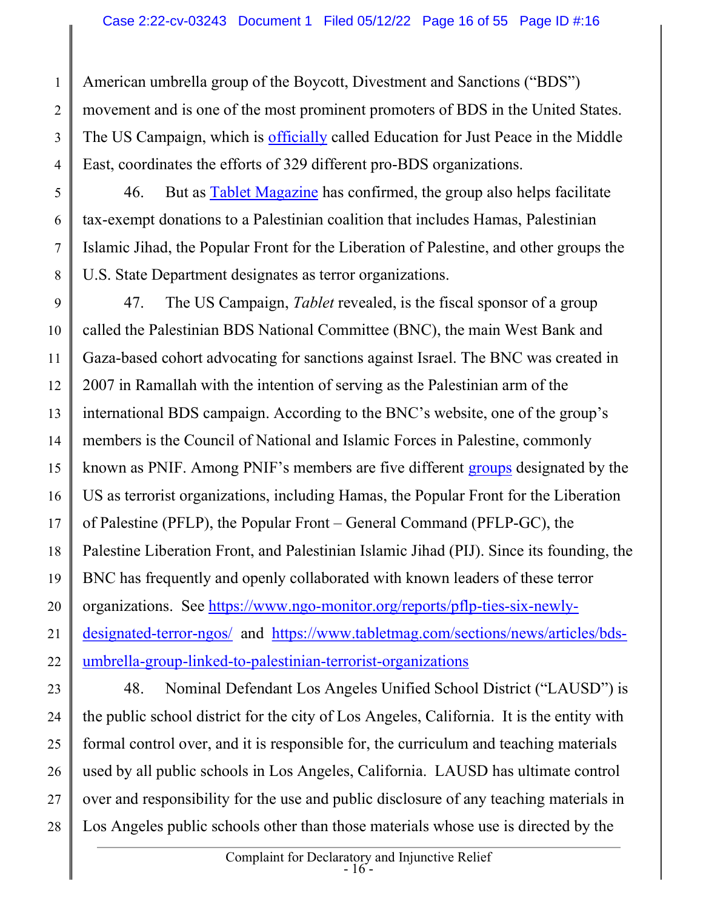American umbrella group of the Boycott, Divestment and Sanctions ("BDS") movement and is one of the most prominent promoters of BDS in the United States. The US Campaign, which is officially called Education for Just Peace in the Middle East, coordinates the efforts of 329 different pro-BDS organizations.

46. But as Tablet Magazine has confirmed, the group also helps facilitate tax-exempt donations to a Palestinian coalition that includes Hamas, Palestinian Islamic Jihad, the Popular Front for the Liberation of Palestine, and other groups the U.S. State Department designates as terror organizations.

47. The US Campaign, *Tablet* revealed, is the fiscal sponsor of a group called the Palestinian BDS National Committee (BNC), the main West Bank and Gaza-based cohort advocating for sanctions against Israel. The BNC was created in 2007 in Ramallah with the intention of serving as the Palestinian arm of the international BDS campaign. According to the BNC's website, one of the group's members is the Council of National and Islamic Forces in Palestine, commonly known as PNIF. Among PNIF's members are five different groups designated by the US as terrorist organizations, including Hamas, the Popular Front for the Liberation of Palestine (PFLP), the Popular Front – General Command (PFLP-GC), the Palestine Liberation Front, and Palestinian Islamic Jihad (PIJ). Since its founding, the BNC has frequently and openly collaborated with known leaders of these terror organizations. See https://www.ngo-monitor.org/reports/pflp-ties-six-newly-designated-terror-ngos/ and https://www.tabletmag.com/sections/news/articles/bds-umbrella-group-linked-to-palestinian-terrorist-organizations

48. Nominal Defendant Los Angeles Unified School District ("LAUSD") is the public school district for the city of Los Angeles, California. It is the entity with formal control over, and it is responsible for, the curriculum and teaching materials used by all public schools in Los Angeles, California. LAUSD has ultimate control over and responsibility for the use and public disclosure of any teaching materials in Los Angeles public schools other than those materials whose use is directed by the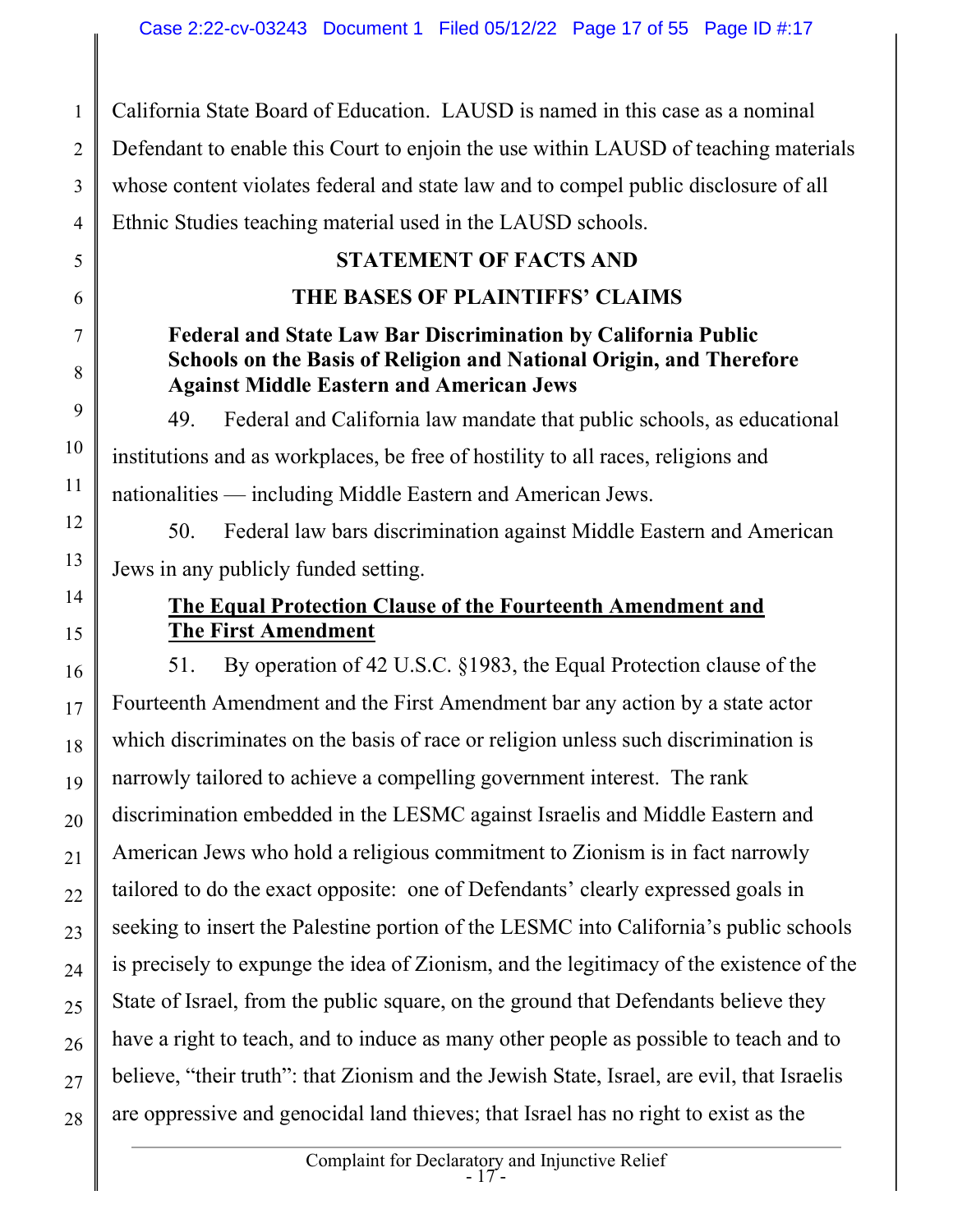California State Board of Education. LAUSD is named in this case as a nominal Defendant to enable this Court to enjoin the use within LAUSD of teaching materials whose content violates federal and state law and to compel public disclosure of all Ethnic Studies teaching material used in the LAUSD schools.

## STATEMENT OF FACTS AND THE BASES OF PLAINTIFFS' CLAIMS

### Federal and State Law Bar Discrimination by California Public Schools on the Basis of Religion and National Origin, and Therefore Against Middle Eastern and American Jews

49. Federal and California law mandate that public schools, as educational institutions and as workplaces, be free of hostility to all races, religions and nationalities — including Middle Eastern and American Jews.

50. Federal law bars discrimination against Middle Eastern and American Jews in any publicly funded setting.

### The Equal Protection Clause of the Fourteenth Amendment and The First Amendment

51. By operation of 42 U.S.C. §1983, the Equal Protection clause of the Fourteenth Amendment and the First Amendment bar any action by a state actor which discriminates on the basis of race or religion unless such discrimination is narrowly tailored to achieve a compelling government interest. The rank discrimination embedded in the LESMC against Israelis and Middle Eastern and American Jews who hold a religious commitment to Zionism is in fact narrowly tailored to do the exact opposite: one of Defendants' clearly expressed goals in seeking to insert the Palestine portion of the LESMC into California's public schools is precisely to expunge the idea of Zionism, and the legitimacy of the existence of the State of Israel, from the public square, on the ground that Defendants believe they have a right to teach, and to induce as many other people as possible to teach and to believe, "their truth": that Zionism and the Jewish State, Israel, are evil, that Israelis are oppressive and genocidal land thieves; that Israel has no right to exist as the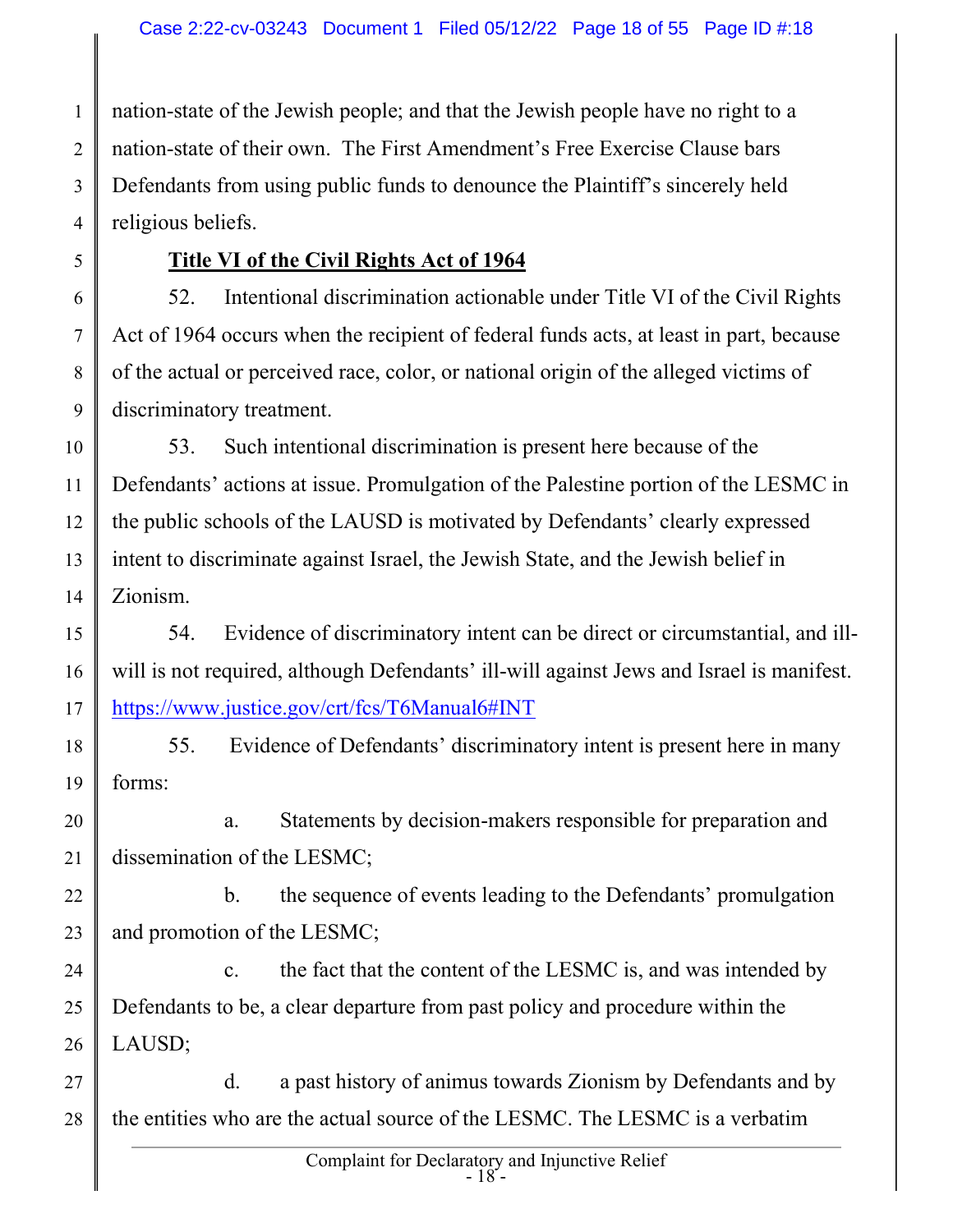nation-state of the Jewish people; and that the Jewish people have no right to a nation-state of their own. The First Amendment's Free Exercise Clause bars Defendants from using public funds to denounce the Plaintiff's sincerely held religious beliefs.

**Title VI of the Civil Rights Act of 1964**

52. Intentional discrimination actionable under Title VI of the Civil Rights Act of 1964 occurs when the recipient of federal funds acts, at least in part, because of the actual or perceived race, color, or national origin of the alleged victims of discriminatory treatment.

53. Such intentional discrimination is present here because of the Defendants' actions at issue. Promulgation of the Palestine portion of the LESMC in the public schools of the LAUSD is motivated by Defendants' clearly expressed intent to discriminate against Israel, the Jewish State, and the Jewish belief in Zionism.

54. Evidence of discriminatory intent can be direct or circumstantial, and ill-will is not required, although Defendants' ill-will against Jews and Israel is manifest. https://www.justice.gov/crt/fcs/T6Manual6#INT

55. Evidence of Defendants' discriminatory intent is present here in many forms:

a. Statements by decision-makers responsible for preparation and dissemination of the LESMC;

b. the sequence of events leading to the Defendants' promulgation and promotion of the LESMC;

c. the fact that the content of the LESMC is, and was intended by Defendants to be, a clear departure from past policy and procedure within the LAUSD;

d. a past history of animus towards Zionism by Defendants and by the entities who are the actual source of the LESMC. The LESMC is a verbatim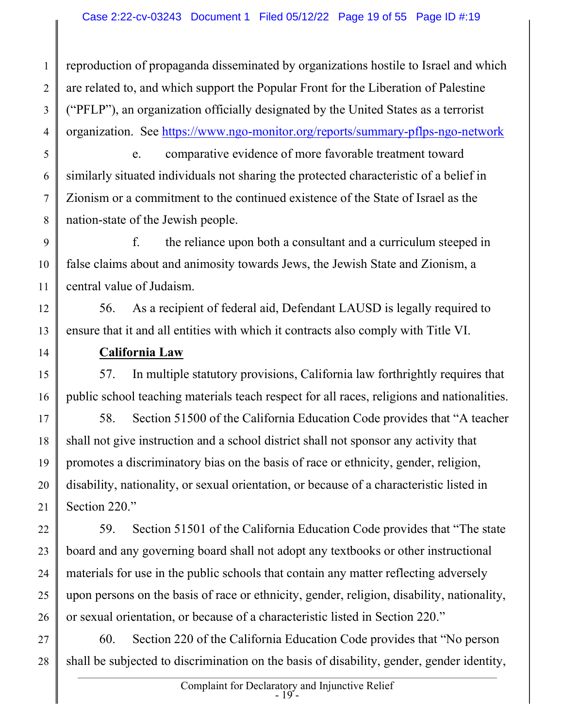reproduction of propaganda disseminated by organizations hostile to Israel and which are related to, and which support the Popular Front for the Liberation of Palestine ("PFLP"), an organization officially designated by the United States as a terrorist organization. See https://www.ngo-monitor.org/reports/summary-pflps-ngo-network

e. comparative evidence of more favorable treatment toward similarly situated individuals not sharing the protected characteristic of a belief in Zionism or a commitment to the continued existence of the State of Israel as the nation-state of the Jewish people.

f. the reliance upon both a consultant and a curriculum steeped in false claims about and animosity towards Jews, the Jewish State and Zionism, a central value of Judaism.

56. As a recipient of federal aid, Defendant LAUSD is legally required to ensure that it and all entities with which it contracts also comply with Title VI.

**California Law**

57. In multiple statutory provisions, California law forthrightly requires that public school teaching materials teach respect for all races, religions and nationalities.

58. Section 51500 of the California Education Code provides that "A teacher shall not give instruction and a school district shall not sponsor any activity that promotes a discriminatory bias on the basis of race or ethnicity, gender, religion, disability, nationality, or sexual orientation, or because of a characteristic listed in Section 220."

59. Section 51501 of the California Education Code provides that "The state board and any governing board shall not adopt any textbooks or other instructional materials for use in the public schools that contain any matter reflecting adversely upon persons on the basis of race or ethnicity, gender, religion, disability, nationality, or sexual orientation, or because of a characteristic listed in Section 220."

60. Section 220 of the California Education Code provides that "No person shall be subjected to discrimination on the basis of disability, gender, gender identity,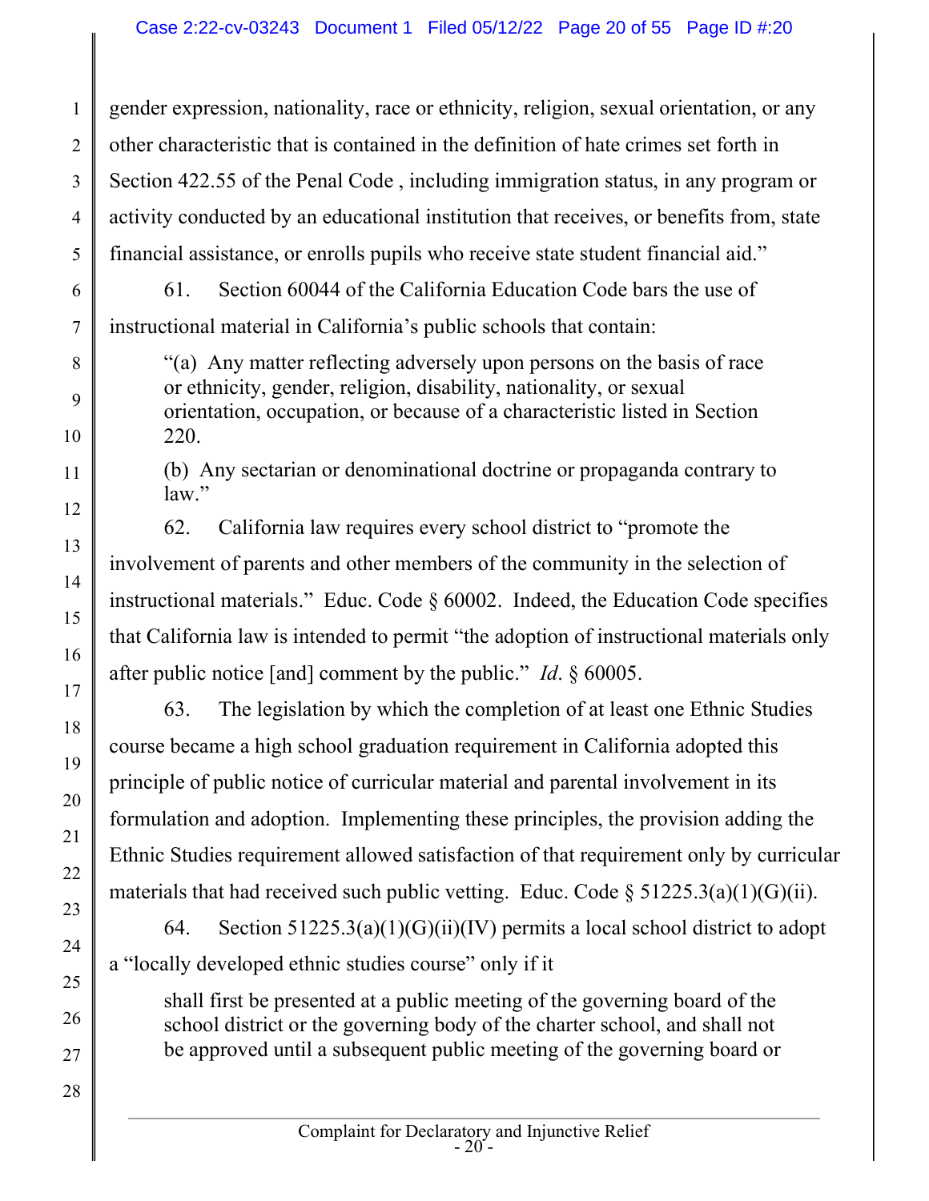gender expression, nationality, race or ethnicity, religion, sexual orientation, or any other characteristic that is contained in the definition of hate crimes set forth in Section 422.55 of the Penal Code , including immigration status, in any program or activity conducted by an educational institution that receives, or benefits from, state financial assistance, or enrolls pupils who receive state student financial aid."

61. Section 60044 of the California Education Code bars the use of instructional material in California's public schools that contain:

> "(a) Any matter reflecting adversely upon persons on the basis of race or ethnicity, gender, religion, disability, nationality, or sexual orientation, occupation, or because of a characteristic listed in Section 220.
>
> (b) Any sectarian or denominational doctrine or propaganda contrary to law."

62. California law requires every school district to "promote the involvement of parents and other members of the community in the selection of instructional materials." Educ. Code § 60002. Indeed, the Education Code specifies that California law is intended to permit "the adoption of instructional materials only after public notice [and] comment by the public." *Id*. § 60005.

63. The legislation by which the completion of at least one Ethnic Studies course became a high school graduation requirement in California adopted this principle of public notice of curricular material and parental involvement in its formulation and adoption. Implementing these principles, the provision adding the Ethnic Studies requirement allowed satisfaction of that requirement only by curricular materials that had received such public vetting. Educ. Code § 51225.3(a)(1)(G)(ii).

64. Section 51225.3(a)(1)(G)(ii)(IV) permits a local school district to adopt a "locally developed ethnic studies course" only if it

> shall first be presented at a public meeting of the governing board of the school district or the governing body of the charter school, and shall not be approved until a subsequent public meeting of the governing board or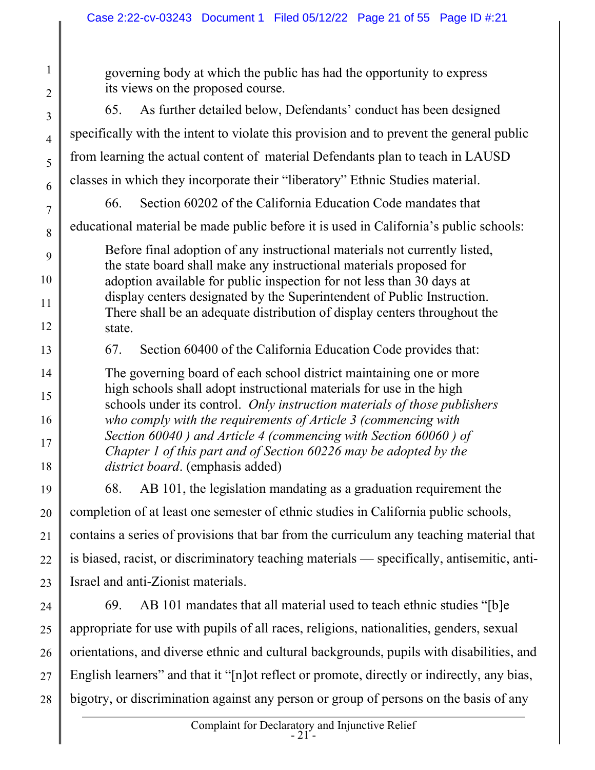governing body at which the public has had the opportunity to express its views on the proposed course.

65. As further detailed below, Defendants' conduct has been designed specifically with the intent to violate this provision and to prevent the general public from learning the actual content of material Defendants plan to teach in LAUSD classes in which they incorporate their "liberatory" Ethnic Studies material.

66. Section 60202 of the California Education Code mandates that educational material be made public before it is used in California's public schools:

> Before final adoption of any instructional materials not currently listed, the state board shall make any instructional materials proposed for adoption available for public inspection for not less than 30 days at display centers designated by the Superintendent of Public Instruction. There shall be an adequate distribution of display centers throughout the state.

67. Section 60400 of the California Education Code provides that:

> The governing board of each school district maintaining one or more high schools shall adopt instructional materials for use in the high schools under its control. *Only instruction materials of those publishers who comply with the requirements of Article 3 (commencing with Section 60040 ) and Article 4 (commencing with Section 60060 ) of Chapter 1 of this part and of Section 60226 may be adopted by the district board*. (emphasis added)

68. AB 101, the legislation mandating as a graduation requirement the completion of at least one semester of ethnic studies in California public schools, contains a series of provisions that bar from the curriculum any teaching material that is biased, racist, or discriminatory teaching materials — specifically, antisemitic, anti-Israel and anti-Zionist materials.

69. AB 101 mandates that all material used to teach ethnic studies "[b]e appropriate for use with pupils of all races, religions, nationalities, genders, sexual orientations, and diverse ethnic and cultural backgrounds, pupils with disabilities, and English learners" and that it "[n]ot reflect or promote, directly or indirectly, any bias, bigotry, or discrimination against any person or group of persons on the basis of any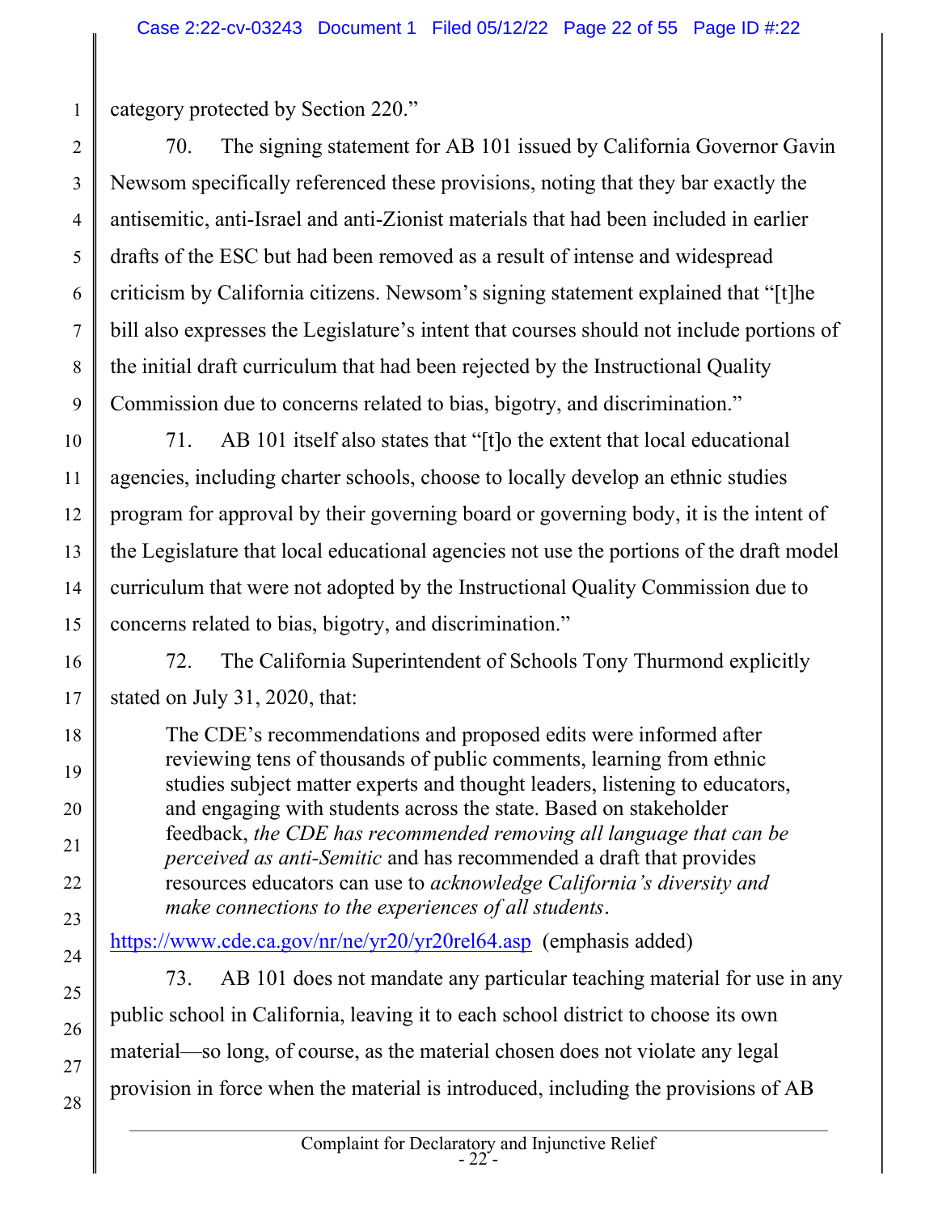category protected by Section 220."

70. The signing statement for AB 101 issued by California Governor Gavin Newsom specifically referenced these provisions, noting that they bar exactly the antisemitic, anti-Israel and anti-Zionist materials that had been included in earlier drafts of the ESC but had been removed as a result of intense and widespread criticism by California citizens. Newsom's signing statement explained that "[t]he bill also expresses the Legislature's intent that courses should not include portions of the initial draft curriculum that had been rejected by the Instructional Quality Commission due to concerns related to bias, bigotry, and discrimination."

71. AB 101 itself also states that "[t]o the extent that local educational agencies, including charter schools, choose to locally develop an ethnic studies program for approval by their governing board or governing body, it is the intent of the Legislature that local educational agencies not use the portions of the draft model curriculum that were not adopted by the Instructional Quality Commission due to concerns related to bias, bigotry, and discrimination."

72. The California Superintendent of Schools Tony Thurmond explicitly stated on July 31, 2020, that:

> The CDE's recommendations and proposed edits were informed after reviewing tens of thousands of public comments, learning from ethnic studies subject matter experts and thought leaders, listening to educators, and engaging with students across the state. Based on stakeholder feedback, *the CDE has recommended removing all language that can be perceived as anti-Semitic* and has recommended a draft that provides resources educators can use to *acknowledge California's diversity and make connections to the experiences of all students*.

https://www.cde.ca.gov/nr/ne/yr20/yr20rel64.asp (emphasis added)

73. AB 101 does not mandate any particular teaching material for use in any public school in California, leaving it to each school district to choose its own material—so long, of course, as the material chosen does not violate any legal provision in force when the material is introduced, including the provisions of AB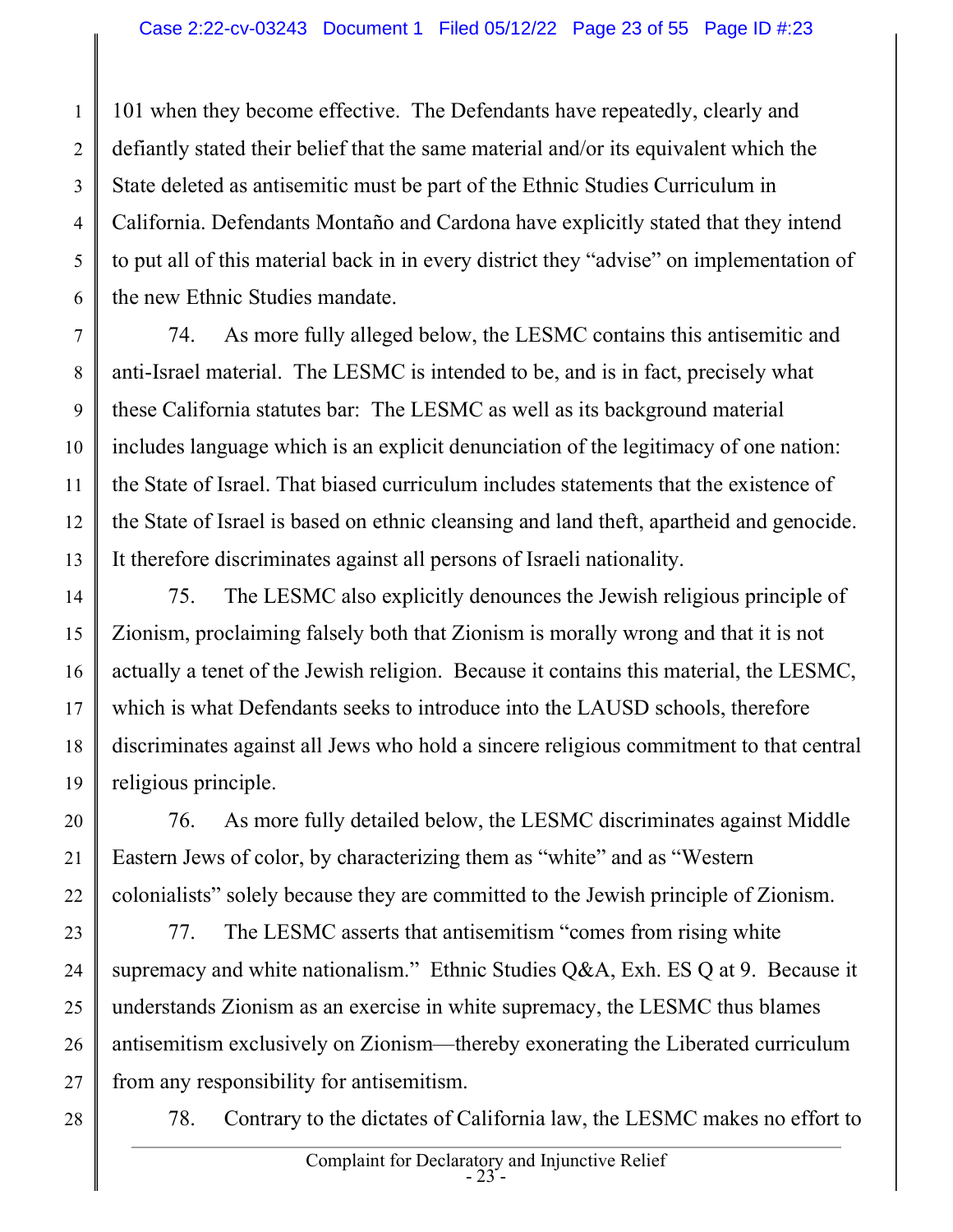101 when they become effective. The Defendants have repeatedly, clearly and defiantly stated their belief that the same material and/or its equivalent which the State deleted as antisemitic must be part of the Ethnic Studies Curriculum in California. Defendants Montaño and Cardona have explicitly stated that they intend to put all of this material back in in every district they "advise" on implementation of the new Ethnic Studies mandate.

74. As more fully alleged below, the LESMC contains this antisemitic and anti-Israel material. The LESMC is intended to be, and is in fact, precisely what these California statutes bar: The LESMC as well as its background material includes language which is an explicit denunciation of the legitimacy of one nation: the State of Israel. That biased curriculum includes statements that the existence of the State of Israel is based on ethnic cleansing and land theft, apartheid and genocide. It therefore discriminates against all persons of Israeli nationality.

75. The LESMC also explicitly denounces the Jewish religious principle of Zionism, proclaiming falsely both that Zionism is morally wrong and that it is not actually a tenet of the Jewish religion. Because it contains this material, the LESMC, which is what Defendants seeks to introduce into the LAUSD schools, therefore discriminates against all Jews who hold a sincere religious commitment to that central religious principle.

76. As more fully detailed below, the LESMC discriminates against Middle Eastern Jews of color, by characterizing them as "white" and as "Western colonialists" solely because they are committed to the Jewish principle of Zionism.

77. The LESMC asserts that antisemitism "comes from rising white supremacy and white nationalism." Ethnic Studies Q&A, Exh. ES Q at 9. Because it understands Zionism as an exercise in white supremacy, the LESMC thus blames antisemitism exclusively on Zionism—thereby exonerating the Liberated curriculum from any responsibility for antisemitism.

78. Contrary to the dictates of California law, the LESMC makes no effort to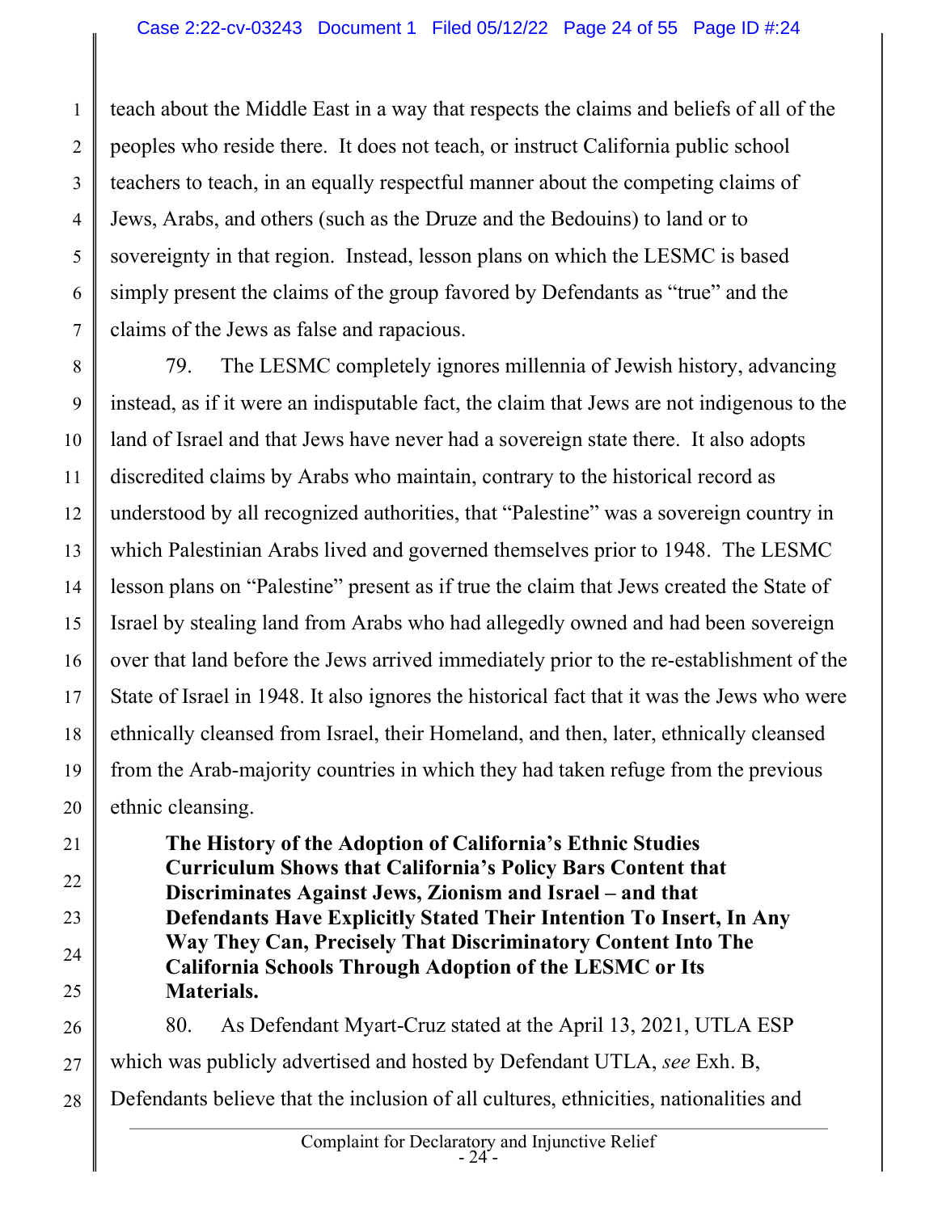teach about the Middle East in a way that respects the claims and beliefs of all of the peoples who reside there. It does not teach, or instruct California public school teachers to teach, in an equally respectful manner about the competing claims of Jews, Arabs, and others (such as the Druze and the Bedouins) to land or to sovereignty in that region. Instead, lesson plans on which the LESMC is based simply present the claims of the group favored by Defendants as "true" and the claims of the Jews as false and rapacious.

79. The LESMC completely ignores millennia of Jewish history, advancing instead, as if it were an indisputable fact, the claim that Jews are not indigenous to the land of Israel and that Jews have never had a sovereign state there. It also adopts discredited claims by Arabs who maintain, contrary to the historical record as understood by all recognized authorities, that "Palestine" was a sovereign country in which Palestinian Arabs lived and governed themselves prior to 1948. The LESMC lesson plans on "Palestine" present as if true the claim that Jews created the State of Israel by stealing land from Arabs who had allegedly owned and had been sovereign over that land before the Jews arrived immediately prior to the re-establishment of the State of Israel in 1948. It also ignores the historical fact that it was the Jews who were ethnically cleansed from Israel, their Homeland, and then, later, ethnically cleansed from the Arab-majority countries in which they had taken refuge from the previous ethnic cleansing.

**The History of the Adoption of California's Ethnic Studies Curriculum Shows that California's Policy Bars Content that Discriminates Against Jews, Zionism and Israel – and that Defendants Have Explicitly Stated Their Intention To Insert, In Any Way They Can, Precisely That Discriminatory Content Into The California Schools Through Adoption of the LESMC or Its Materials.**

80. As Defendant Myart-Cruz stated at the April 13, 2021, UTLA ESP which was publicly advertised and hosted by Defendant UTLA, *see* Exh. B, Defendants believe that the inclusion of all cultures, ethnicities, nationalities and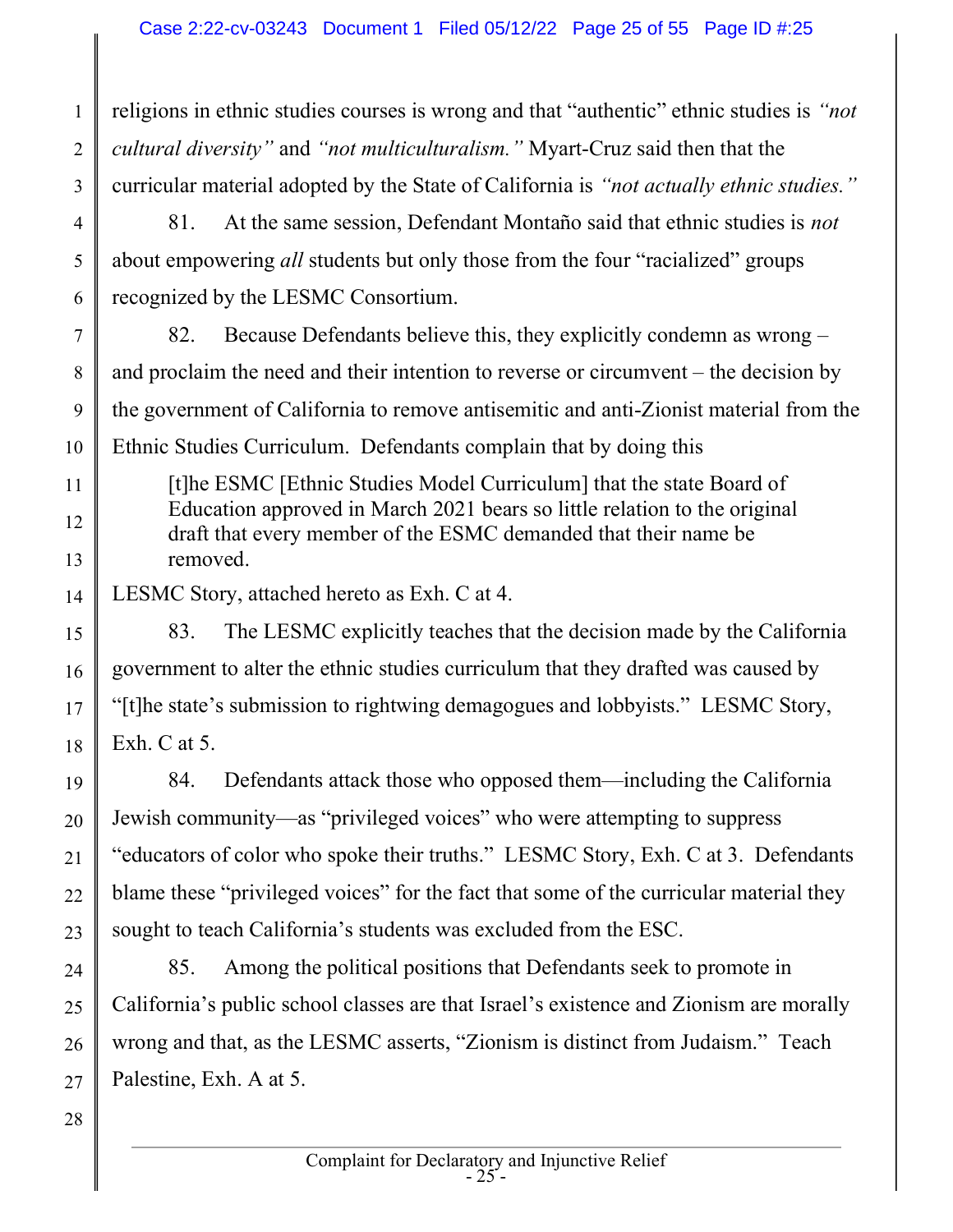religions in ethnic studies courses is wrong and that "authentic" ethnic studies is *"not cultural diversity"* and *"not multiculturalism."* Myart-Cruz said then that the curricular material adopted by the State of California is *"not actually ethnic studies."*

81. At the same session, Defendant Montaño said that ethnic studies is *not* about empowering *all* students but only those from the four "racialized" groups recognized by the LESMC Consortium.

82. Because Defendants believe this, they explicitly condemn as wrong – and proclaim the need and their intention to reverse or circumvent – the decision by the government of California to remove antisemitic and anti-Zionist material from the Ethnic Studies Curriculum. Defendants complain that by doing this

> [t]he ESMC [Ethnic Studies Model Curriculum] that the state Board of Education approved in March 2021 bears so little relation to the original draft that every member of the ESMC demanded that their name be removed.

LESMC Story, attached hereto as Exh. C at 4.

83. The LESMC explicitly teaches that the decision made by the California government to alter the ethnic studies curriculum that they drafted was caused by "[t]he state's submission to rightwing demagogues and lobbyists." LESMC Story, Exh. C at 5.

84. Defendants attack those who opposed them—including the California Jewish community—as "privileged voices" who were attempting to suppress "educators of color who spoke their truths." LESMC Story, Exh. C at 3. Defendants blame these "privileged voices" for the fact that some of the curricular material they sought to teach California's students was excluded from the ESC.

85. Among the political positions that Defendants seek to promote in California's public school classes are that Israel's existence and Zionism are morally wrong and that, as the LESMC asserts, "Zionism is distinct from Judaism." Teach Palestine, Exh. A at 5.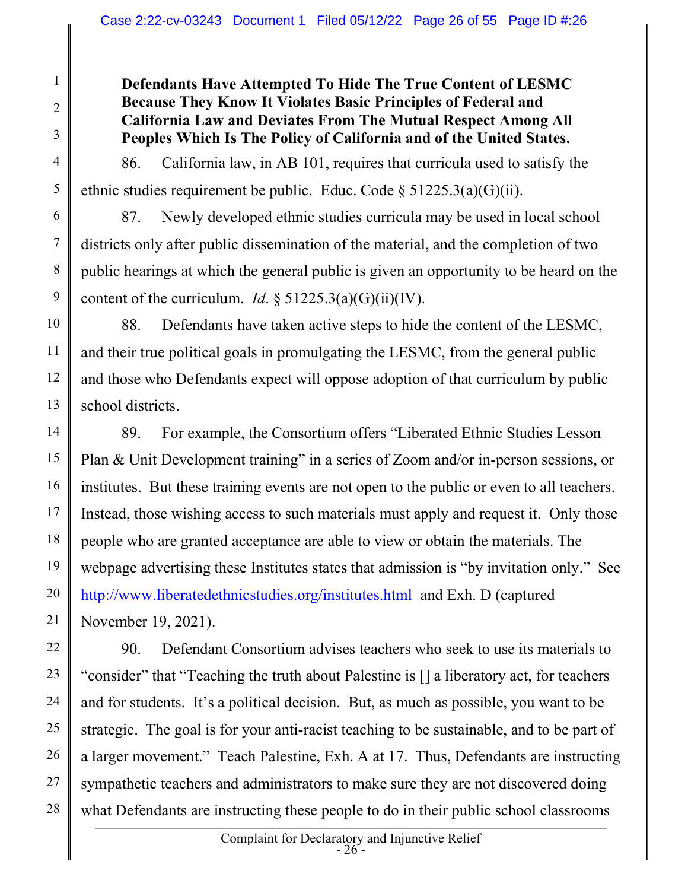**Defendants Have Attempted To Hide The True Content of LESMC Because They Know It Violates Basic Principles of Federal and California Law and Deviates From The Mutual Respect Among All Peoples Which Is The Policy of California and of the United States.**

86. California law, in AB 101, requires that curricula used to satisfy the ethnic studies requirement be public. Educ. Code § 51225.3(a)(G)(ii).

87. Newly developed ethnic studies curricula may be used in local school districts only after public dissemination of the material, and the completion of two public hearings at which the general public is given an opportunity to be heard on the content of the curriculum. *Id*. § 51225.3(a)(G)(ii)(IV).

88. Defendants have taken active steps to hide the content of the LESMC, and their true political goals in promulgating the LESMC, from the general public and those who Defendants expect will oppose adoption of that curriculum by public school districts.

89. For example, the Consortium offers "Liberated Ethnic Studies Lesson Plan & Unit Development training" in a series of Zoom and/or in-person sessions, or institutes. But these training events are not open to the public or even to all teachers. Instead, those wishing access to such materials must apply and request it. Only those people who are granted acceptance are able to view or obtain the materials. The webpage advertising these Institutes states that admission is "by invitation only." See http://www.liberatedethnicstudies.org/institutes.html and Exh. D (captured November 19, 2021).

90. Defendant Consortium advises teachers who seek to use its materials to "consider" that "Teaching the truth about Palestine is [] a liberatory act, for teachers and for students. It's a political decision. But, as much as possible, you want to be strategic. The goal is for your anti-racist teaching to be sustainable, and to be part of a larger movement." Teach Palestine, Exh. A at 17. Thus, Defendants are instructing sympathetic teachers and administrators to make sure they are not discovered doing what Defendants are instructing these people to do in their public school classrooms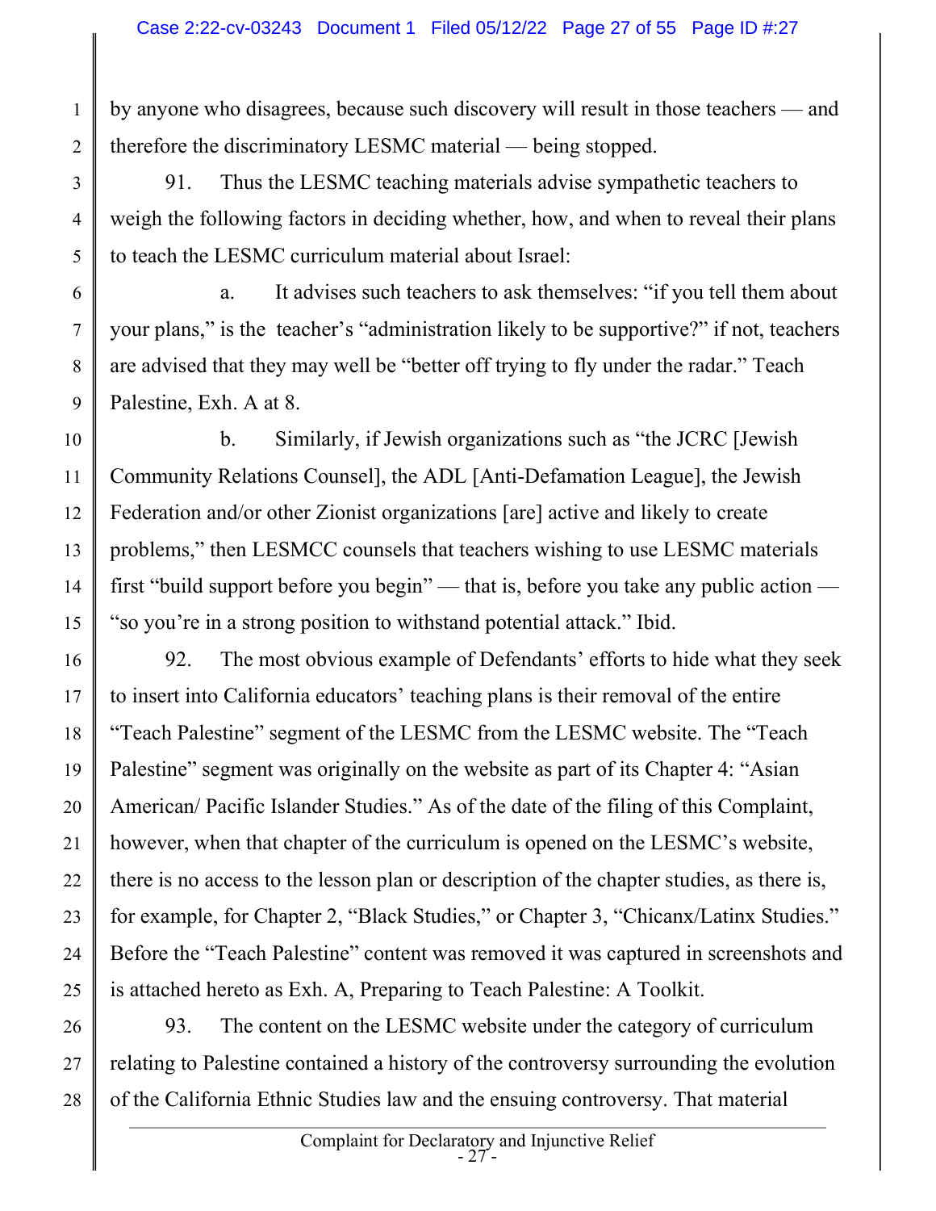by anyone who disagrees, because such discovery will result in those teachers — and therefore the discriminatory LESMC material — being stopped.

91. Thus the LESMC teaching materials advise sympathetic teachers to weigh the following factors in deciding whether, how, and when to reveal their plans to teach the LESMC curriculum material about Israel:

a. It advises such teachers to ask themselves: "if you tell them about your plans," is the teacher's "administration likely to be supportive?" if not, teachers are advised that they may well be "better off trying to fly under the radar." Teach Palestine, Exh. A at 8.

b. Similarly, if Jewish organizations such as "the JCRC [Jewish Community Relations Counsel], the ADL [Anti-Defamation League], the Jewish Federation and/or other Zionist organizations [are] active and likely to create problems," then LESMCC counsels that teachers wishing to use LESMC materials first "build support before you begin" — that is, before you take any public action — "so you're in a strong position to withstand potential attack." Ibid.

92. The most obvious example of Defendants' efforts to hide what they seek to insert into California educators' teaching plans is their removal of the entire "Teach Palestine" segment of the LESMC from the LESMC website. The "Teach Palestine" segment was originally on the website as part of its Chapter 4: "Asian American/ Pacific Islander Studies." As of the date of the filing of this Complaint, however, when that chapter of the curriculum is opened on the LESMC's website, there is no access to the lesson plan or description of the chapter studies, as there is, for example, for Chapter 2, "Black Studies," or Chapter 3, "Chicanx/Latinx Studies." Before the "Teach Palestine" content was removed it was captured in screenshots and is attached hereto as Exh. A, Preparing to Teach Palestine: A Toolkit.

93. The content on the LESMC website under the category of curriculum relating to Palestine contained a history of the controversy surrounding the evolution of the California Ethnic Studies law and the ensuing controversy. That material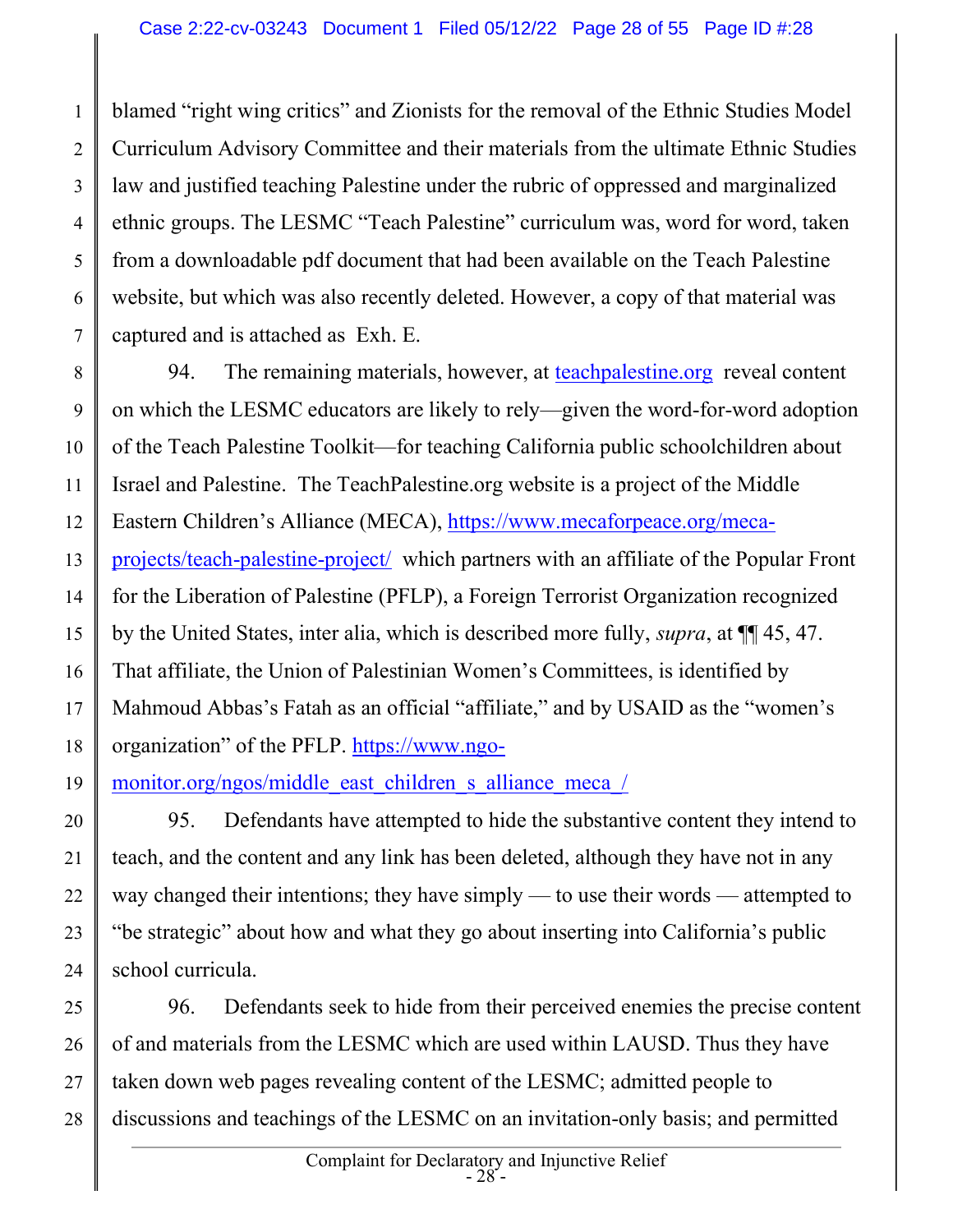blamed "right wing critics" and Zionists for the removal of the Ethnic Studies Model Curriculum Advisory Committee and their materials from the ultimate Ethnic Studies law and justified teaching Palestine under the rubric of oppressed and marginalized ethnic groups. The LESMC "Teach Palestine" curriculum was, word for word, taken from a downloadable pdf document that had been available on the Teach Palestine website, but which was also recently deleted. However, a copy of that material was captured and is attached as Exh. E.

94. The remaining materials, however, at [teachpalestine.org](teachpalestine.org) reveal content on which the LESMC educators are likely to rely—given the word-for-word adoption of the Teach Palestine Toolkit—for teaching California public schoolchildren about Israel and Palestine. The TeachPalestine.org website is a project of the Middle Eastern Children's Alliance (MECA), [https://www.mecaforpeace.org/meca-projects/teach-palestine-project/](https://www.mecaforpeace.org/meca-projects/teach-palestine-project/) which partners with an affiliate of the Popular Front for the Liberation of Palestine (PFLP), a Foreign Terrorist Organization recognized by the United States, inter alia, which is described more fully, *supra*, at ¶¶ 45, 47. That affiliate, the Union of Palestinian Women's Committees, is identified by Mahmoud Abbas's Fatah as an official "affiliate," and by USAID as the "women's organization" of the PFLP. [https://www.ngo-monitor.org/ngos/middle_east_children_s_alliance_meca_/](https://www.ngo-monitor.org/ngos/middle_east_children_s_alliance_meca_/)

95. Defendants have attempted to hide the substantive content they intend to teach, and the content and any link has been deleted, although they have not in any way changed their intentions; they have simply — to use their words — attempted to "be strategic" about how and what they go about inserting into California's public school curricula.

96. Defendants seek to hide from their perceived enemies the precise content of and materials from the LESMC which are used within LAUSD. Thus they have taken down web pages revealing content of the LESMC; admitted people to discussions and teachings of the LESMC on an invitation-only basis; and permitted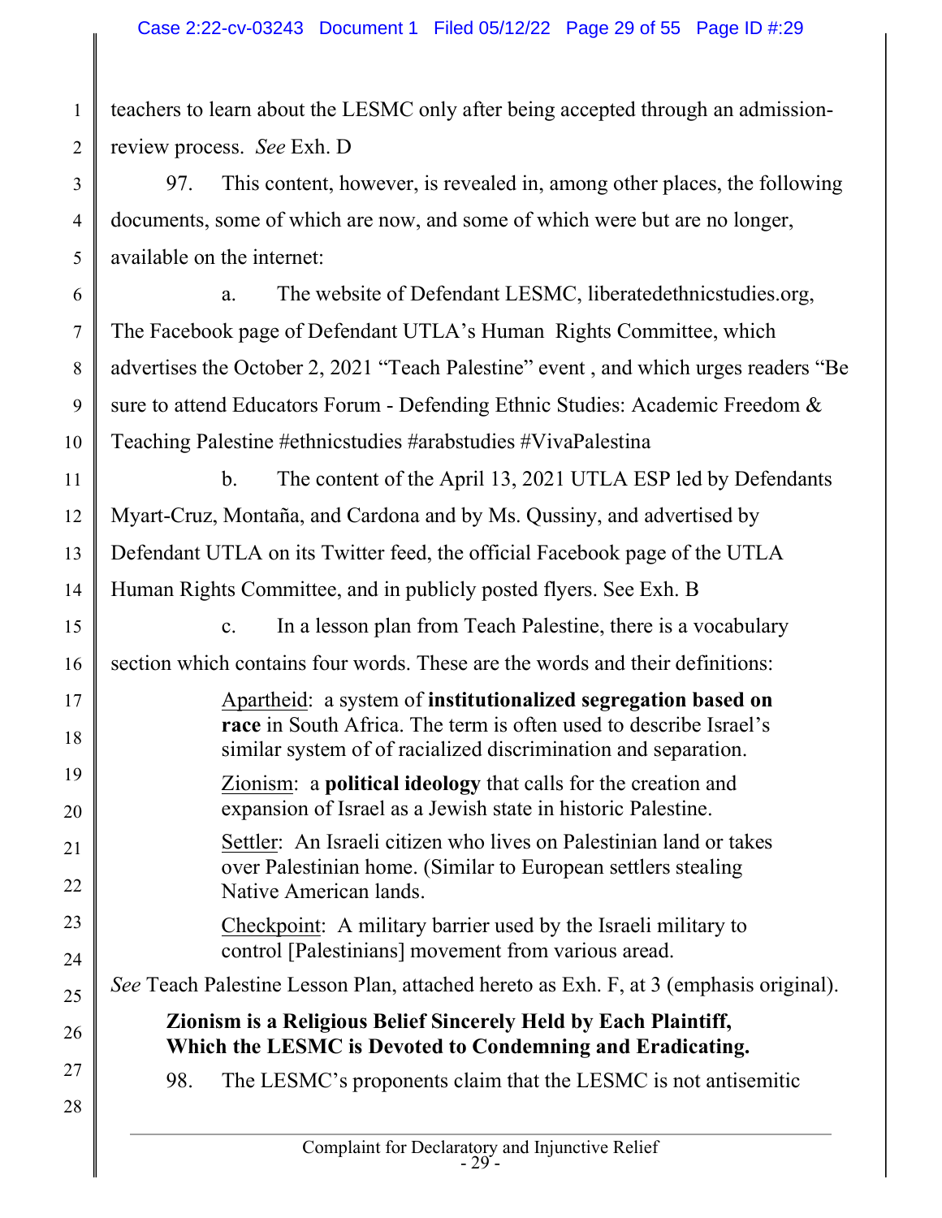teachers to learn about the LESMC only after being accepted through an admission-review process. *See* Exh. D

97. This content, however, is revealed in, among other places, the following documents, some of which are now, and some of which were but are no longer, available on the internet:

a. The website of Defendant LESMC, liberatedethnicstudies.org, The Facebook page of Defendant UTLA's Human Rights Committee, which advertises the October 2, 2021 "Teach Palestine" event , and which urges readers "Be sure to attend Educators Forum - Defending Ethnic Studies: Academic Freedom & Teaching Palestine #ethnicstudies #arabstudies #VivaPalestina

b. The content of the April 13, 2021 UTLA ESP led by Defendants Myart-Cruz, Montaña, and Cardona and by Ms. Qussiny, and advertised by Defendant UTLA on its Twitter feed, the official Facebook page of the UTLA Human Rights Committee, and in publicly posted flyers. See Exh. B

c. In a lesson plan from Teach Palestine, there is a vocabulary section which contains four words. These are the words and their definitions:

> Apartheid: a system of **institutionalized segregation based on race** in South Africa. The term is often used to describe Israel's similar system of of racialized discrimination and separation.
>
> Zionism: a **political ideology** that calls for the creation and expansion of Israel as a Jewish state in historic Palestine.
>
> Settler: An Israeli citizen who lives on Palestinian land or takes over Palestinian home. (Similar to European settlers stealing Native American lands.
>
> Checkpoint: A military barrier used by the Israeli military to control [Palestinians] movement from various aread.

*See* Teach Palestine Lesson Plan, attached hereto as Exh. F, at 3 (emphasis original).

**Zionism is a Religious Belief Sincerely Held by Each Plaintiff, Which the LESMC is Devoted to Condemning and Eradicating.**

98. The LESMC's proponents claim that the LESMC is not antisemitic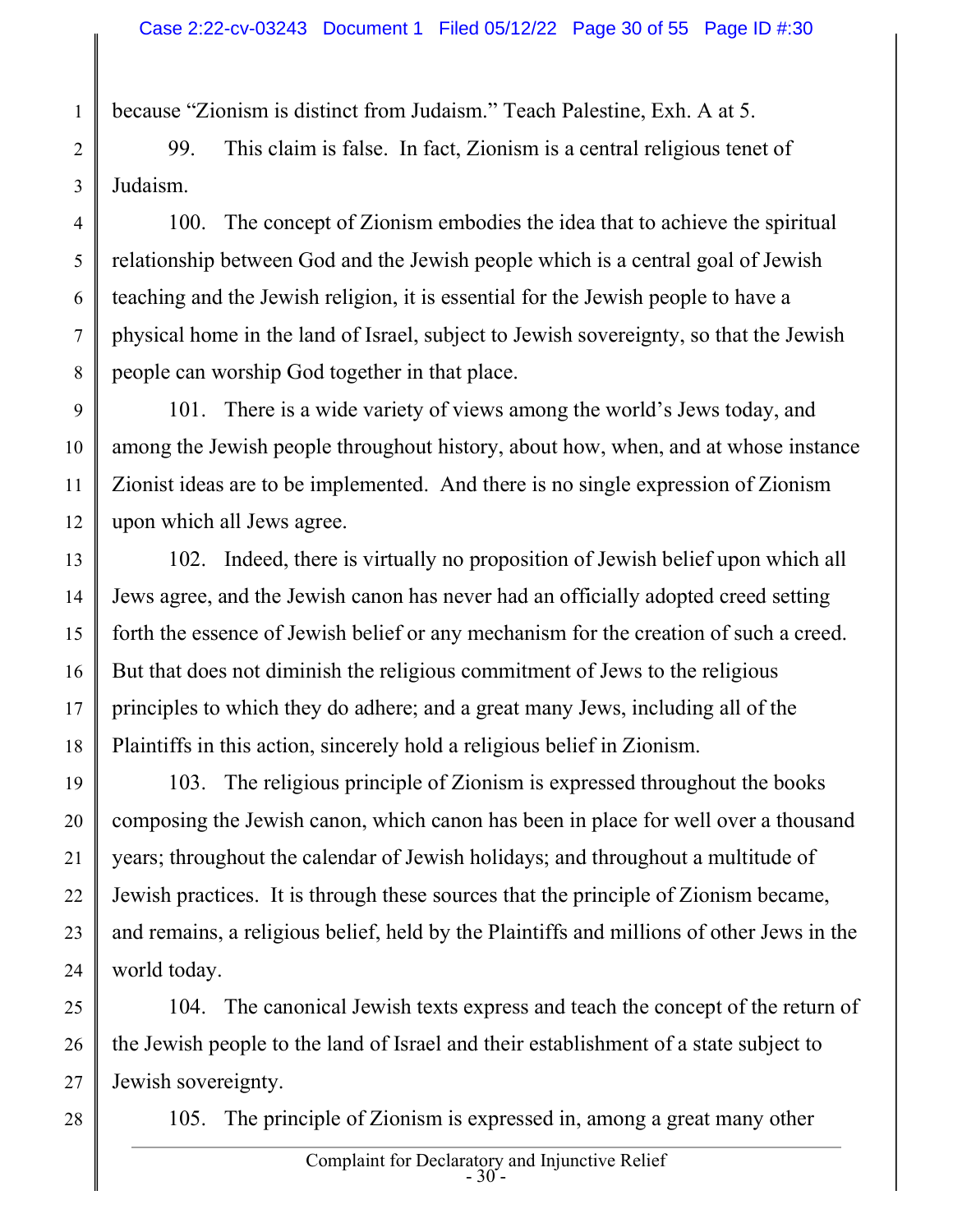because "Zionism is distinct from Judaism." Teach Palestine, Exh. A at 5.

99. This claim is false. In fact, Zionism is a central religious tenet of Judaism.

100. The concept of Zionism embodies the idea that to achieve the spiritual relationship between God and the Jewish people which is a central goal of Jewish teaching and the Jewish religion, it is essential for the Jewish people to have a physical home in the land of Israel, subject to Jewish sovereignty, so that the Jewish people can worship God together in that place.

101. There is a wide variety of views among the world's Jews today, and among the Jewish people throughout history, about how, when, and at whose instance Zionist ideas are to be implemented. And there is no single expression of Zionism upon which all Jews agree.

102. Indeed, there is virtually no proposition of Jewish belief upon which all Jews agree, and the Jewish canon has never had an officially adopted creed setting forth the essence of Jewish belief or any mechanism for the creation of such a creed. But that does not diminish the religious commitment of Jews to the religious principles to which they do adhere; and a great many Jews, including all of the Plaintiffs in this action, sincerely hold a religious belief in Zionism.

103. The religious principle of Zionism is expressed throughout the books composing the Jewish canon, which canon has been in place for well over a thousand years; throughout the calendar of Jewish holidays; and throughout a multitude of Jewish practices. It is through these sources that the principle of Zionism became, and remains, a religious belief, held by the Plaintiffs and millions of other Jews in the world today.

104. The canonical Jewish texts express and teach the concept of the return of the Jewish people to the land of Israel and their establishment of a state subject to Jewish sovereignty.

105. The principle of Zionism is expressed in, among a great many other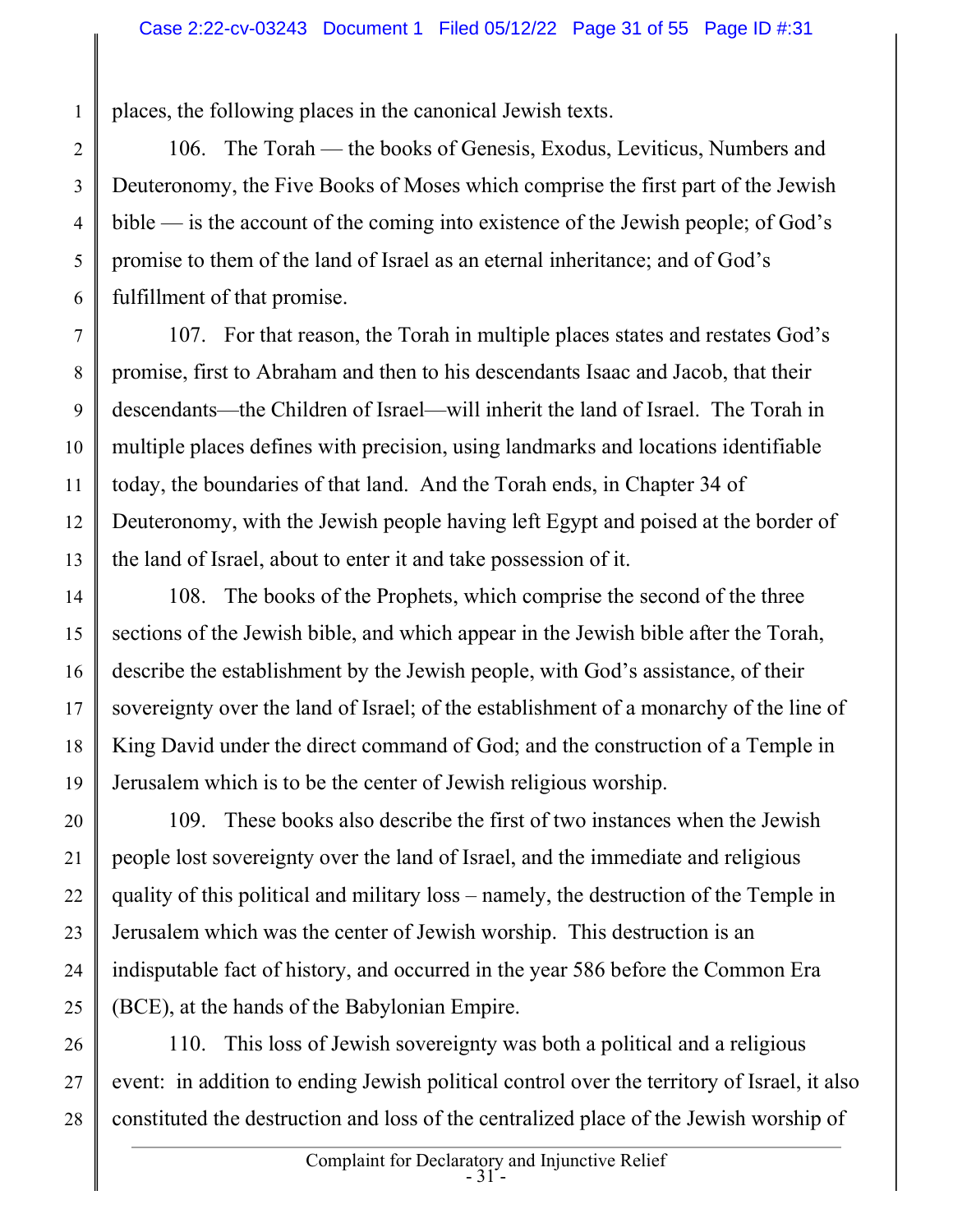places, the following places in the canonical Jewish texts.

106. The Torah — the books of Genesis, Exodus, Leviticus, Numbers and Deuteronomy, the Five Books of Moses which comprise the first part of the Jewish bible — is the account of the coming into existence of the Jewish people; of God's promise to them of the land of Israel as an eternal inheritance; and of God's fulfillment of that promise.

107. For that reason, the Torah in multiple places states and restates God's promise, first to Abraham and then to his descendants Isaac and Jacob, that their descendants—the Children of Israel—will inherit the land of Israel. The Torah in multiple places defines with precision, using landmarks and locations identifiable today, the boundaries of that land. And the Torah ends, in Chapter 34 of Deuteronomy, with the Jewish people having left Egypt and poised at the border of the land of Israel, about to enter it and take possession of it.

108. The books of the Prophets, which comprise the second of the three sections of the Jewish bible, and which appear in the Jewish bible after the Torah, describe the establishment by the Jewish people, with God's assistance, of their sovereignty over the land of Israel; of the establishment of a monarchy of the line of King David under the direct command of God; and the construction of a Temple in Jerusalem which is to be the center of Jewish religious worship.

109. These books also describe the first of two instances when the Jewish people lost sovereignty over the land of Israel, and the immediate and religious quality of this political and military loss – namely, the destruction of the Temple in Jerusalem which was the center of Jewish worship. This destruction is an indisputable fact of history, and occurred in the year 586 before the Common Era (BCE), at the hands of the Babylonian Empire.

110. This loss of Jewish sovereignty was both a political and a religious event: in addition to ending Jewish political control over the territory of Israel, it also constituted the destruction and loss of the centralized place of the Jewish worship of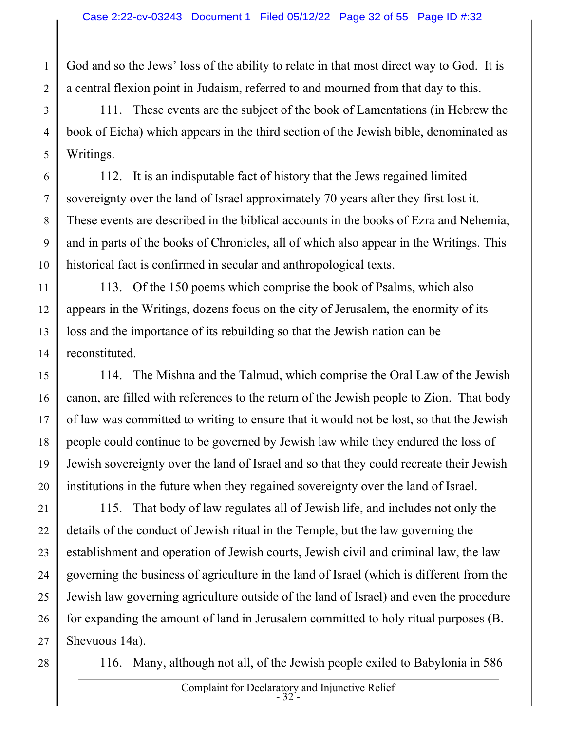God and so the Jews' loss of the ability to relate in that most direct way to God. It is a central flexion point in Judaism, referred to and mourned from that day to this.

111. These events are the subject of the book of Lamentations (in Hebrew the book of Eicha) which appears in the third section of the Jewish bible, denominated as Writings.

112. It is an indisputable fact of history that the Jews regained limited sovereignty over the land of Israel approximately 70 years after they first lost it. These events are described in the biblical accounts in the books of Ezra and Nehemia, and in parts of the books of Chronicles, all of which also appear in the Writings. This historical fact is confirmed in secular and anthropological texts.

113. Of the 150 poems which comprise the book of Psalms, which also appears in the Writings, dozens focus on the city of Jerusalem, the enormity of its loss and the importance of its rebuilding so that the Jewish nation can be reconstituted.

114. The Mishna and the Talmud, which comprise the Oral Law of the Jewish canon, are filled with references to the return of the Jewish people to Zion. That body of law was committed to writing to ensure that it would not be lost, so that the Jewish people could continue to be governed by Jewish law while they endured the loss of Jewish sovereignty over the land of Israel and so that they could recreate their Jewish institutions in the future when they regained sovereignty over the land of Israel.

115. That body of law regulates all of Jewish life, and includes not only the details of the conduct of Jewish ritual in the Temple, but the law governing the establishment and operation of Jewish courts, Jewish civil and criminal law, the law governing the business of agriculture in the land of Israel (which is different from the Jewish law governing agriculture outside of the land of Israel) and even the procedure for expanding the amount of land in Jerusalem committed to holy ritual purposes (B. Shevuous 14a).

116. Many, although not all, of the Jewish people exiled to Babylonia in 586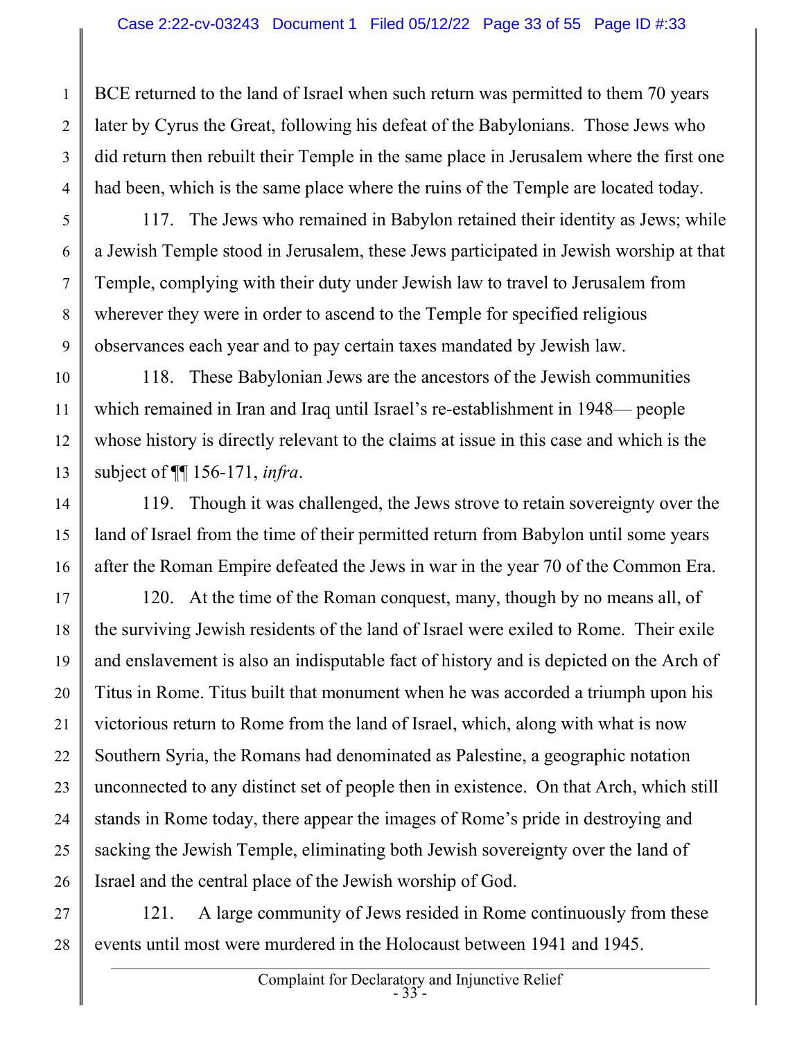BCE returned to the land of Israel when such return was permitted to them 70 years later by Cyrus the Great, following his defeat of the Babylonians. Those Jews who did return then rebuilt their Temple in the same place in Jerusalem where the first one had been, which is the same place where the ruins of the Temple are located today.

117. The Jews who remained in Babylon retained their identity as Jews; while a Jewish Temple stood in Jerusalem, these Jews participated in Jewish worship at that Temple, complying with their duty under Jewish law to travel to Jerusalem from wherever they were in order to ascend to the Temple for specified religious observances each year and to pay certain taxes mandated by Jewish law.

118. These Babylonian Jews are the ancestors of the Jewish communities which remained in Iran and Iraq until Israel's re-establishment in 1948— people whose history is directly relevant to the claims at issue in this case and which is the subject of ¶¶ 156-171, *infra*.

119. Though it was challenged, the Jews strove to retain sovereignty over the land of Israel from the time of their permitted return from Babylon until some years after the Roman Empire defeated the Jews in war in the year 70 of the Common Era.

120. At the time of the Roman conquest, many, though by no means all, of the surviving Jewish residents of the land of Israel were exiled to Rome. Their exile and enslavement is also an indisputable fact of history and is depicted on the Arch of Titus in Rome. Titus built that monument when he was accorded a triumph upon his victorious return to Rome from the land of Israel, which, along with what is now Southern Syria, the Romans had denominated as Palestine, a geographic notation unconnected to any distinct set of people then in existence. On that Arch, which still stands in Rome today, there appear the images of Rome's pride in destroying and sacking the Jewish Temple, eliminating both Jewish sovereignty over the land of Israel and the central place of the Jewish worship of God.

121. A large community of Jews resided in Rome continuously from these events until most were murdered in the Holocaust between 1941 and 1945.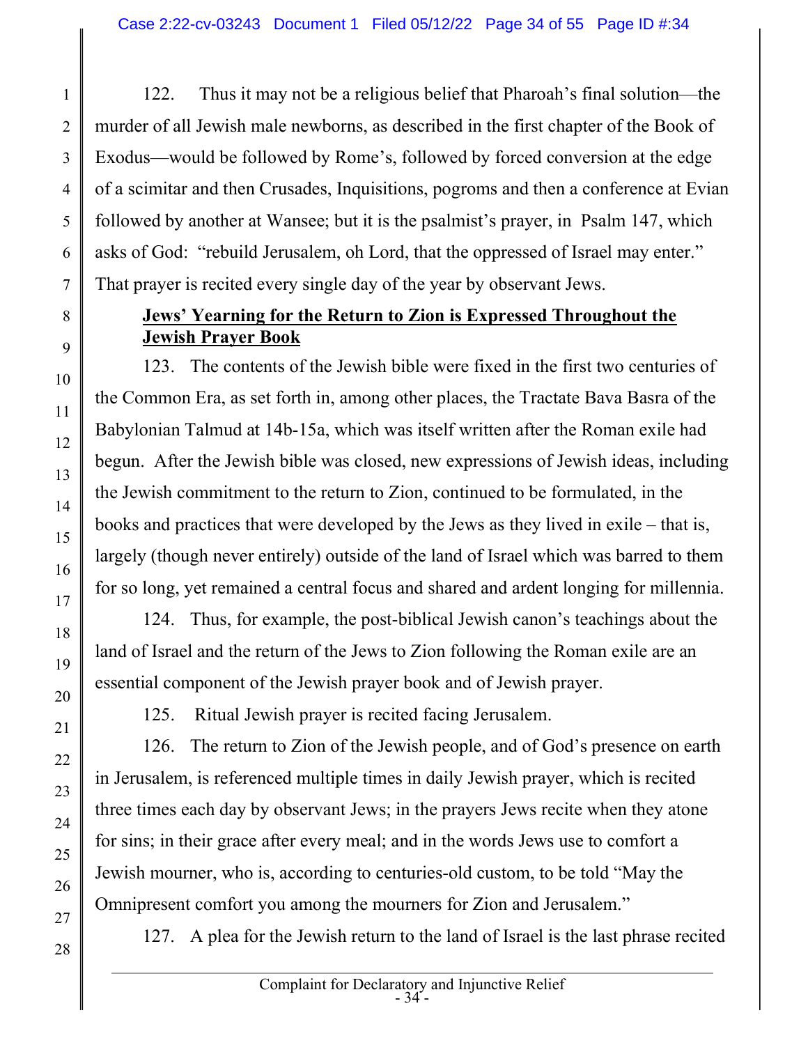122. Thus it may not be a religious belief that Pharoah's final solution—the murder of all Jewish male newborns, as described in the first chapter of the Book of Exodus—would be followed by Rome's, followed by forced conversion at the edge of a scimitar and then Crusades, Inquisitions, pogroms and then a conference at Evian followed by another at Wansee; but it is the psalmist's prayer, in Psalm 147, which asks of God: "rebuild Jerusalem, oh Lord, that the oppressed of Israel may enter." That prayer is recited every single day of the year by observant Jews.

**<u>Jews' Yearning for the Return to Zion is Expressed Throughout the Jewish Prayer Book</u>**

123. The contents of the Jewish bible were fixed in the first two centuries of the Common Era, as set forth in, among other places, the Tractate Bava Basra of the Babylonian Talmud at 14b-15a, which was itself written after the Roman exile had begun. After the Jewish bible was closed, new expressions of Jewish ideas, including the Jewish commitment to the return to Zion, continued to be formulated, in the books and practices that were developed by the Jews as they lived in exile – that is, largely (though never entirely) outside of the land of Israel which was barred to them for so long, yet remained a central focus and shared and ardent longing for millennia.

124. Thus, for example, the post-biblical Jewish canon's teachings about the land of Israel and the return of the Jews to Zion following the Roman exile are an essential component of the Jewish prayer book and of Jewish prayer.

125. Ritual Jewish prayer is recited facing Jerusalem.

126. The return to Zion of the Jewish people, and of God's presence on earth in Jerusalem, is referenced multiple times in daily Jewish prayer, which is recited three times each day by observant Jews; in the prayers Jews recite when they atone for sins; in their grace after every meal; and in the words Jews use to comfort a Jewish mourner, who is, according to centuries-old custom, to be told "May the Omnipresent comfort you among the mourners for Zion and Jerusalem."

127. A plea for the Jewish return to the land of Israel is the last phrase recited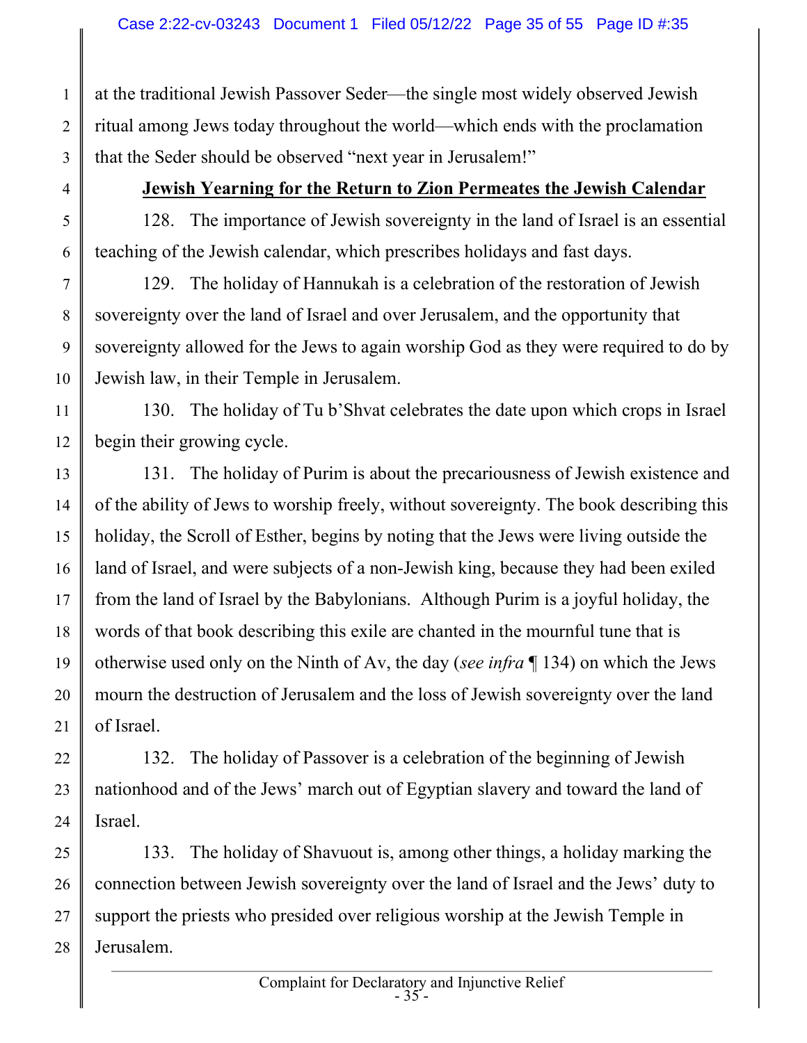at the traditional Jewish Passover Seder—the single most widely observed Jewish ritual among Jews today throughout the world—which ends with the proclamation that the Seder should be observed "next year in Jerusalem!"

**<u>Jewish Yearning for the Return to Zion Permeates the Jewish Calendar</u>**

128. The importance of Jewish sovereignty in the land of Israel is an essential teaching of the Jewish calendar, which prescribes holidays and fast days.

129. The holiday of Hannukah is a celebration of the restoration of Jewish sovereignty over the land of Israel and over Jerusalem, and the opportunity that sovereignty allowed for the Jews to again worship God as they were required to do by Jewish law, in their Temple in Jerusalem.

130. The holiday of Tu b'Shvat celebrates the date upon which crops in Israel begin their growing cycle.

131. The holiday of Purim is about the precariousness of Jewish existence and of the ability of Jews to worship freely, without sovereignty. The book describing this holiday, the Scroll of Esther, begins by noting that the Jews were living outside the land of Israel, and were subjects of a non-Jewish king, because they had been exiled from the land of Israel by the Babylonians. Although Purim is a joyful holiday, the words of that book describing this exile are chanted in the mournful tune that is otherwise used only on the Ninth of Av, the day (*see infra* ¶ 134) on which the Jews mourn the destruction of Jerusalem and the loss of Jewish sovereignty over the land of Israel.

132. The holiday of Passover is a celebration of the beginning of Jewish nationhood and of the Jews' march out of Egyptian slavery and toward the land of Israel.

133. The holiday of Shavuout is, among other things, a holiday marking the connection between Jewish sovereignty over the land of Israel and the Jews' duty to support the priests who presided over religious worship at the Jewish Temple in Jerusalem.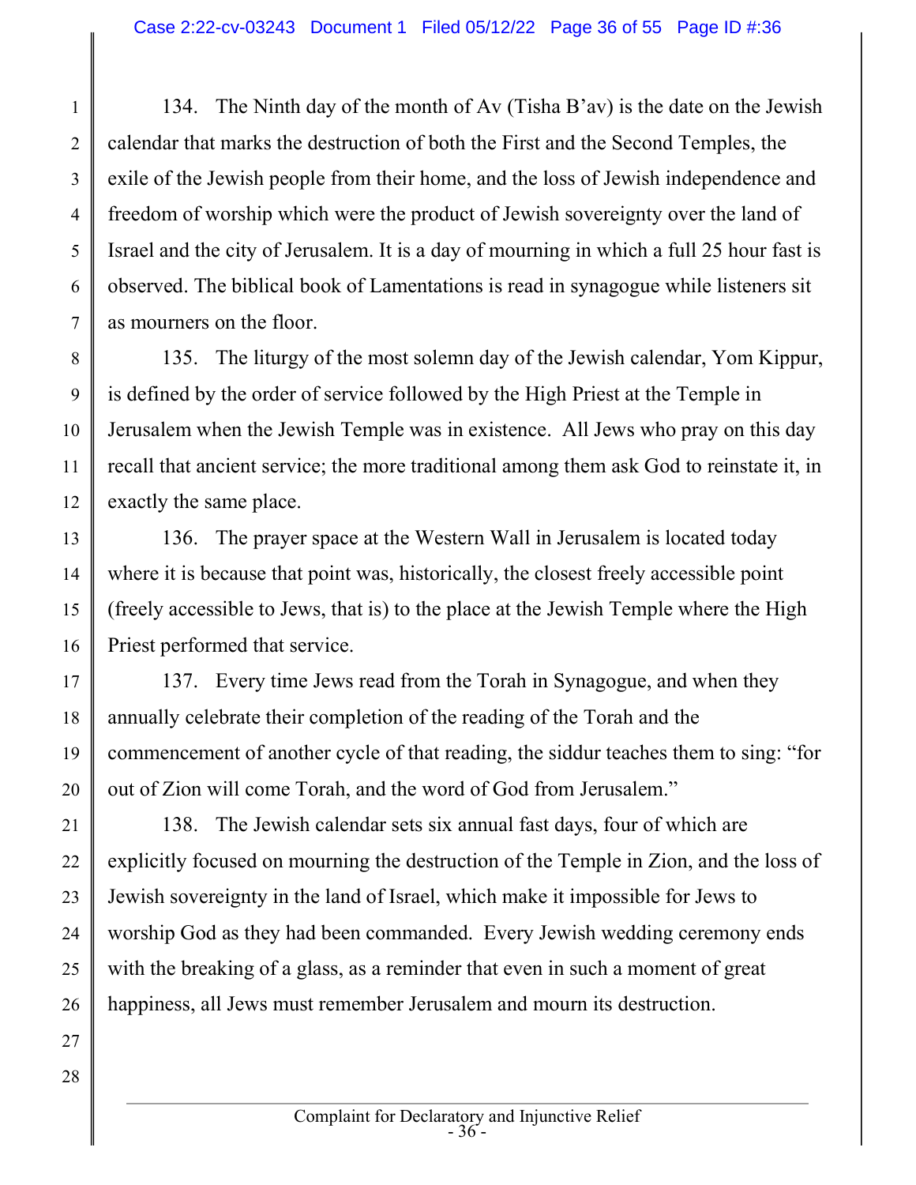134. The Ninth day of the month of Av (Tisha B'av) is the date on the Jewish calendar that marks the destruction of both the First and the Second Temples, the exile of the Jewish people from their home, and the loss of Jewish independence and freedom of worship which were the product of Jewish sovereignty over the land of Israel and the city of Jerusalem. It is a day of mourning in which a full 25 hour fast is observed. The biblical book of Lamentations is read in synagogue while listeners sit as mourners on the floor.

135. The liturgy of the most solemn day of the Jewish calendar, Yom Kippur, is defined by the order of service followed by the High Priest at the Temple in Jerusalem when the Jewish Temple was in existence. All Jews who pray on this day recall that ancient service; the more traditional among them ask God to reinstate it, in exactly the same place.

136. The prayer space at the Western Wall in Jerusalem is located today where it is because that point was, historically, the closest freely accessible point (freely accessible to Jews, that is) to the place at the Jewish Temple where the High Priest performed that service.

137. Every time Jews read from the Torah in Synagogue, and when they annually celebrate their completion of the reading of the Torah and the commencement of another cycle of that reading, the siddur teaches them to sing: "for out of Zion will come Torah, and the word of God from Jerusalem."

138. The Jewish calendar sets six annual fast days, four of which are explicitly focused on mourning the destruction of the Temple in Zion, and the loss of Jewish sovereignty in the land of Israel, which make it impossible for Jews to worship God as they had been commanded. Every Jewish wedding ceremony ends with the breaking of a glass, as a reminder that even in such a moment of great happiness, all Jews must remember Jerusalem and mourn its destruction.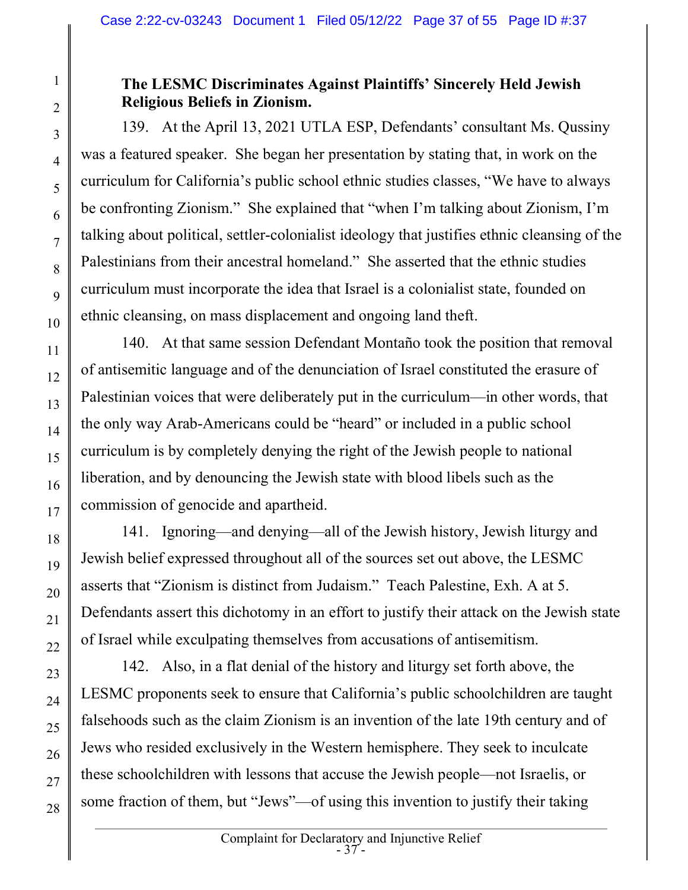**The LESMC Discriminates Against Plaintiffs' Sincerely Held Jewish Religious Beliefs in Zionism.**

139. At the April 13, 2021 UTLA ESP, Defendants' consultant Ms. Qussiny was a featured speaker. She began her presentation by stating that, in work on the curriculum for California's public school ethnic studies classes, "We have to always be confronting Zionism." She explained that "when I'm talking about Zionism, I'm talking about political, settler-colonialist ideology that justifies ethnic cleansing of the Palestinians from their ancestral homeland." She asserted that the ethnic studies curriculum must incorporate the idea that Israel is a colonialist state, founded on ethnic cleansing, on mass displacement and ongoing land theft.

140. At that same session Defendant Montaño took the position that removal of antisemitic language and of the denunciation of Israel constituted the erasure of Palestinian voices that were deliberately put in the curriculum—in other words, that the only way Arab-Americans could be "heard" or included in a public school curriculum is by completely denying the right of the Jewish people to national liberation, and by denouncing the Jewish state with blood libels such as the commission of genocide and apartheid.

141. Ignoring—and denying—all of the Jewish history, Jewish liturgy and Jewish belief expressed throughout all of the sources set out above, the LESMC asserts that "Zionism is distinct from Judaism." Teach Palestine, Exh. A at 5. Defendants assert this dichotomy in an effort to justify their attack on the Jewish state of Israel while exculpating themselves from accusations of antisemitism.

142. Also, in a flat denial of the history and liturgy set forth above, the LESMC proponents seek to ensure that California's public schoolchildren are taught falsehoods such as the claim Zionism is an invention of the late 19th century and of Jews who resided exclusively in the Western hemisphere. They seek to inculcate these schoolchildren with lessons that accuse the Jewish people—not Israelis, or some fraction of them, but "Jews"—of using this invention to justify their taking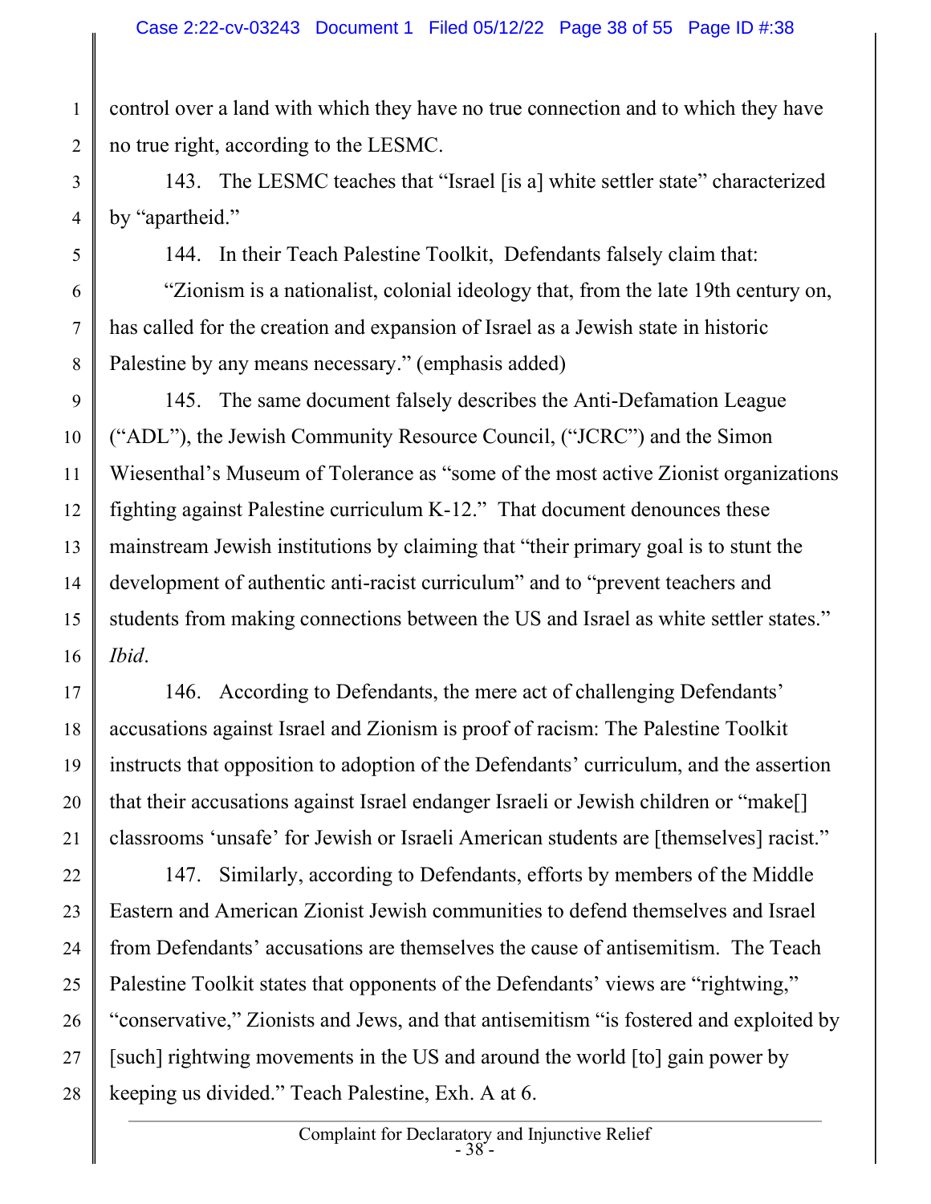control over a land with which they have no true connection and to which they have no true right, according to the LESMC.

143. The LESMC teaches that "Israel [is a] white settler state" characterized by "apartheid."

144. In their Teach Palestine Toolkit, Defendants falsely claim that:

"Zionism is a nationalist, colonial ideology that, from the late 19th century on, has called for the creation and expansion of Israel as a Jewish state in historic Palestine by any means necessary." (emphasis added)

145. The same document falsely describes the Anti-Defamation League ("ADL"), the Jewish Community Resource Council, ("JCRC") and the Simon Wiesenthal's Museum of Tolerance as "some of the most active Zionist organizations fighting against Palestine curriculum K-12." That document denounces these mainstream Jewish institutions by claiming that "their primary goal is to stunt the development of authentic anti-racist curriculum" and to "prevent teachers and students from making connections between the US and Israel as white settler states." *Ibid*.

146. According to Defendants, the mere act of challenging Defendants' accusations against Israel and Zionism is proof of racism: The Palestine Toolkit instructs that opposition to adoption of the Defendants' curriculum, and the assertion that their accusations against Israel endanger Israeli or Jewish children or "make[] classrooms 'unsafe' for Jewish or Israeli American students are [themselves] racist."

147. Similarly, according to Defendants, efforts by members of the Middle Eastern and American Zionist Jewish communities to defend themselves and Israel from Defendants' accusations are themselves the cause of antisemitism. The Teach Palestine Toolkit states that opponents of the Defendants' views are "rightwing," "conservative," Zionists and Jews, and that antisemitism "is fostered and exploited by [such] rightwing movements in the US and around the world [to] gain power by keeping us divided." Teach Palestine, Exh. A at 6.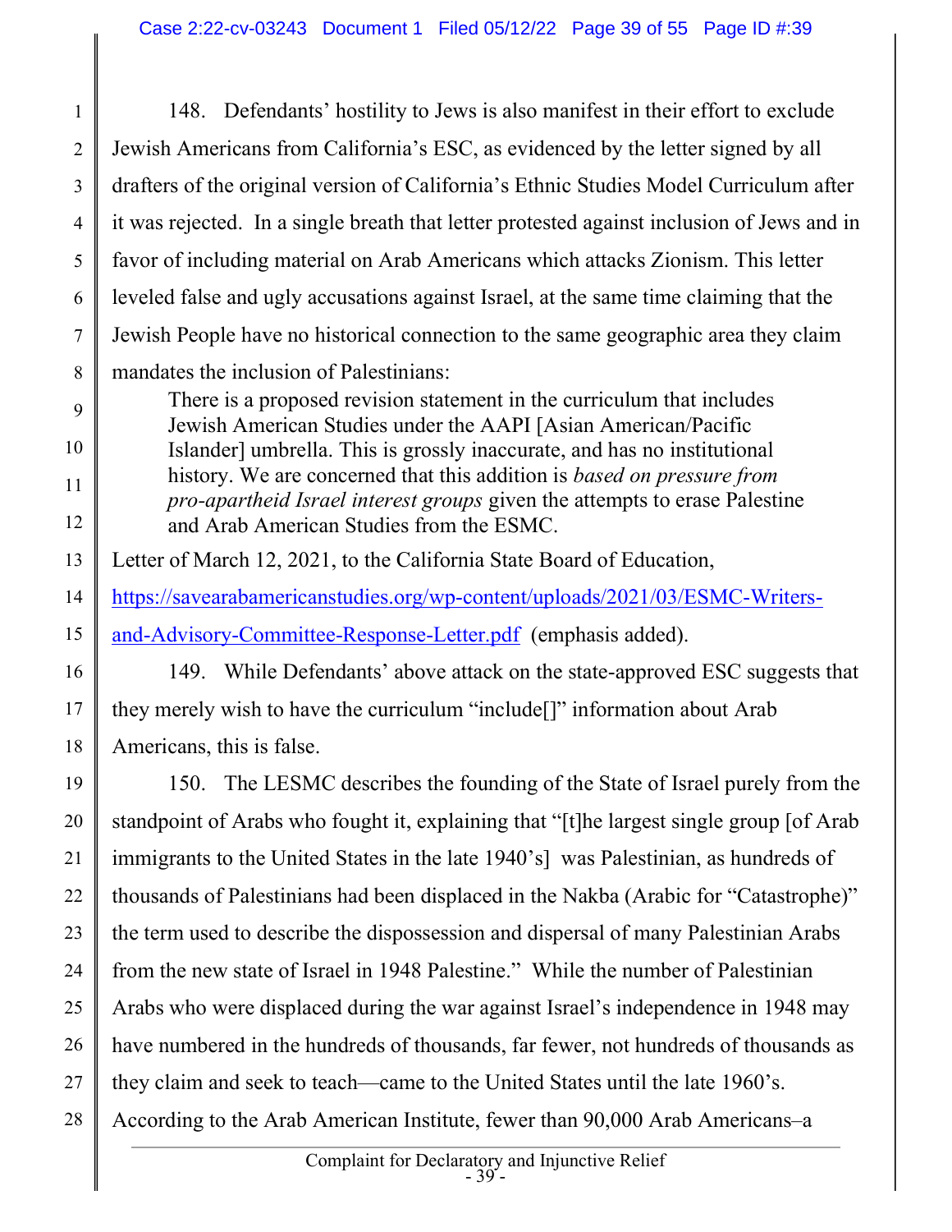148. Defendants' hostility to Jews is also manifest in their effort to exclude Jewish Americans from California's ESC, as evidenced by the letter signed by all drafters of the original version of California's Ethnic Studies Model Curriculum after it was rejected. In a single breath that letter protested against inclusion of Jews and in favor of including material on Arab Americans which attacks Zionism. This letter leveled false and ugly accusations against Israel, at the same time claiming that the Jewish People have no historical connection to the same geographic area they claim mandates the inclusion of Palestinians:

> There is a proposed revision statement in the curriculum that includes Jewish American Studies under the AAPI [Asian American/Pacific Islander] umbrella. This is grossly inaccurate, and has no institutional history. We are concerned that this addition is *based on pressure from pro-apartheid Israel interest groups* given the attempts to erase Palestine and Arab American Studies from the ESMC.

Letter of March 12, 2021, to the California State Board of Education, https://savearabamericanstudies.org/wp-content/uploads/2021/03/ESMC-Writers-and-Advisory-Committee-Response-Letter.pdf (emphasis added).

149. While Defendants' above attack on the state-approved ESC suggests that they merely wish to have the curriculum "include[]" information about Arab Americans, this is false.

150. The LESMC describes the founding of the State of Israel purely from the standpoint of Arabs who fought it, explaining that "[t]he largest single group [of Arab immigrants to the United States in the late 1940's] was Palestinian, as hundreds of thousands of Palestinians had been displaced in the Nakba (Arabic for "Catastrophe)" the term used to describe the dispossession and dispersal of many Palestinian Arabs from the new state of Israel in 1948 Palestine." While the number of Palestinian Arabs who were displaced during the war against Israel's independence in 1948 may have numbered in the hundreds of thousands, far fewer, not hundreds of thousands as they claim and seek to teach—came to the United States until the late 1960's. According to the Arab American Institute, fewer than 90,000 Arab Americans–a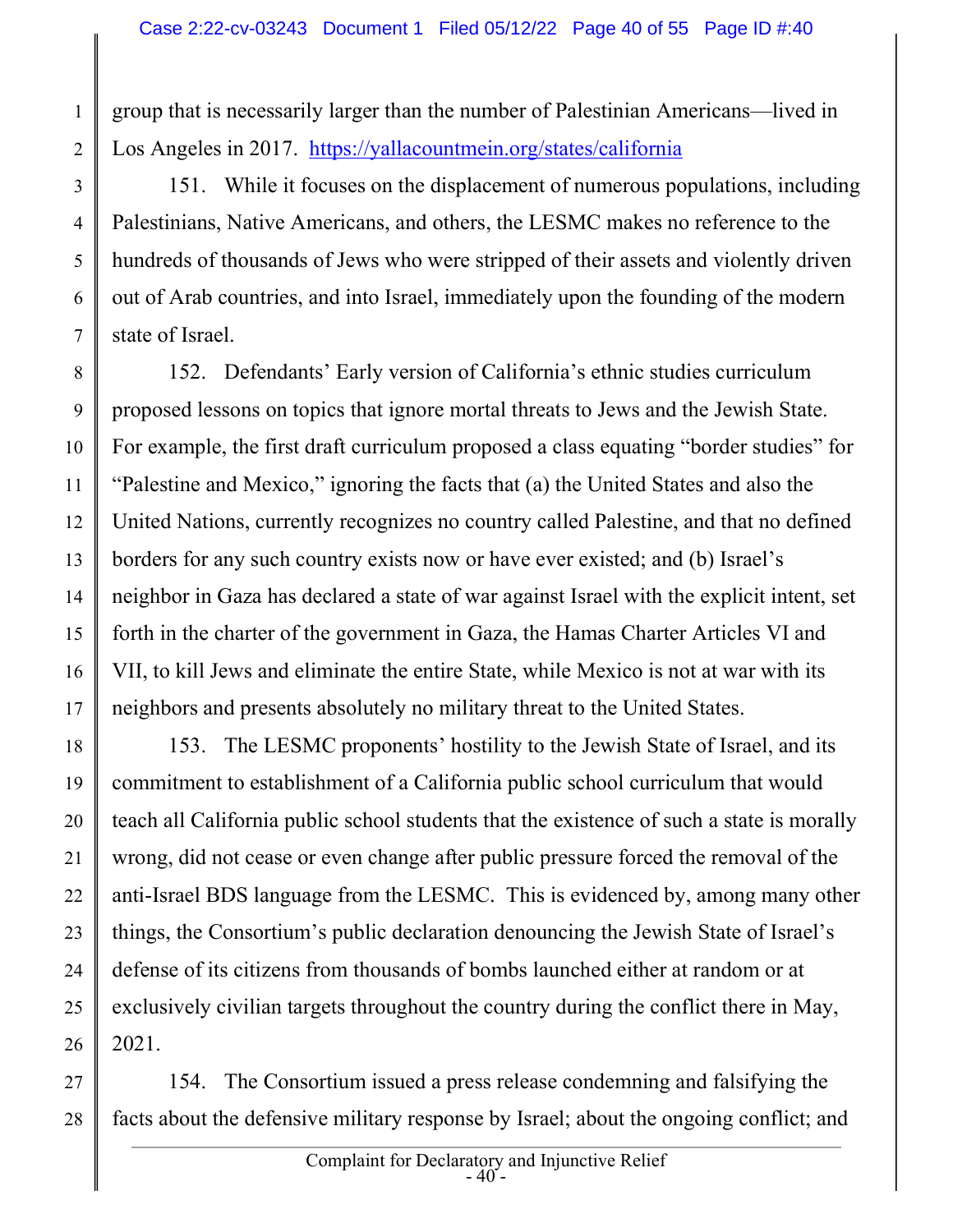group that is necessarily larger than the number of Palestinian Americans—lived in Los Angeles in 2017. https://yallacountmein.org/states/california

151. While it focuses on the displacement of numerous populations, including Palestinians, Native Americans, and others, the LESMC makes no reference to the hundreds of thousands of Jews who were stripped of their assets and violently driven out of Arab countries, and into Israel, immediately upon the founding of the modern state of Israel.

152. Defendants' Early version of California's ethnic studies curriculum proposed lessons on topics that ignore mortal threats to Jews and the Jewish State. For example, the first draft curriculum proposed a class equating "border studies" for "Palestine and Mexico," ignoring the facts that (a) the United States and also the United Nations, currently recognizes no country called Palestine, and that no defined borders for any such country exists now or have ever existed; and (b) Israel's neighbor in Gaza has declared a state of war against Israel with the explicit intent, set forth in the charter of the government in Gaza, the Hamas Charter Articles VI and VII, to kill Jews and eliminate the entire State, while Mexico is not at war with its neighbors and presents absolutely no military threat to the United States.

153. The LESMC proponents' hostility to the Jewish State of Israel, and its commitment to establishment of a California public school curriculum that would teach all California public school students that the existence of such a state is morally wrong, did not cease or even change after public pressure forced the removal of the anti-Israel BDS language from the LESMC. This is evidenced by, among many other things, the Consortium's public declaration denouncing the Jewish State of Israel's defense of its citizens from thousands of bombs launched either at random or at exclusively civilian targets throughout the country during the conflict there in May, 2021.

154. The Consortium issued a press release condemning and falsifying the facts about the defensive military response by Israel; about the ongoing conflict; and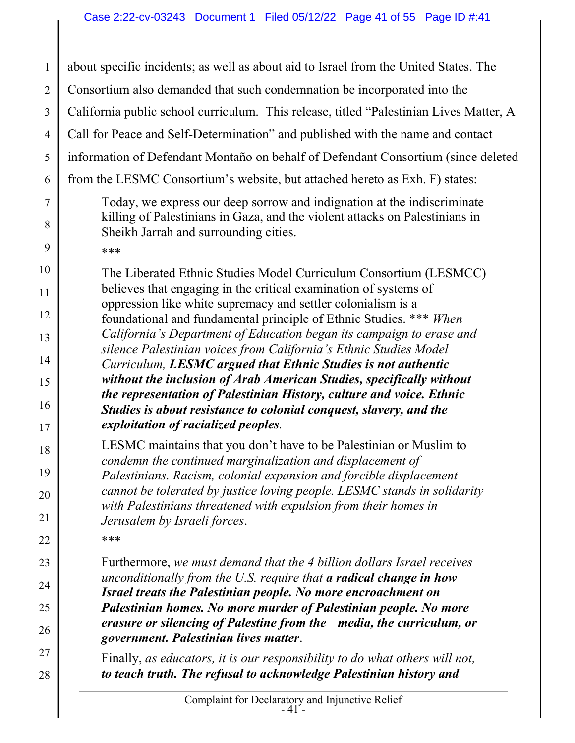about specific incidents; as well as about aid to Israel from the United States. The Consortium also demanded that such condemnation be incorporated into the California public school curriculum. This release, titled "Palestinian Lives Matter, A Call for Peace and Self-Determination" and published with the name and contact information of Defendant Montaño on behalf of Defendant Consortium (since deleted from the LESMC Consortium's website, but attached hereto as Exh. F) states:

> Today, we express our deep sorrow and indignation at the indiscriminate killing of Palestinians in Gaza, and the violent attacks on Palestinians in Sheikh Jarrah and surrounding cities.
>
> ***
>
> The Liberated Ethnic Studies Model Curriculum Consortium (LESMCC) believes that engaging in the critical examination of systems of oppression like white supremacy and settler colonialism is a foundational and fundamental principle of Ethnic Studies. *** *When California's Department of Education began its campaign to erase and silence Palestinian voices from California's Ethnic Studies Model Curriculum,* ***LESMC argued that Ethnic Studies is not authentic without the inclusion of Arab American Studies, specifically without the representation of Palestinian History, culture and voice. Ethnic Studies is about resistance to colonial conquest, slavery, and the exploitation of racialized peoples****.*
>
> LESMC maintains that you don't have to be Palestinian or Muslim to *condemn the continued marginalization and displacement of Palestinians. Racism, colonial expansion and forcible displacement cannot be tolerated by justice loving people. LESMC stands in solidarity with Palestinians threatened with expulsion from their homes in Jerusalem by Israeli forces*.
>
> ***
>
> Furthermore, *we must demand that the 4 billion dollars Israel receives unconditionally from the U.S. require that* ***a radical change in how Israel treats the Palestinian people. No more encroachment on Palestinian homes. No more murder of Palestinian people. No more erasure or silencing of Palestine from the media, the curriculum, or government. Palestinian lives matter***.
>
> Finally, *as educators, it is our responsibility to do what others will not,* ***to teach truth. The refusal to acknowledge Palestinian history and***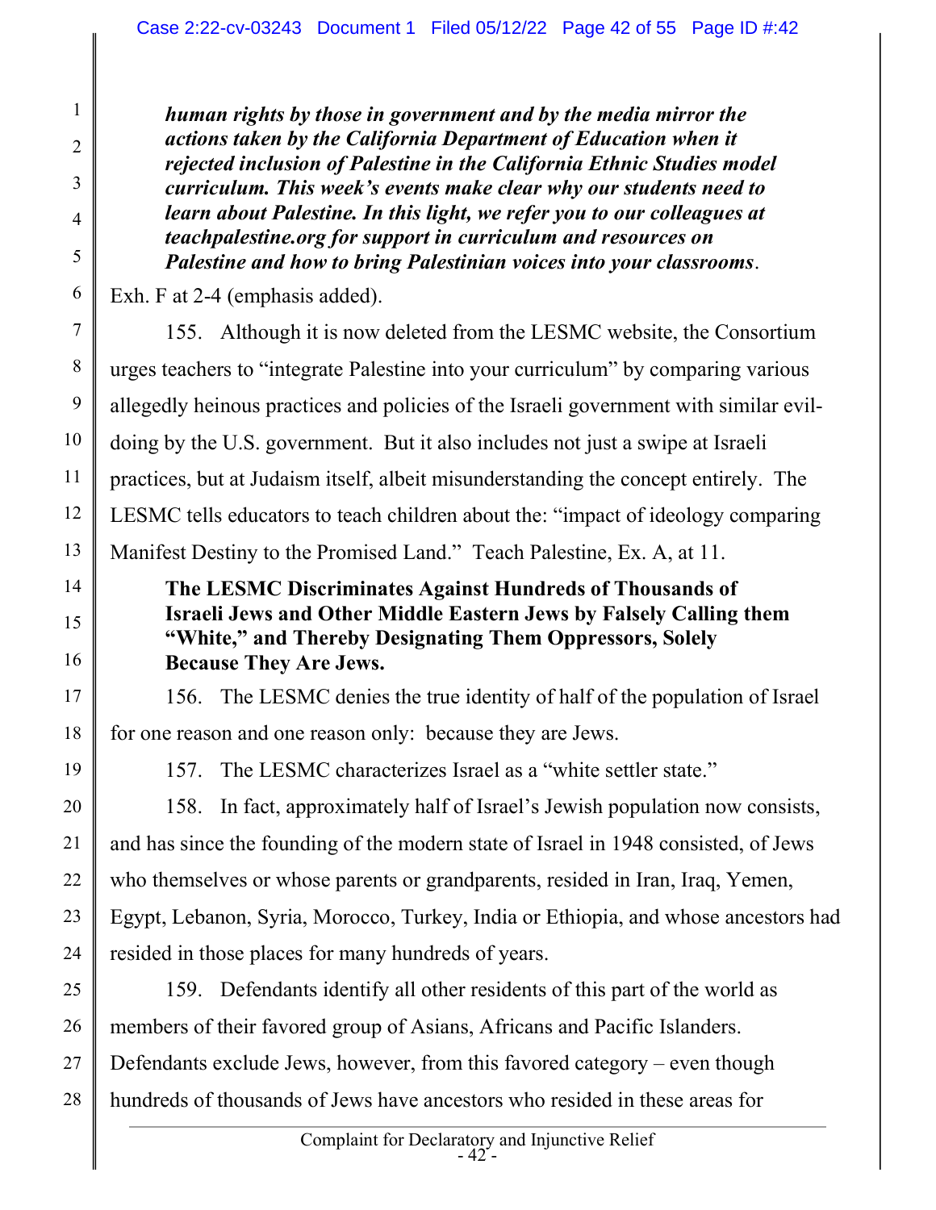> ***human rights by those in government and by the media mirror the actions taken by the California Department of Education when it rejected inclusion of Palestine in the California Ethnic Studies model curriculum. This week's events make clear why our students need to learn about Palestine. In this light, we refer you to our colleagues at teachpalestine.org for support in curriculum and resources on Palestine and how to bring Palestinian voices into your classrooms***.

Exh. F at 2-4 (emphasis added).

155. Although it is now deleted from the LESMC website, the Consortium urges teachers to "integrate Palestine into your curriculum" by comparing various allegedly heinous practices and policies of the Israeli government with similar evil-doing by the U.S. government. But it also includes not just a swipe at Israeli practices, but at Judaism itself, albeit misunderstanding the concept entirely. The LESMC tells educators to teach children about the: "impact of ideology comparing Manifest Destiny to the Promised Land." Teach Palestine, Ex. A, at 11.

**The LESMC Discriminates Against Hundreds of Thousands of Israeli Jews and Other Middle Eastern Jews by Falsely Calling them "White," and Thereby Designating Them Oppressors, Solely Because They Are Jews.**

156. The LESMC denies the true identity of half of the population of Israel for one reason and one reason only: because they are Jews.

157. The LESMC characterizes Israel as a "white settler state."

158. In fact, approximately half of Israel's Jewish population now consists, and has since the founding of the modern state of Israel in 1948 consisted, of Jews who themselves or whose parents or grandparents, resided in Iran, Iraq, Yemen, Egypt, Lebanon, Syria, Morocco, Turkey, India or Ethiopia, and whose ancestors had resided in those places for many hundreds of years.

159. Defendants identify all other residents of this part of the world as members of their favored group of Asians, Africans and Pacific Islanders. Defendants exclude Jews, however, from this favored category – even though hundreds of thousands of Jews have ancestors who resided in these areas for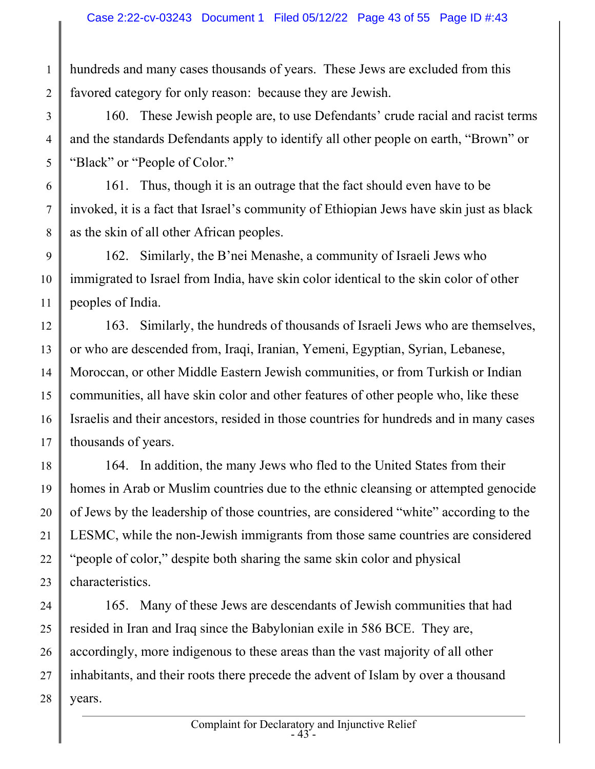hundreds and many cases thousands of years. These Jews are excluded from this favored category for only reason: because they are Jewish.

160. These Jewish people are, to use Defendants' crude racial and racist terms and the standards Defendants apply to identify all other people on earth, "Brown" or "Black" or "People of Color."

161. Thus, though it is an outrage that the fact should even have to be invoked, it is a fact that Israel's community of Ethiopian Jews have skin just as black as the skin of all other African peoples.

162. Similarly, the B'nei Menashe, a community of Israeli Jews who immigrated to Israel from India, have skin color identical to the skin color of other peoples of India.

163. Similarly, the hundreds of thousands of Israeli Jews who are themselves, or who are descended from, Iraqi, Iranian, Yemeni, Egyptian, Syrian, Lebanese, Moroccan, or other Middle Eastern Jewish communities, or from Turkish or Indian communities, all have skin color and other features of other people who, like these Israelis and their ancestors, resided in those countries for hundreds and in many cases thousands of years.

164. In addition, the many Jews who fled to the United States from their homes in Arab or Muslim countries due to the ethnic cleansing or attempted genocide of Jews by the leadership of those countries, are considered "white" according to the LESMC, while the non-Jewish immigrants from those same countries are considered "people of color," despite both sharing the same skin color and physical characteristics.

165. Many of these Jews are descendants of Jewish communities that had resided in Iran and Iraq since the Babylonian exile in 586 BCE. They are, accordingly, more indigenous to these areas than the vast majority of all other inhabitants, and their roots there precede the advent of Islam by over a thousand years.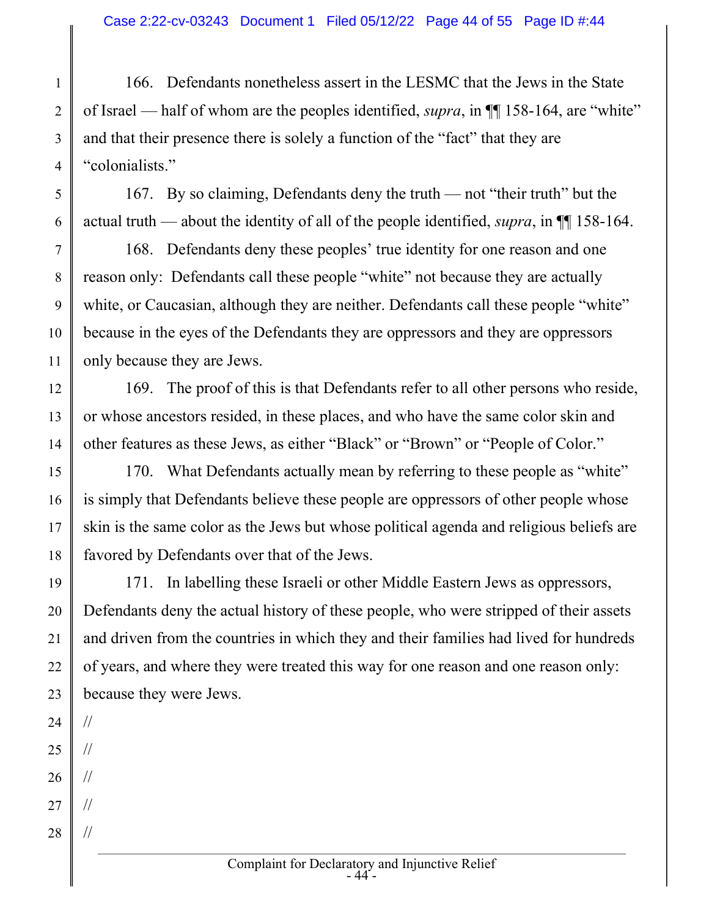166. Defendants nonetheless assert in the LESMC that the Jews in the State of Israel — half of whom are the peoples identified, *supra*, in ¶¶ 158-164, are "white" and that their presence there is solely a function of the "fact" that they are "colonialists."

167. By so claiming, Defendants deny the truth — not "their truth" but the actual truth — about the identity of all of the people identified, *supra*, in ¶¶ 158-164.

168. Defendants deny these peoples' true identity for one reason and one reason only: Defendants call these people "white" not because they are actually white, or Caucasian, although they are neither. Defendants call these people "white" because in the eyes of the Defendants they are oppressors and they are oppressors only because they are Jews.

169. The proof of this is that Defendants refer to all other persons who reside, or whose ancestors resided, in these places, and who have the same color skin and other features as these Jews, as either "Black" or "Brown" or "People of Color."

170. What Defendants actually mean by referring to these people as "white" is simply that Defendants believe these people are oppressors of other people whose skin is the same color as the Jews but whose political agenda and religious beliefs are favored by Defendants over that of the Jews.

171. In labelling these Israeli or other Middle Eastern Jews as oppressors, Defendants deny the actual history of these people, who were stripped of their assets and driven from the countries in which they and their families had lived for hundreds of years, and where they were treated this way for one reason and one reason only: because they were Jews.

//

//

//

//

//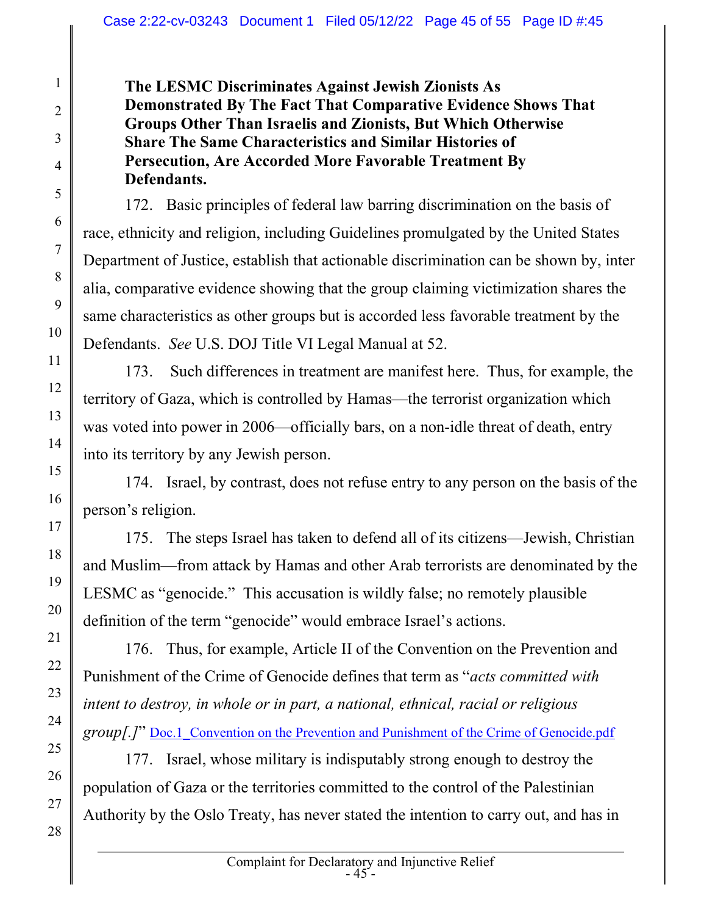**The LESMC Discriminates Against Jewish Zionists As Demonstrated By The Fact That Comparative Evidence Shows That Groups Other Than Israelis and Zionists, But Which Otherwise Share The Same Characteristics and Similar Histories of Persecution, Are Accorded More Favorable Treatment By Defendants.**

172. Basic principles of federal law barring discrimination on the basis of race, ethnicity and religion, including Guidelines promulgated by the United States Department of Justice, establish that actionable discrimination can be shown by, inter alia, comparative evidence showing that the group claiming victimization shares the same characteristics as other groups but is accorded less favorable treatment by the Defendants. *See* U.S. DOJ Title VI Legal Manual at 52.

173. Such differences in treatment are manifest here. Thus, for example, the territory of Gaza, which is controlled by Hamas—the terrorist organization which was voted into power in 2006—officially bars, on a non-idle threat of death, entry into its territory by any Jewish person.

174. Israel, by contrast, does not refuse entry to any person on the basis of the person's religion.

175. The steps Israel has taken to defend all of its citizens—Jewish, Christian and Muslim—from attack by Hamas and other Arab terrorists are denominated by the LESMC as "genocide." This accusation is wildly false; no remotely plausible definition of the term "genocide" would embrace Israel's actions.

176. Thus, for example, Article II of the Convention on the Prevention and Punishment of the Crime of Genocide defines that term as "*acts committed with intent to destroy, in whole or in part, a national, ethnical, racial or religious group[.]*" Doc.1_Convention on the Prevention and Punishment of the Crime of Genocide.pdf

177. Israel, whose military is indisputably strong enough to destroy the population of Gaza or the territories committed to the control of the Palestinian Authority by the Oslo Treaty, has never stated the intention to carry out, and has in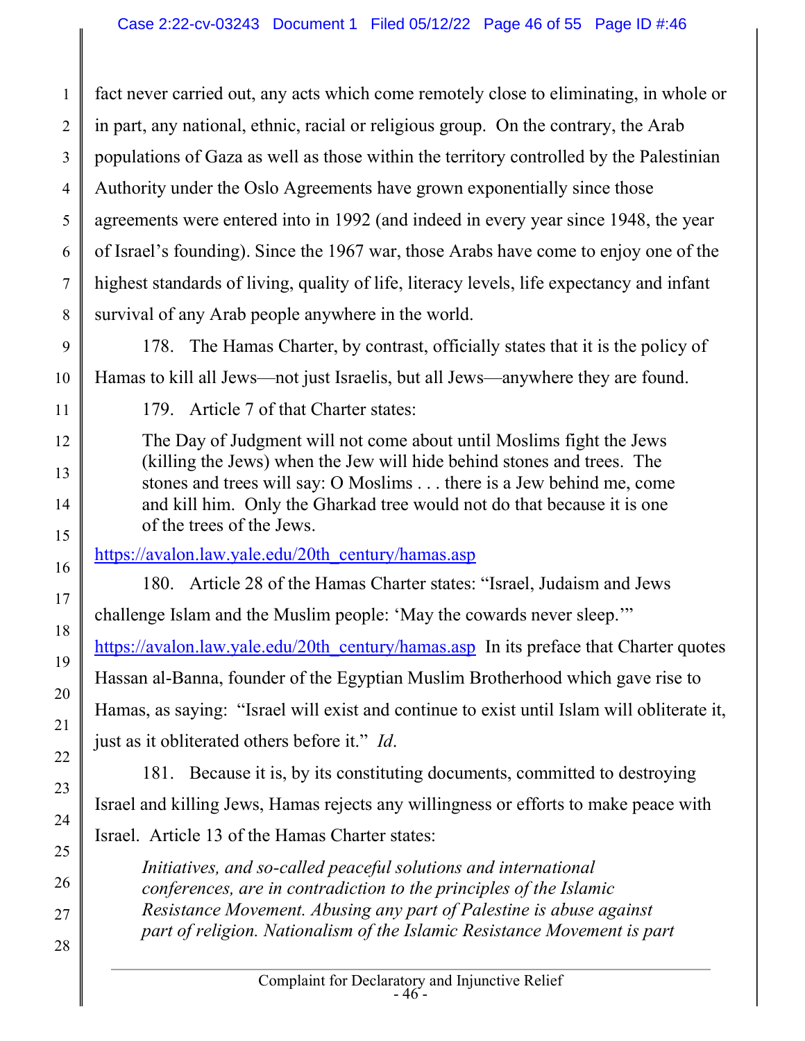fact never carried out, any acts which come remotely close to eliminating, in whole or in part, any national, ethnic, racial or religious group. On the contrary, the Arab populations of Gaza as well as those within the territory controlled by the Palestinian Authority under the Oslo Agreements have grown exponentially since those agreements were entered into in 1992 (and indeed in every year since 1948, the year of Israel's founding). Since the 1967 war, those Arabs have come to enjoy one of the highest standards of living, quality of life, literacy levels, life expectancy and infant survival of any Arab people anywhere in the world.

178. The Hamas Charter, by contrast, officially states that it is the policy of Hamas to kill all Jews—not just Israelis, but all Jews—anywhere they are found.

179. Article 7 of that Charter states:

> The Day of Judgment will not come about until Moslims fight the Jews (killing the Jews) when the Jew will hide behind stones and trees. The stones and trees will say: O Moslims . . . there is a Jew behind me, come and kill him. Only the Gharkad tree would not do that because it is one of the trees of the Jews.

https://avalon.law.yale.edu/20th_century/hamas.asp

180. Article 28 of the Hamas Charter states: "Israel, Judaism and Jews challenge Islam and the Muslim people: 'May the cowards never sleep.'" https://avalon.law.yale.edu/20th_century/hamas.asp In its preface that Charter quotes Hassan al-Banna, founder of the Egyptian Muslim Brotherhood which gave rise to Hamas, as saying: "Israel will exist and continue to exist until Islam will obliterate it, just as it obliterated others before it." *Id*.

181. Because it is, by its constituting documents, committed to destroying Israel and killing Jews, Hamas rejects any willingness or efforts to make peace with Israel. Article 13 of the Hamas Charter states:

> *Initiatives, and so-called peaceful solutions and international conferences, are in contradiction to the principles of the Islamic Resistance Movement. Abusing any part of Palestine is abuse against part of religion. Nationalism of the Islamic Resistance Movement is part*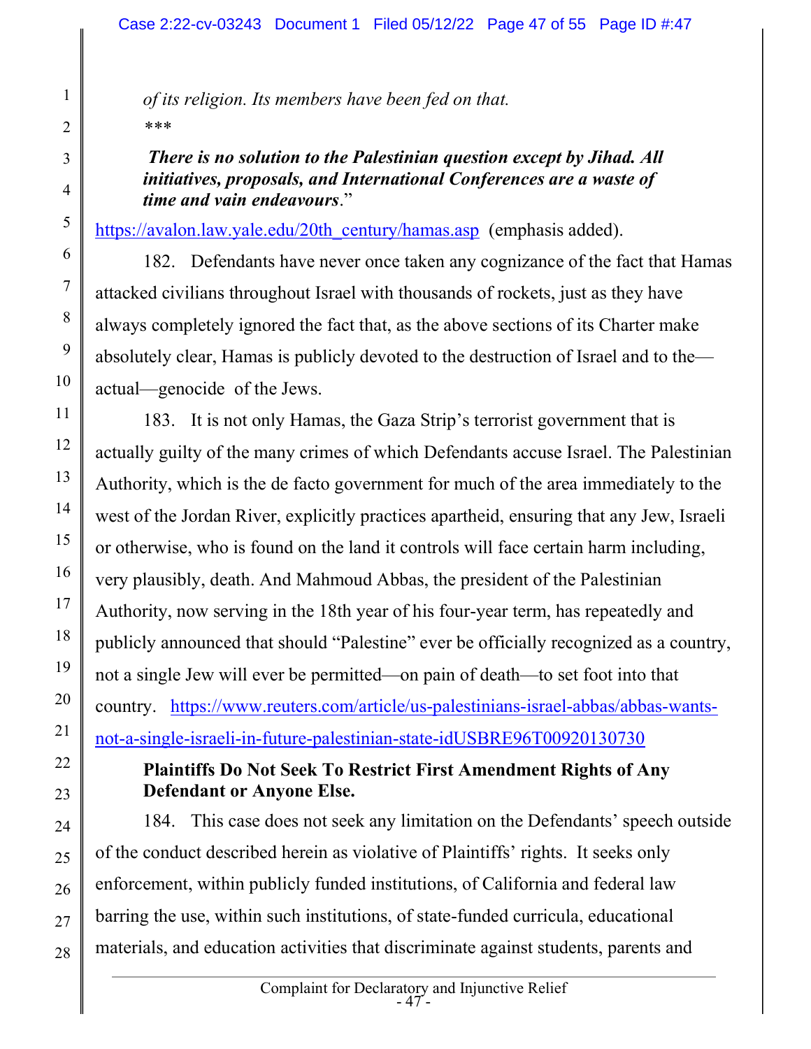*of its religion. Its members have been fed on that.*

*\*\*\**

***There is no solution to the Palestinian question except by Jihad. All initiatives, proposals, and International Conferences are a waste of time and vain endeavours*.**"

https://avalon.law.yale.edu/20th_century/hamas.asp (emphasis added).

182. Defendants have never once taken any cognizance of the fact that Hamas attacked civilians throughout Israel with thousands of rockets, just as they have always completely ignored the fact that, as the above sections of its Charter make absolutely clear, Hamas is publicly devoted to the destruction of Israel and to the—actual—genocide of the Jews.

183. It is not only Hamas, the Gaza Strip's terrorist government that is actually guilty of the many crimes of which Defendants accuse Israel. The Palestinian Authority, which is the de facto government for much of the area immediately to the west of the Jordan River, explicitly practices apartheid, ensuring that any Jew, Israeli or otherwise, who is found on the land it controls will face certain harm including, very plausibly, death. And Mahmoud Abbas, the president of the Palestinian Authority, now serving in the 18th year of his four-year term, has repeatedly and publicly announced that should "Palestine" ever be officially recognized as a country, not a single Jew will ever be permitted—on pain of death—to set foot into that country. https://www.reuters.com/article/us-palestinians-israel-abbas/abbas-wants-not-a-single-israeli-in-future-palestinian-state-idUSBRE96T00920130730

**Plaintiffs Do Not Seek To Restrict First Amendment Rights of Any Defendant or Anyone Else.**

184. This case does not seek any limitation on the Defendants' speech outside of the conduct described herein as violative of Plaintiffs' rights. It seeks only enforcement, within publicly funded institutions, of California and federal law barring the use, within such institutions, of state-funded curricula, educational materials, and education activities that discriminate against students, parents and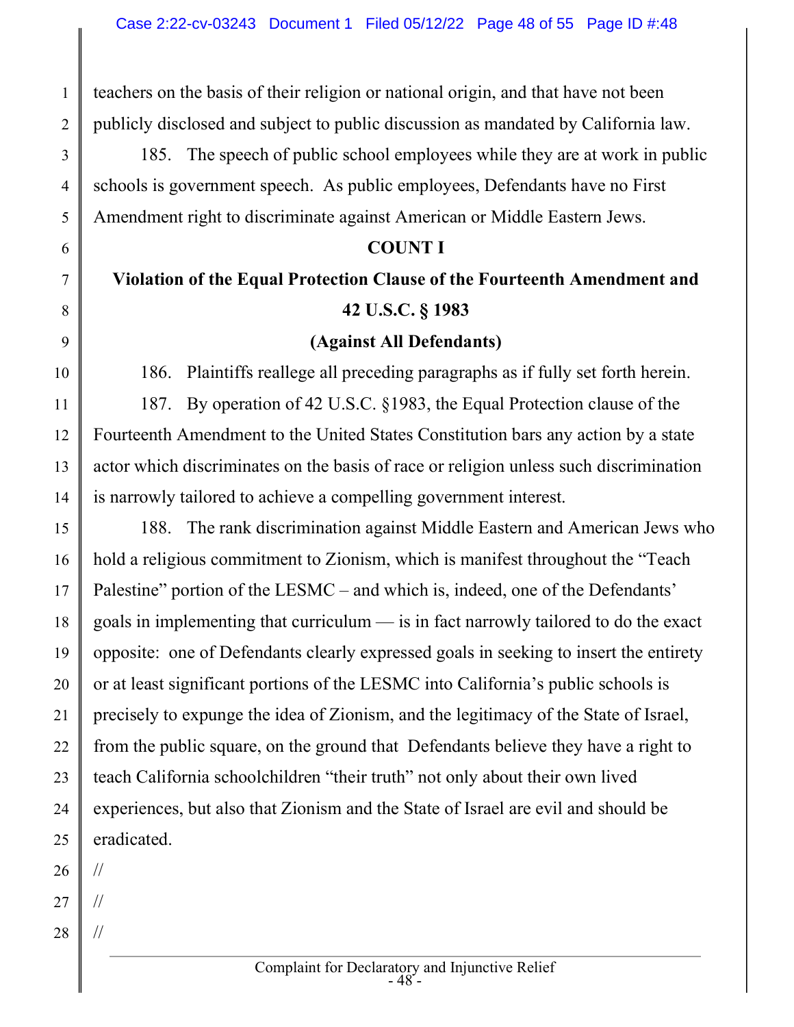teachers on the basis of their religion or national origin, and that have not been publicly disclosed and subject to public discussion as mandated by California law.

185. The speech of public school employees while they are at work in public schools is government speech. As public employees, Defendants have no First Amendment right to discriminate against American or Middle Eastern Jews.

**COUNT I**

**Violation of the Equal Protection Clause of the Fourteenth Amendment and 42 U.S.C. § 1983**

**(Against All Defendants)**

186. Plaintiffs reallege all preceding paragraphs as if fully set forth herein.

187. By operation of 42 U.S.C. §1983, the Equal Protection clause of the Fourteenth Amendment to the United States Constitution bars any action by a state actor which discriminates on the basis of race or religion unless such discrimination is narrowly tailored to achieve a compelling government interest.

188. The rank discrimination against Middle Eastern and American Jews who hold a religious commitment to Zionism, which is manifest throughout the "Teach Palestine" portion of the LESMC – and which is, indeed, one of the Defendants' goals in implementing that curriculum — is in fact narrowly tailored to do the exact opposite: one of Defendants clearly expressed goals in seeking to insert the entirety or at least significant portions of the LESMC into California's public schools is precisely to expunge the idea of Zionism, and the legitimacy of the State of Israel, from the public square, on the ground that Defendants believe they have a right to teach California schoolchildren "their truth" not only about their own lived experiences, but also that Zionism and the State of Israel are evil and should be eradicated.

//

//

//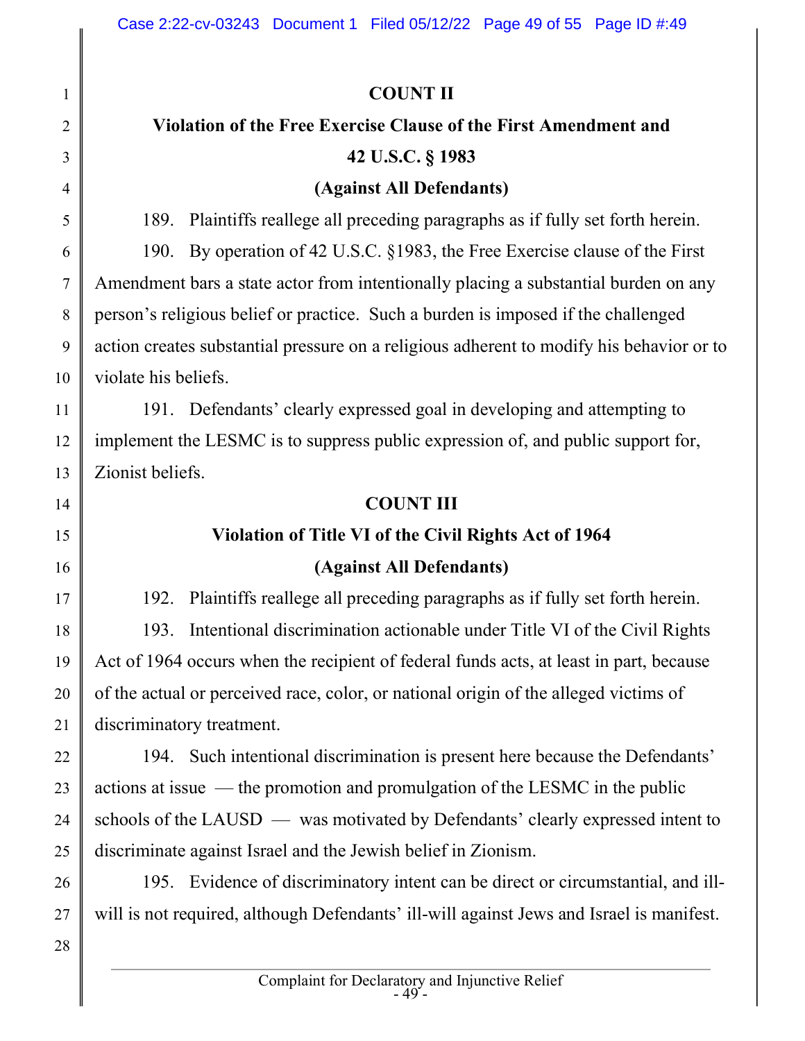**COUNT II**

**Violation of the Free Exercise Clause of the First Amendment and 42 U.S.C. § 1983**

**(Against All Defendants)**

189. Plaintiffs reallege all preceding paragraphs as if fully set forth herein.

190. By operation of 42 U.S.C. §1983, the Free Exercise clause of the First Amendment bars a state actor from intentionally placing a substantial burden on any person's religious belief or practice. Such a burden is imposed if the challenged action creates substantial pressure on a religious adherent to modify his behavior or to violate his beliefs.

191. Defendants' clearly expressed goal in developing and attempting to implement the LESMC is to suppress public expression of, and public support for, Zionist beliefs.

**COUNT III**

**Violation of Title VI of the Civil Rights Act of 1964**

**(Against All Defendants)**

192. Plaintiffs reallege all preceding paragraphs as if fully set forth herein.

193. Intentional discrimination actionable under Title VI of the Civil Rights Act of 1964 occurs when the recipient of federal funds acts, at least in part, because of the actual or perceived race, color, or national origin of the alleged victims of discriminatory treatment.

194. Such intentional discrimination is present here because the Defendants' actions at issue — the promotion and promulgation of the LESMC in the public schools of the LAUSD — was motivated by Defendants' clearly expressed intent to discriminate against Israel and the Jewish belief in Zionism.

195. Evidence of discriminatory intent can be direct or circumstantial, and ill-will is not required, although Defendants' ill-will against Jews and Israel is manifest.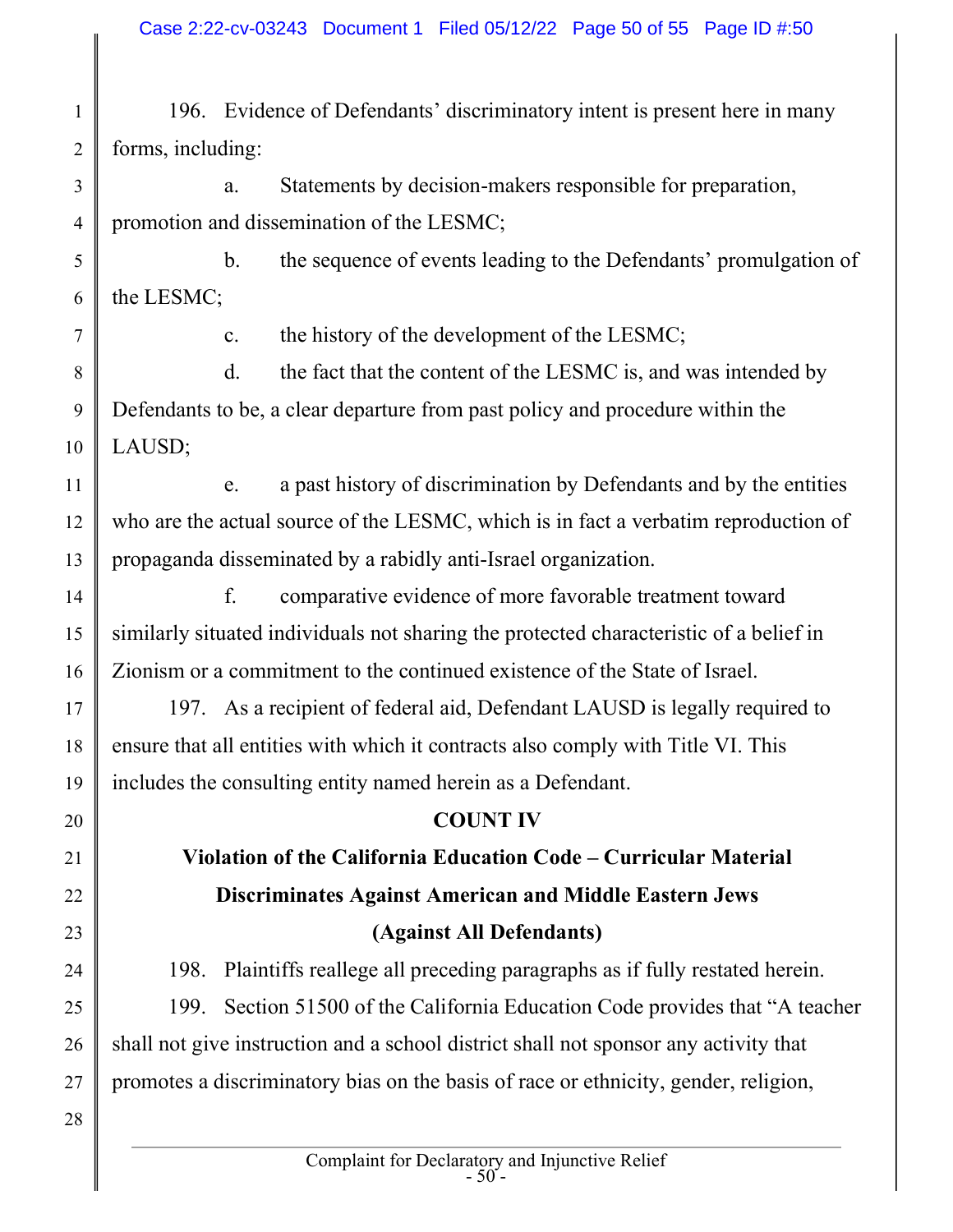196. Evidence of Defendants' discriminatory intent is present here in many forms, including:

a. Statements by decision-makers responsible for preparation, promotion and dissemination of the LESMC;

b. the sequence of events leading to the Defendants' promulgation of the LESMC;

c. the history of the development of the LESMC;

d. the fact that the content of the LESMC is, and was intended by Defendants to be, a clear departure from past policy and procedure within the LAUSD;

e. a past history of discrimination by Defendants and by the entities who are the actual source of the LESMC, which is in fact a verbatim reproduction of propaganda disseminated by a rabidly anti-Israel organization.

f. comparative evidence of more favorable treatment toward similarly situated individuals not sharing the protected characteristic of a belief in Zionism or a commitment to the continued existence of the State of Israel.

197. As a recipient of federal aid, Defendant LAUSD is legally required to ensure that all entities with which it contracts also comply with Title VI. This includes the consulting entity named herein as a Defendant.

## COUNT IV

## Violation of the California Education Code – Curricular Material Discriminates Against American and Middle Eastern Jews

## (Against All Defendants)

198. Plaintiffs reallege all preceding paragraphs as if fully restated herein.

199. Section 51500 of the California Education Code provides that "A teacher shall not give instruction and a school district shall not sponsor any activity that promotes a discriminatory bias on the basis of race or ethnicity, gender, religion,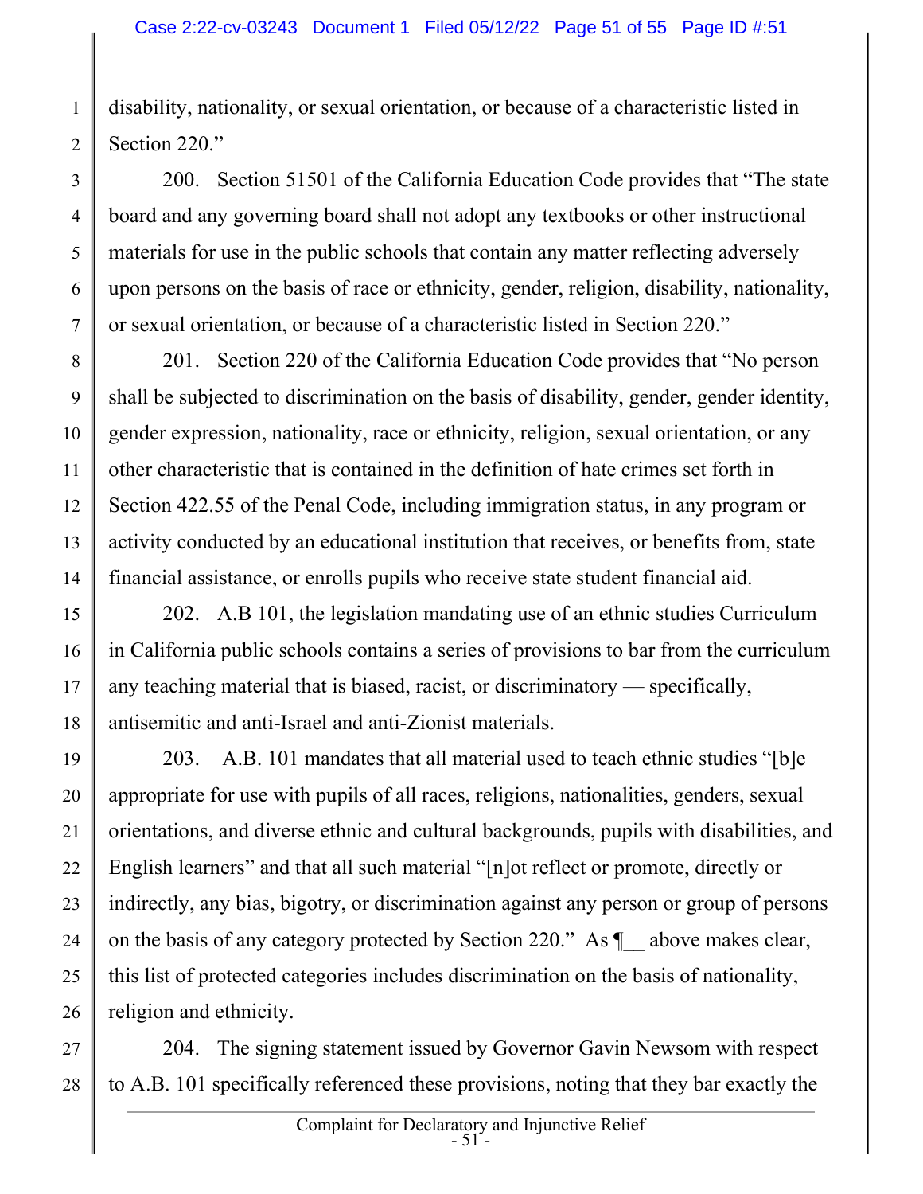disability, nationality, or sexual orientation, or because of a characteristic listed in Section 220."

200. Section 51501 of the California Education Code provides that "The state board and any governing board shall not adopt any textbooks or other instructional materials for use in the public schools that contain any matter reflecting adversely upon persons on the basis of race or ethnicity, gender, religion, disability, nationality, or sexual orientation, or because of a characteristic listed in Section 220."

201. Section 220 of the California Education Code provides that "No person shall be subjected to discrimination on the basis of disability, gender, gender identity, gender expression, nationality, race or ethnicity, religion, sexual orientation, or any other characteristic that is contained in the definition of hate crimes set forth in Section 422.55 of the Penal Code, including immigration status, in any program or activity conducted by an educational institution that receives, or benefits from, state financial assistance, or enrolls pupils who receive state student financial aid.

202. A.B 101, the legislation mandating use of an ethnic studies Curriculum in California public schools contains a series of provisions to bar from the curriculum any teaching material that is biased, racist, or discriminatory — specifically, antisemitic and anti-Israel and anti-Zionist materials.

203. A.B. 101 mandates that all material used to teach ethnic studies "[b]e appropriate for use with pupils of all races, religions, nationalities, genders, sexual orientations, and diverse ethnic and cultural backgrounds, pupils with disabilities, and English learners" and that all such material "[n]ot reflect or promote, directly or indirectly, any bias, bigotry, or discrimination against any person or group of persons on the basis of any category protected by Section 220." As ¶__ above makes clear, this list of protected categories includes discrimination on the basis of nationality, religion and ethnicity.

204. The signing statement issued by Governor Gavin Newsom with respect to A.B. 101 specifically referenced these provisions, noting that they bar exactly the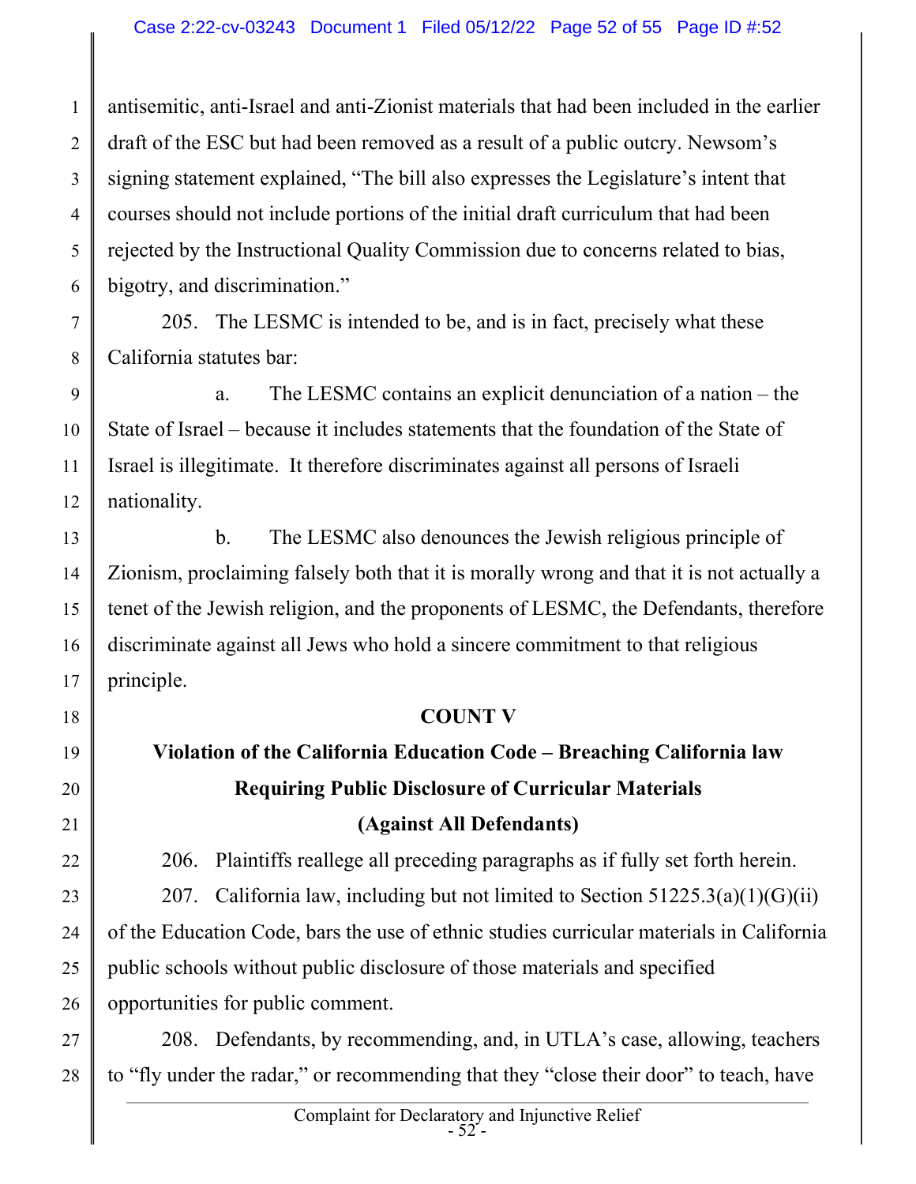antisemitic, anti-Israel and anti-Zionist materials that had been included in the earlier draft of the ESC but had been removed as a result of a public outcry. Newsom's signing statement explained, "The bill also expresses the Legislature's intent that courses should not include portions of the initial draft curriculum that had been rejected by the Instructional Quality Commission due to concerns related to bias, bigotry, and discrimination."

205. The LESMC is intended to be, and is in fact, precisely what these California statutes bar:

a. The LESMC contains an explicit denunciation of a nation – the State of Israel – because it includes statements that the foundation of the State of Israel is illegitimate. It therefore discriminates against all persons of Israeli nationality.

b. The LESMC also denounces the Jewish religious principle of Zionism, proclaiming falsely both that it is morally wrong and that it is not actually a tenet of the Jewish religion, and the proponents of LESMC, the Defendants, therefore discriminate against all Jews who hold a sincere commitment to that religious principle.

**COUNT V**

**Violation of the California Education Code – Breaching California law Requiring Public Disclosure of Curricular Materials**

**(Against All Defendants)**

206. Plaintiffs reallege all preceding paragraphs as if fully set forth herein.

207. California law, including but not limited to Section 51225.3(a)(1)(G)(ii) of the Education Code, bars the use of ethnic studies curricular materials in California public schools without public disclosure of those materials and specified opportunities for public comment.

208. Defendants, by recommending, and, in UTLA's case, allowing, teachers to "fly under the radar," or recommending that they "close their door" to teach, have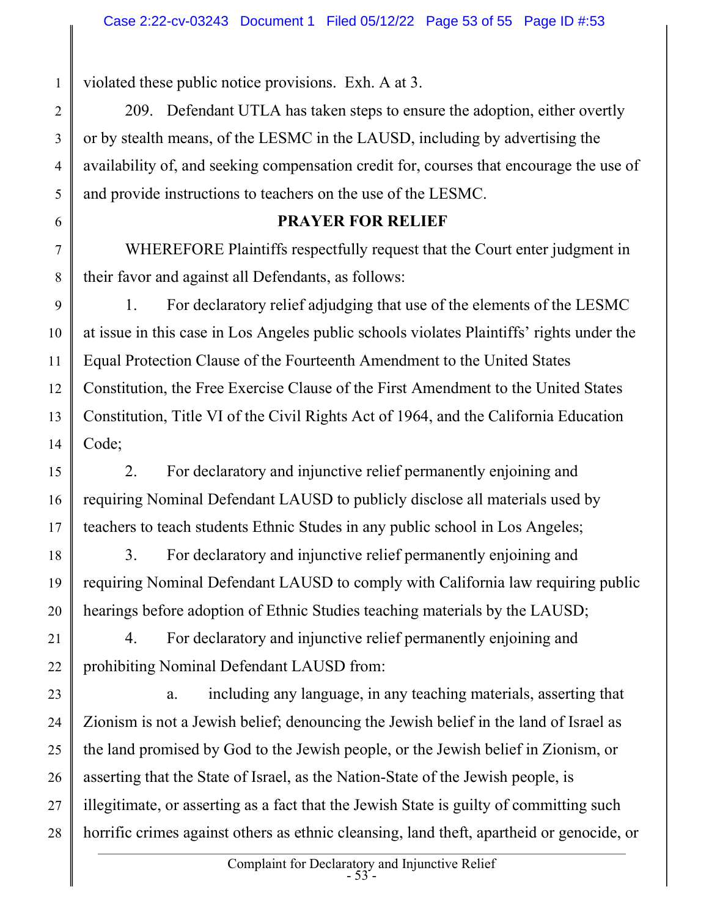violated these public notice provisions. Exh. A at 3.

209. Defendant UTLA has taken steps to ensure the adoption, either overtly or by stealth means, of the LESMC in the LAUSD, including by advertising the availability of, and seeking compensation credit for, courses that encourage the use of and provide instructions to teachers on the use of the LESMC.

## PRAYER FOR RELIEF

WHEREFORE Plaintiffs respectfully request that the Court enter judgment in their favor and against all Defendants, as follows:

1. For declaratory relief adjudging that use of the elements of the LESMC at issue in this case in Los Angeles public schools violates Plaintiffs' rights under the Equal Protection Clause of the Fourteenth Amendment to the United States Constitution, the Free Exercise Clause of the First Amendment to the United States Constitution, Title VI of the Civil Rights Act of 1964, and the California Education Code;

2. For declaratory and injunctive relief permanently enjoining and requiring Nominal Defendant LAUSD to publicly disclose all materials used by teachers to teach students Ethnic Studes in any public school in Los Angeles;

3. For declaratory and injunctive relief permanently enjoining and requiring Nominal Defendant LAUSD to comply with California law requiring public hearings before adoption of Ethnic Studies teaching materials by the LAUSD;

4. For declaratory and injunctive relief permanently enjoining and prohibiting Nominal Defendant LAUSD from:

a. including any language, in any teaching materials, asserting that Zionism is not a Jewish belief; denouncing the Jewish belief in the land of Israel as the land promised by God to the Jewish people, or the Jewish belief in Zionism, or asserting that the State of Israel, as the Nation-State of the Jewish people, is illegitimate, or asserting as a fact that the Jewish State is guilty of committing such horrific crimes against others as ethnic cleansing, land theft, apartheid or genocide, or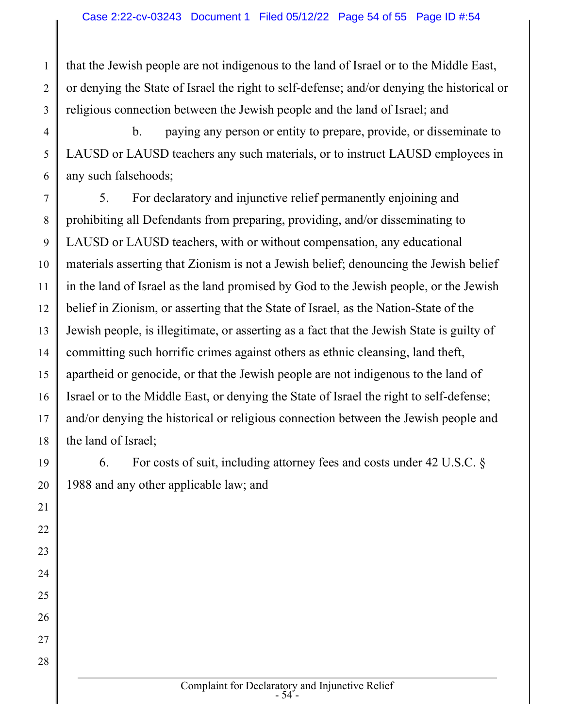that the Jewish people are not indigenous to the land of Israel or to the Middle East, or denying the State of Israel the right to self-defense; and/or denying the historical or religious connection between the Jewish people and the land of Israel; and

b. paying any person or entity to prepare, provide, or disseminate to LAUSD or LAUSD teachers any such materials, or to instruct LAUSD employees in any such falsehoods;

5. For declaratory and injunctive relief permanently enjoining and prohibiting all Defendants from preparing, providing, and/or disseminating to LAUSD or LAUSD teachers, with or without compensation, any educational materials asserting that Zionism is not a Jewish belief; denouncing the Jewish belief in the land of Israel as the land promised by God to the Jewish people, or the Jewish belief in Zionism, or asserting that the State of Israel, as the Nation-State of the Jewish people, is illegitimate, or asserting as a fact that the Jewish State is guilty of committing such horrific crimes against others as ethnic cleansing, land theft, apartheid or genocide, or that the Jewish people are not indigenous to the land of Israel or to the Middle East, or denying the State of Israel the right to self-defense; and/or denying the historical or religious connection between the Jewish people and the land of Israel;

6. For costs of suit, including attorney fees and costs under 42 U.S.C. § 1988 and any other applicable law; and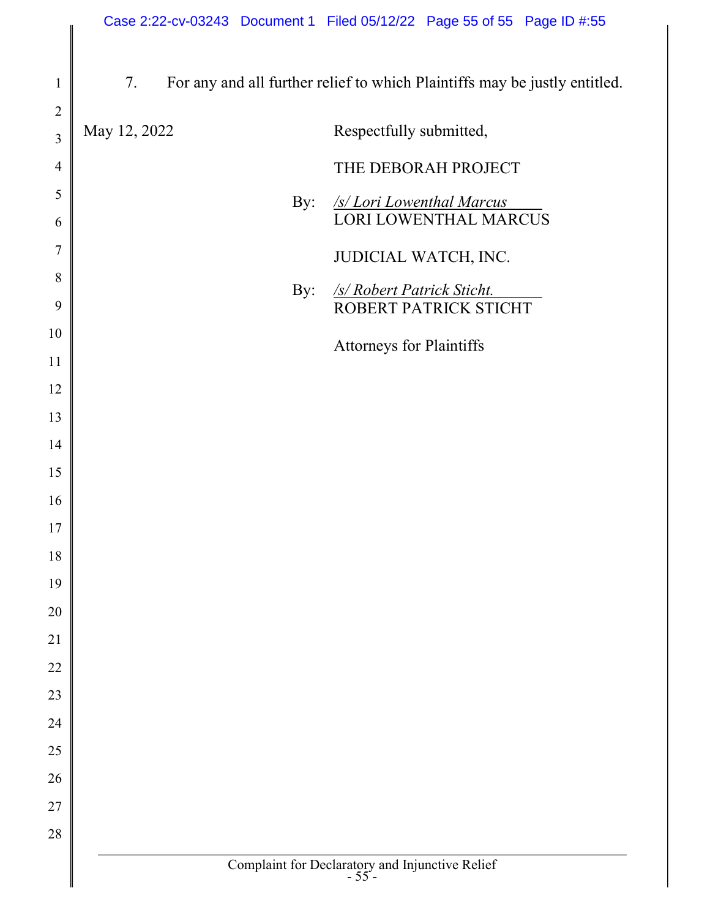7. For any and all further relief to which Plaintiffs may be justly entitled.

May 12, 2022

Respectfully submitted,

THE DEBORAH PROJECT

By: */s/ Lori Lowenthal Marcus*
LORI LOWENTHAL MARCUS

JUDICIAL WATCH, INC.

By: */s/ Robert Patrick Sticht.*
ROBERT PATRICK STICHT

Attorneys for Plaintiffs